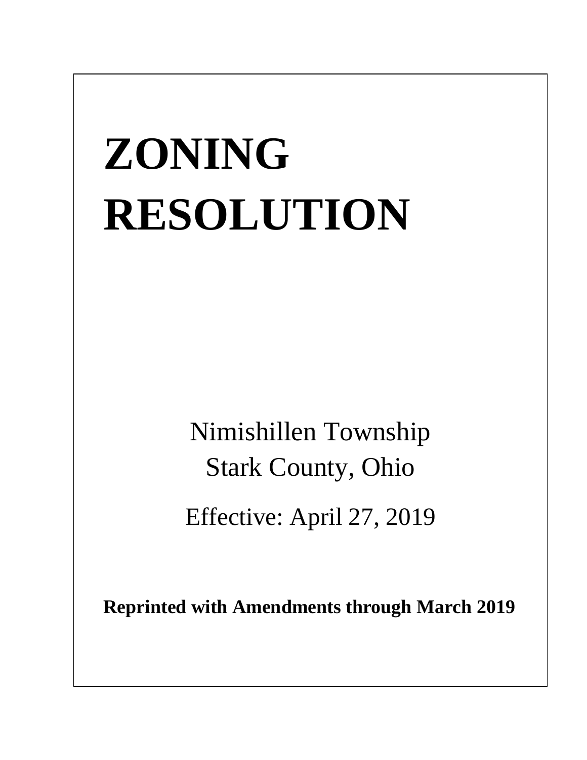# ZONING RESOLUTION

Nimishillen Township
Stark County, Ohio

Effective: April 27, 2019

**Reprinted with Amendments through March 2019**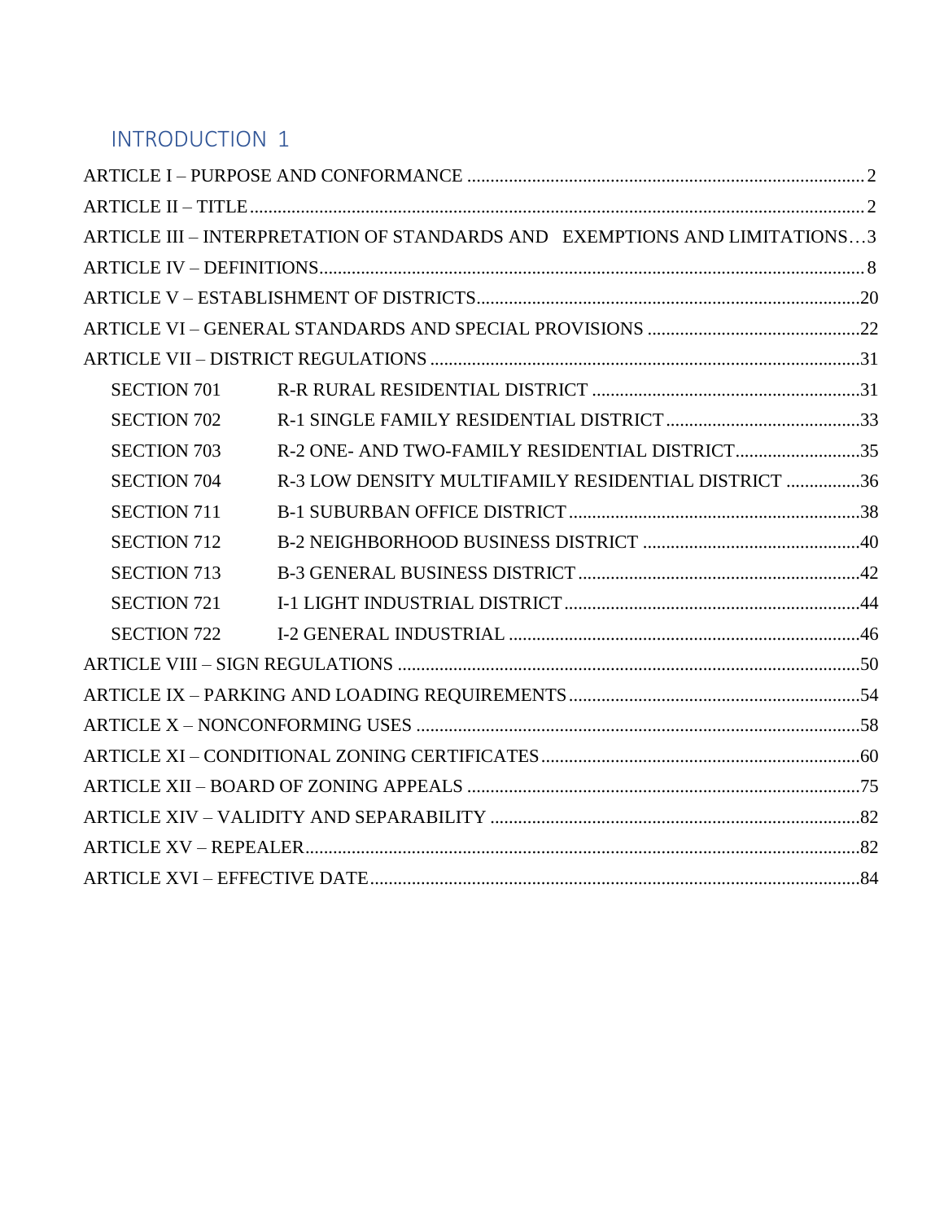## INTRODUCTION 1

ARTICLE I – PURPOSE AND CONFORMANCE ........................................ 2

ARTICLE II – TITLE ........................................ 2

ARTICLE III – INTERPRETATION OF STANDARDS AND EXEMPTIONS AND LIMITATIONS…3

ARTICLE IV – DEFINITIONS ........................................ 8

ARTICLE V – ESTABLISHMENT OF DISTRICTS ........................................ 20

ARTICLE VI – GENERAL STANDARDS AND SPECIAL PROVISIONS ........................................ 22

ARTICLE VII – DISTRICT REGULATIONS ........................................ 31

- SECTION 701 R-R RURAL RESIDENTIAL DISTRICT ........................................ 31
- SECTION 702 R-1 SINGLE FAMILY RESIDENTIAL DISTRICT ........................................ 33
- SECTION 703 R-2 ONE- AND TWO-FAMILY RESIDENTIAL DISTRICT ........................................ 35
- SECTION 704 R-3 LOW DENSITY MULTIFAMILY RESIDENTIAL DISTRICT ........................................ 36
- SECTION 711 B-1 SUBURBAN OFFICE DISTRICT ........................................ 38
- SECTION 712 B-2 NEIGHBORHOOD BUSINESS DISTRICT ........................................ 40
- SECTION 713 B-3 GENERAL BUSINESS DISTRICT ........................................ 42
- SECTION 721 I-1 LIGHT INDUSTRIAL DISTRICT ........................................ 44
- SECTION 722 I-2 GENERAL INDUSTRIAL ........................................ 46

ARTICLE VIII – SIGN REGULATIONS ........................................ 50

ARTICLE IX – PARKING AND LOADING REQUIREMENTS ........................................ 54

ARTICLE X – NONCONFORMING USES ........................................ 58

ARTICLE XI – CONDITIONAL ZONING CERTIFICATES ........................................ 60

ARTICLE XII – BOARD OF ZONING APPEALS ........................................ 75

ARTICLE XIV – VALIDITY AND SEPARABILITY ........................................ 82

ARTICLE XV – REPEALER ........................................ 82

ARTICLE XVI – EFFECTIVE DATE ........................................ 84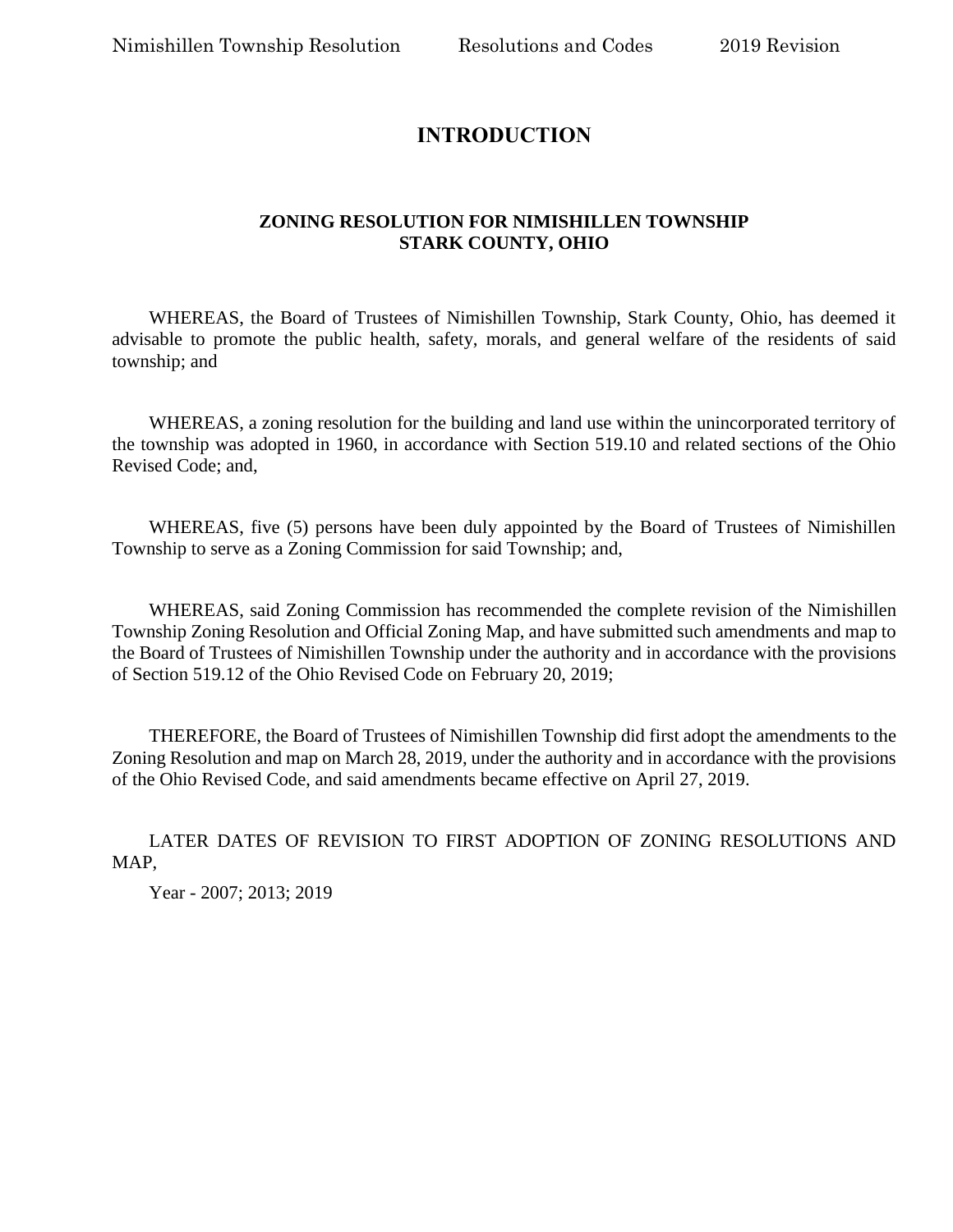# INTRODUCTION

## ZONING RESOLUTION FOR NIMISHILLEN TOWNSHIP
## STARK COUNTY, OHIO

WHEREAS, the Board of Trustees of Nimishillen Township, Stark County, Ohio, has deemed it advisable to promote the public health, safety, morals, and general welfare of the residents of said township; and

WHEREAS, a zoning resolution for the building and land use within the unincorporated territory of the township was adopted in 1960, in accordance with Section 519.10 and related sections of the Ohio Revised Code; and,

WHEREAS, five (5) persons have been duly appointed by the Board of Trustees of Nimishillen Township to serve as a Zoning Commission for said Township; and,

WHEREAS, said Zoning Commission has recommended the complete revision of the Nimishillen Township Zoning Resolution and Official Zoning Map, and have submitted such amendments and map to the Board of Trustees of Nimishillen Township under the authority and in accordance with the provisions of Section 519.12 of the Ohio Revised Code on February 20, 2019;

THEREFORE, the Board of Trustees of Nimishillen Township did first adopt the amendments to the Zoning Resolution and map on March 28, 2019, under the authority and in accordance with the provisions of the Ohio Revised Code, and said amendments became effective on April 27, 2019.

LATER DATES OF REVISION TO FIRST ADOPTION OF ZONING RESOLUTIONS AND MAP,

Year - 2007; 2013; 2019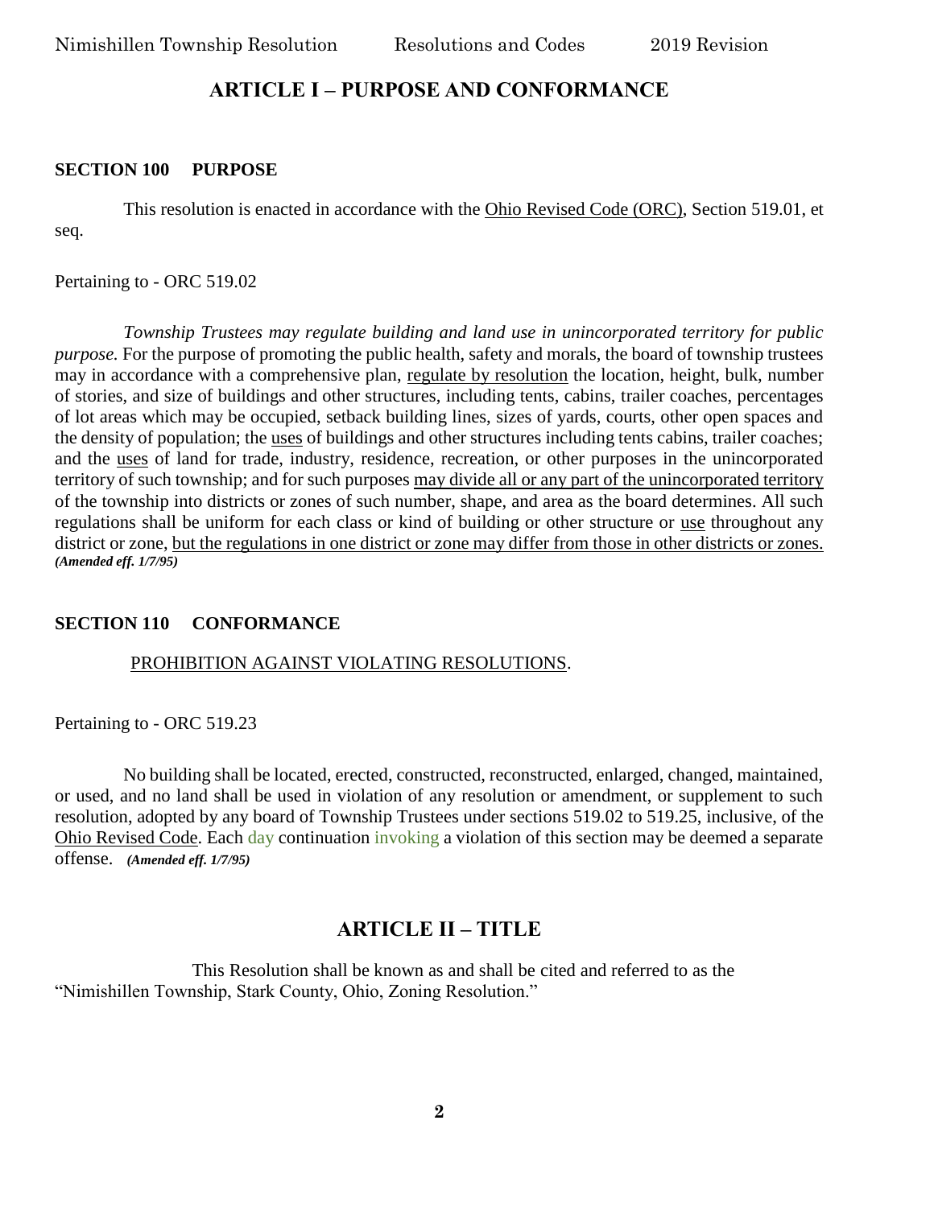# ARTICLE I – PURPOSE AND CONFORMANCE

## SECTION 100 PURPOSE

This resolution is enacted in accordance with the Ohio Revised Code (ORC), Section 519.01, et seq.

Pertaining to - ORC 519.02

*Township Trustees may regulate building and land use in unincorporated territory for public purpose.* For the purpose of promoting the public health, safety and morals, the board of township trustees may in accordance with a comprehensive plan, regulate by resolution the location, height, bulk, number of stories, and size of buildings and other structures, including tents, cabins, trailer coaches, percentages of lot areas which may be occupied, setback building lines, sizes of yards, courts, other open spaces and the density of population; the uses of buildings and other structures including tents cabins, trailer coaches; and the uses of land for trade, industry, residence, recreation, or other purposes in the unincorporated territory of such township; and for such purposes may divide all or any part of the unincorporated territory of the township into districts or zones of such number, shape, and area as the board determines. All such regulations shall be uniform for each class or kind of building or other structure or use throughout any district or zone, but the regulations in one district or zone may differ from those in other districts or zones. ***(Amended eff. 1/7/95)***

## SECTION 110 CONFORMANCE

PROHIBITION AGAINST VIOLATING RESOLUTIONS.

Pertaining to - ORC 519.23

No building shall be located, erected, constructed, reconstructed, enlarged, changed, maintained, or used, and no land shall be used in violation of any resolution or amendment, or supplement to such resolution, adopted by any board of Township Trustees under sections 519.02 to 519.25, inclusive, of the Ohio Revised Code. Each day continuation invoking a violation of this section may be deemed a separate offense. ***(Amended eff. 1/7/95)***

# ARTICLE II – TITLE

This Resolution shall be known as and shall be cited and referred to as the "Nimishillen Township, Stark County, Ohio, Zoning Resolution."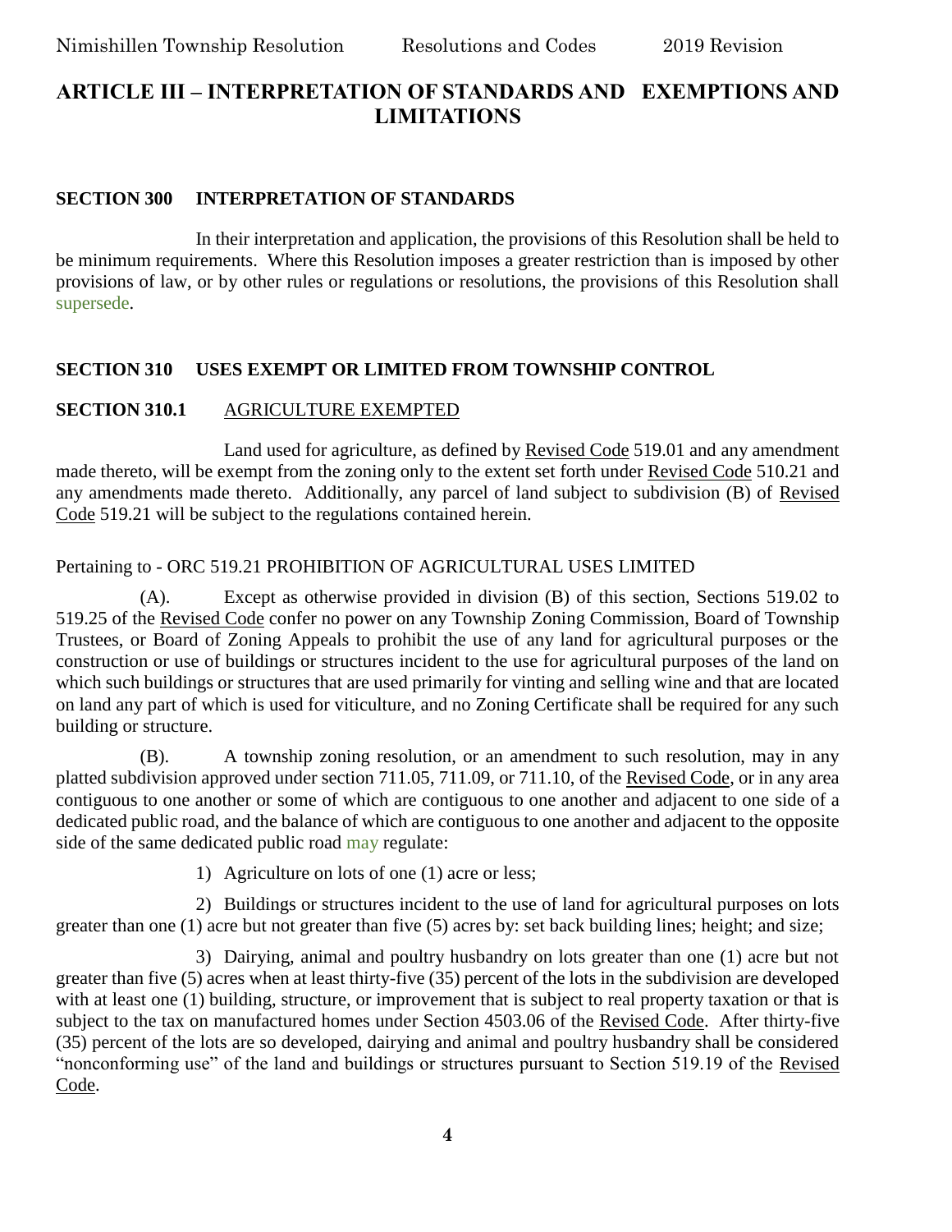## ARTICLE III – INTERPRETATION OF STANDARDS AND EXEMPTIONS AND LIMITATIONS

### SECTION 300 INTERPRETATION OF STANDARDS

In their interpretation and application, the provisions of this Resolution shall be held to be minimum requirements. Where this Resolution imposes a greater restriction than is imposed by other provisions of law, or by other rules or regulations or resolutions, the provisions of this Resolution shall supersede.

### SECTION 310 USES EXEMPT OR LIMITED FROM TOWNSHIP CONTROL

**SECTION 310.1** AGRICULTURE EXEMPTED

Land used for agriculture, as defined by Revised Code 519.01 and any amendment made thereto, will be exempt from the zoning only to the extent set forth under Revised Code 510.21 and any amendments made thereto. Additionally, any parcel of land subject to subdivision (B) of Revised Code 519.21 will be subject to the regulations contained herein.

Pertaining to - ORC 519.21 PROHIBITION OF AGRICULTURAL USES LIMITED

(A). Except as otherwise provided in division (B) of this section, Sections 519.02 to 519.25 of the Revised Code confer no power on any Township Zoning Commission, Board of Township Trustees, or Board of Zoning Appeals to prohibit the use of any land for agricultural purposes or the construction or use of buildings or structures incident to the use for agricultural purposes of the land on which such buildings or structures that are used primarily for vinting and selling wine and that are located on land any part of which is used for viticulture, and no Zoning Certificate shall be required for any such building or structure.

(B). A township zoning resolution, or an amendment to such resolution, may in any platted subdivision approved under section 711.05, 711.09, or 711.10, of the Revised Code, or in any area contiguous to one another or some of which are contiguous to one another and adjacent to one side of a dedicated public road, and the balance of which are contiguous to one another and adjacent to the opposite side of the same dedicated public road may regulate:

1) Agriculture on lots of one (1) acre or less;

2) Buildings or structures incident to the use of land for agricultural purposes on lots greater than one (1) acre but not greater than five (5) acres by: set back building lines; height; and size;

3) Dairying, animal and poultry husbandry on lots greater than one (1) acre but not greater than five (5) acres when at least thirty-five (35) percent of the lots in the subdivision are developed with at least one (1) building, structure, or improvement that is subject to real property taxation or that is subject to the tax on manufactured homes under Section 4503.06 of the Revised Code. After thirty-five (35) percent of the lots are so developed, dairying and animal and poultry husbandry shall be considered "nonconforming use" of the land and buildings or structures pursuant to Section 519.19 of the Revised Code.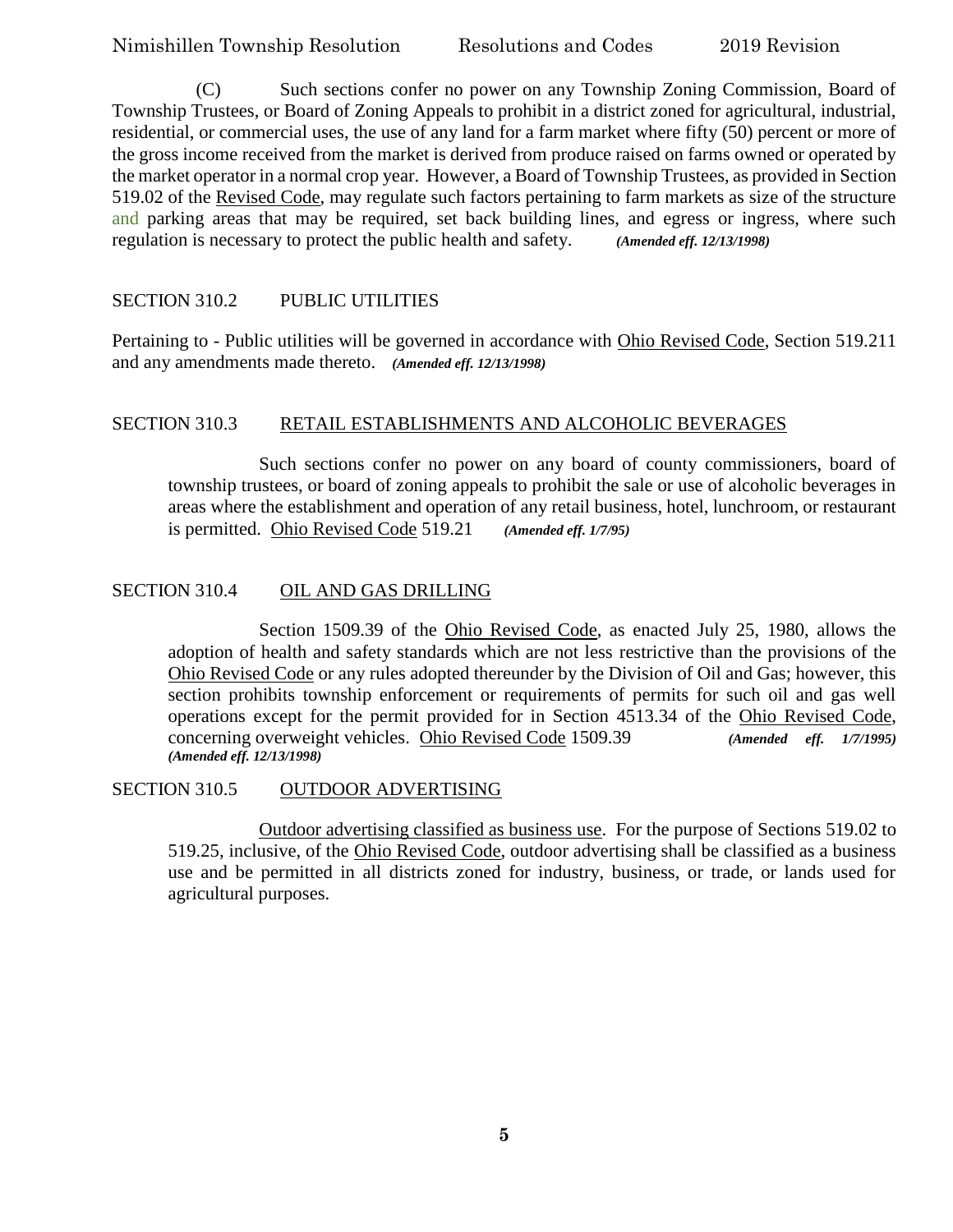(C) Such sections confer no power on any Township Zoning Commission, Board of Township Trustees, or Board of Zoning Appeals to prohibit in a district zoned for agricultural, industrial, residential, or commercial uses, the use of any land for a farm market where fifty (50) percent or more of the gross income received from the market is derived from produce raised on farms owned or operated by the market operator in a normal crop year. However, a Board of Township Trustees, as provided in Section 519.02 of the Revised Code, may regulate such factors pertaining to farm markets as size of the structure and parking areas that may be required, set back building lines, and egress or ingress, where such regulation is necessary to protect the public health and safety. ***(Amended eff. 12/13/1998)***

## SECTION 310.2 PUBLIC UTILITIES

Pertaining to - Public utilities will be governed in accordance with Ohio Revised Code, Section 519.211 and any amendments made thereto. ***(Amended eff. 12/13/1998)***

## SECTION 310.3 RETAIL ESTABLISHMENTS AND ALCOHOLIC BEVERAGES

Such sections confer no power on any board of county commissioners, board of township trustees, or board of zoning appeals to prohibit the sale or use of alcoholic beverages in areas where the establishment and operation of any retail business, hotel, lunchroom, or restaurant is permitted. Ohio Revised Code 519.21 ***(Amended eff. 1/7/95)***

## SECTION 310.4 OIL AND GAS DRILLING

Section 1509.39 of the Ohio Revised Code, as enacted July 25, 1980, allows the adoption of health and safety standards which are not less restrictive than the provisions of the Ohio Revised Code or any rules adopted thereunder by the Division of Oil and Gas; however, this section prohibits township enforcement or requirements of permits for such oil and gas well operations except for the permit provided for in Section 4513.34 of the Ohio Revised Code, concerning overweight vehicles. Ohio Revised Code 1509.39 ***(Amended eff. 1/7/1995)*** ***(Amended eff. 12/13/1998)***

## SECTION 310.5 OUTDOOR ADVERTISING

Outdoor advertising classified as business use. For the purpose of Sections 519.02 to 519.25, inclusive, of the Ohio Revised Code, outdoor advertising shall be classified as a business use and be permitted in all districts zoned for industry, business, or trade, or lands used for agricultural purposes.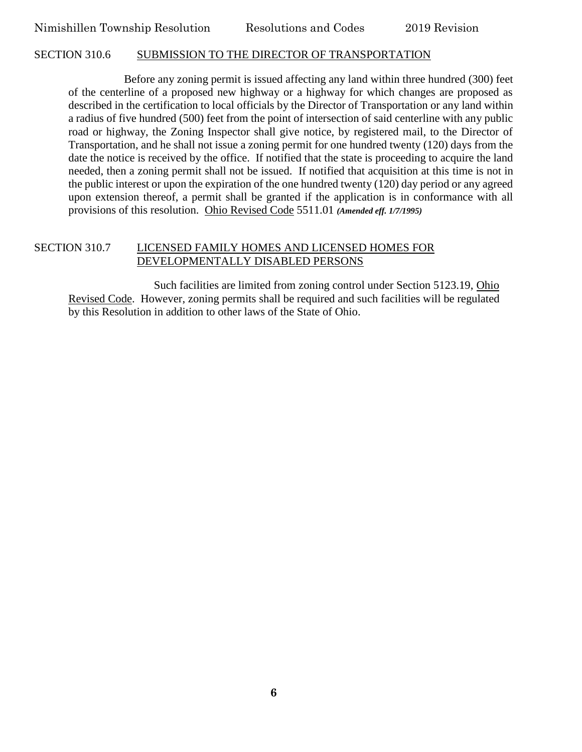## SECTION 310.6 SUBMISSION TO THE DIRECTOR OF TRANSPORTATION

Before any zoning permit is issued affecting any land within three hundred (300) feet of the centerline of a proposed new highway or a highway for which changes are proposed as described in the certification to local officials by the Director of Transportation or any land within a radius of five hundred (500) feet from the point of intersection of said centerline with any public road or highway, the Zoning Inspector shall give notice, by registered mail, to the Director of Transportation, and he shall not issue a zoning permit for one hundred twenty (120) days from the date the notice is received by the office. If notified that the state is proceeding to acquire the land needed, then a zoning permit shall not be issued. If notified that acquisition at this time is not in the public interest or upon the expiration of the one hundred twenty (120) day period or any agreed upon extension thereof, a permit shall be granted if the application is in conformance with all provisions of this resolution. Ohio Revised Code 5511.01 ***(Amended eff. 1/7/1995)***

## SECTION 310.7 LICENSED FAMILY HOMES AND LICENSED HOMES FOR DEVELOPMENTALLY DISABLED PERSONS

Such facilities are limited from zoning control under Section 5123.19, Ohio Revised Code. However, zoning permits shall be required and such facilities will be regulated by this Resolution in addition to other laws of the State of Ohio.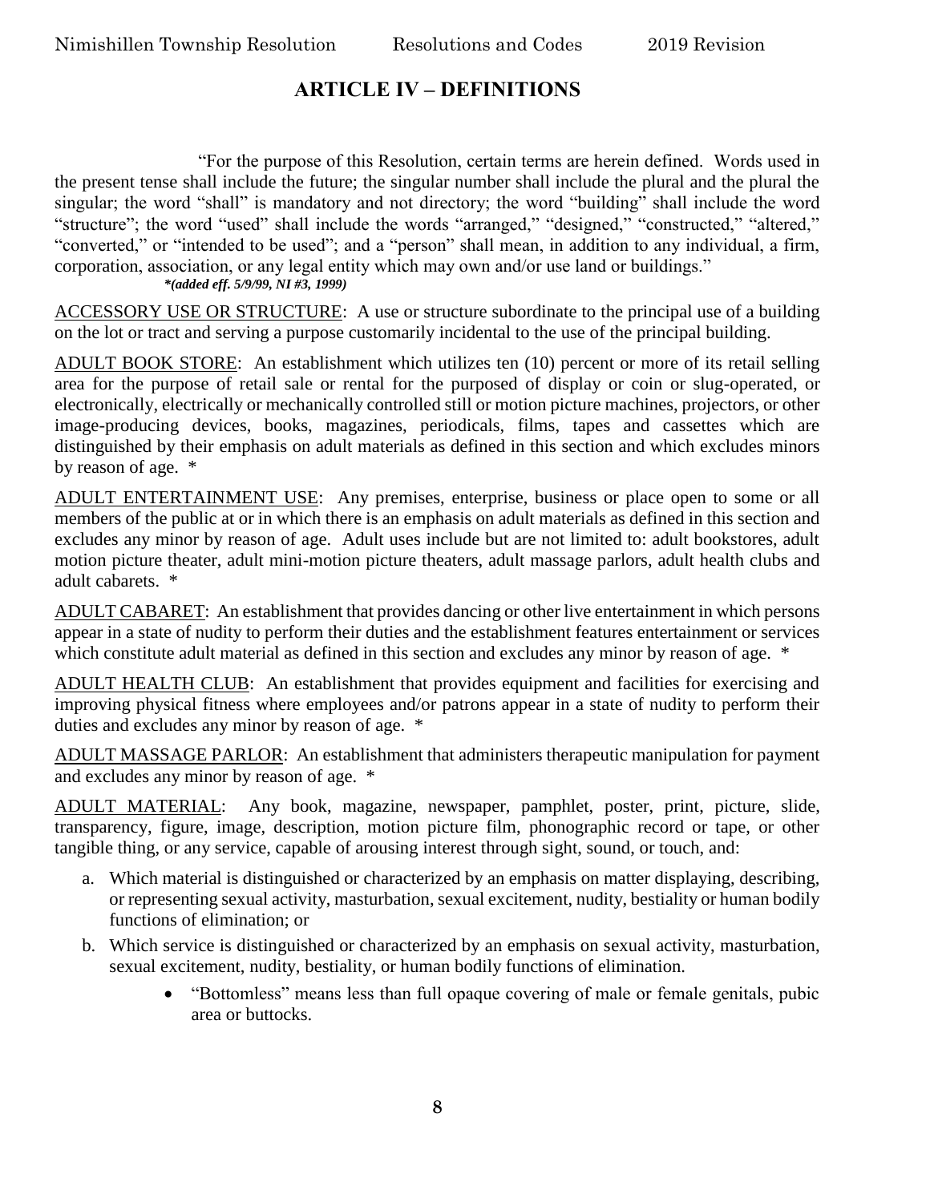# ARTICLE IV – DEFINITIONS

"For the purpose of this Resolution, certain terms are herein defined. Words used in the present tense shall include the future; the singular number shall include the plural and the plural the singular; the word "shall" is mandatory and not directory; the word "building" shall include the word "structure"; the word "used" shall include the words "arranged," "designed," "constructed," "altered," "converted," or "intended to be used"; and a "person" shall mean, in addition to any individual, a firm, corporation, association, or any legal entity which may own and/or use land or buildings."
***(added eff. 5/9/99, NI #3, 1999)***

ACCESSORY USE OR STRUCTURE: A use or structure subordinate to the principal use of a building on the lot or tract and serving a purpose customarily incidental to the use of the principal building.

ADULT BOOK STORE: An establishment which utilizes ten (10) percent or more of its retail selling area for the purpose of retail sale or rental for the purposed of display or coin or slug-operated, or electronically, electrically or mechanically controlled still or motion picture machines, projectors, or other image-producing devices, books, magazines, periodicals, films, tapes and cassettes which are distinguished by their emphasis on adult materials as defined in this section and which excludes minors by reason of age. *

ADULT ENTERTAINMENT USE: Any premises, enterprise, business or place open to some or all members of the public at or in which there is an emphasis on adult materials as defined in this section and excludes any minor by reason of age. Adult uses include but are not limited to: adult bookstores, adult motion picture theater, adult mini-motion picture theaters, adult massage parlors, adult health clubs and adult cabarets. *

ADULT CABARET: An establishment that provides dancing or other live entertainment in which persons appear in a state of nudity to perform their duties and the establishment features entertainment or services which constitute adult material as defined in this section and excludes any minor by reason of age. *

ADULT HEALTH CLUB: An establishment that provides equipment and facilities for exercising and improving physical fitness where employees and/or patrons appear in a state of nudity to perform their duties and excludes any minor by reason of age. *

ADULT MASSAGE PARLOR: An establishment that administers therapeutic manipulation for payment and excludes any minor by reason of age. *

ADULT MATERIAL: Any book, magazine, newspaper, pamphlet, poster, print, picture, slide, transparency, figure, image, description, motion picture film, phonographic record or tape, or other tangible thing, or any service, capable of arousing interest through sight, sound, or touch, and:

a. Which material is distinguished or characterized by an emphasis on matter displaying, describing, or representing sexual activity, masturbation, sexual excitement, nudity, bestiality or human bodily functions of elimination; or
b. Which service is distinguished or characterized by an emphasis on sexual activity, masturbation, sexual excitement, nudity, bestiality, or human bodily functions of elimination.
    - "Bottomless" means less than full opaque covering of male or female genitals, pubic area or buttocks.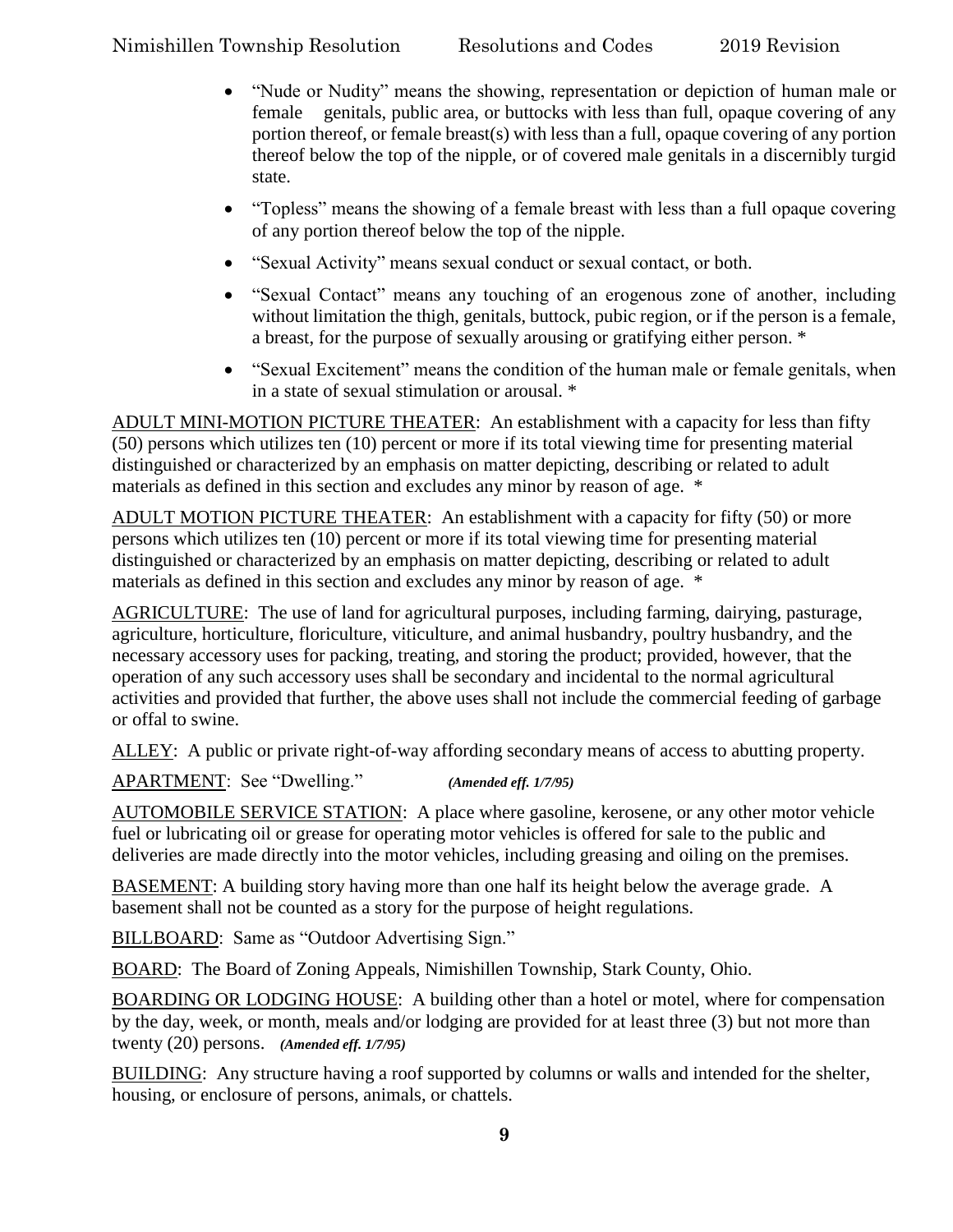- "Nude or Nudity" means the showing, representation or depiction of human male or female genitals, public area, or buttocks with less than full, opaque covering of any portion thereof, or female breast(s) with less than a full, opaque covering of any portion thereof below the top of the nipple, or of covered male genitals in a discernibly turgid state.
- "Topless" means the showing of a female breast with less than a full opaque covering of any portion thereof below the top of the nipple.
- "Sexual Activity" means sexual conduct or sexual contact, or both.
- "Sexual Contact" means any touching of an erogenous zone of another, including without limitation the thigh, genitals, buttock, pubic region, or if the person is a female, a breast, for the purpose of sexually arousing or gratifying either person. *
- "Sexual Excitement" means the condition of the human male or female genitals, when in a state of sexual stimulation or arousal. *

<u>ADULT MINI-MOTION PICTURE THEATER</u>: An establishment with a capacity for less than fifty (50) persons which utilizes ten (10) percent or more if its total viewing time for presenting material distinguished or characterized by an emphasis on matter depicting, describing or related to adult materials as defined in this section and excludes any minor by reason of age. *

<u>ADULT MOTION PICTURE THEATER</u>: An establishment with a capacity for fifty (50) or more persons which utilizes ten (10) percent or more if its total viewing time for presenting material distinguished or characterized by an emphasis on matter depicting, describing or related to adult materials as defined in this section and excludes any minor by reason of age. *

<u>AGRICULTURE</u>: The use of land for agricultural purposes, including farming, dairying, pasturage, agriculture, horticulture, floriculture, viticulture, and animal husbandry, poultry husbandry, and the necessary accessory uses for packing, treating, and storing the product; provided, however, that the operation of any such accessory uses shall be secondary and incidental to the normal agricultural activities and provided that further, the above uses shall not include the commercial feeding of garbage or offal to swine.

<u>ALLEY</u>: A public or private right-of-way affording secondary means of access to abutting property.

<u>APARTMENT</u>: See "Dwelling." ***(Amended eff. 1/7/95)***

<u>AUTOMOBILE SERVICE STATION</u>: A place where gasoline, kerosene, or any other motor vehicle fuel or lubricating oil or grease for operating motor vehicles is offered for sale to the public and deliveries are made directly into the motor vehicles, including greasing and oiling on the premises.

<u>BASEMENT</u>: A building story having more than one half its height below the average grade. A basement shall not be counted as a story for the purpose of height regulations.

<u>BILLBOARD</u>: Same as "Outdoor Advertising Sign."

<u>BOARD</u>: The Board of Zoning Appeals, Nimishillen Township, Stark County, Ohio.

<u>BOARDING OR LODGING HOUSE</u>: A building other than a hotel or motel, where for compensation by the day, week, or month, meals and/or lodging are provided for at least three (3) but not more than twenty (20) persons. ***(Amended eff. 1/7/95)***

<u>BUILDING</u>: Any structure having a roof supported by columns or walls and intended for the shelter, housing, or enclosure of persons, animals, or chattels.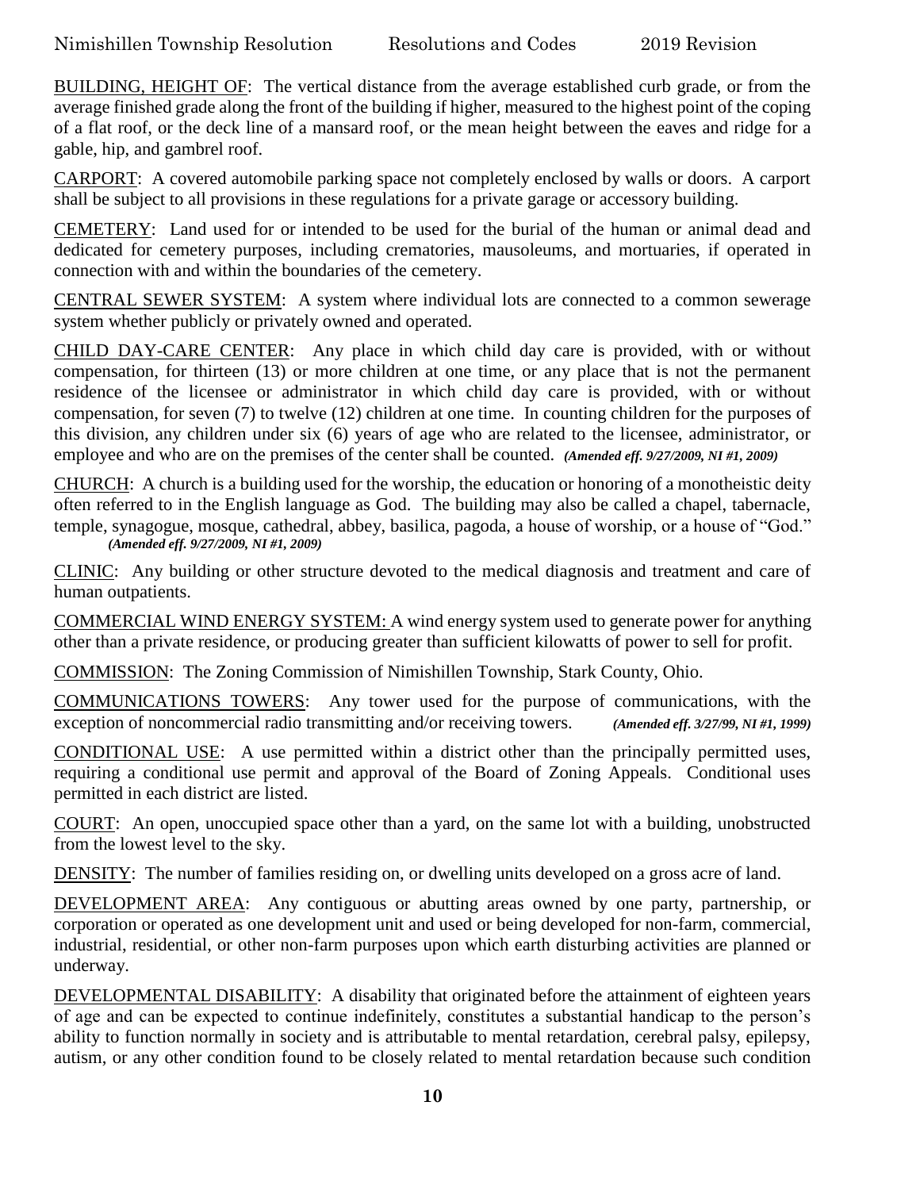BUILDING, HEIGHT OF: The vertical distance from the average established curb grade, or from the average finished grade along the front of the building if higher, measured to the highest point of the coping of a flat roof, or the deck line of a mansard roof, or the mean height between the eaves and ridge for a gable, hip, and gambrel roof.

CARPORT: A covered automobile parking space not completely enclosed by walls or doors. A carport shall be subject to all provisions in these regulations for a private garage or accessory building.

CEMETERY: Land used for or intended to be used for the burial of the human or animal dead and dedicated for cemetery purposes, including crematories, mausoleums, and mortuaries, if operated in connection with and within the boundaries of the cemetery.

CENTRAL SEWER SYSTEM: A system where individual lots are connected to a common sewerage system whether publicly or privately owned and operated.

CHILD DAY-CARE CENTER: Any place in which child day care is provided, with or without compensation, for thirteen (13) or more children at one time, or any place that is not the permanent residence of the licensee or administrator in which child day care is provided, with or without compensation, for seven (7) to twelve (12) children at one time. In counting children for the purposes of this division, any children under six (6) years of age who are related to the licensee, administrator, or employee and who are on the premises of the center shall be counted. ***(Amended eff. 9/27/2009, NI #1, 2009)***

CHURCH: A church is a building used for the worship, the education or honoring of a monotheistic deity often referred to in the English language as God. The building may also be called a chapel, tabernacle, temple, synagogue, mosque, cathedral, abbey, basilica, pagoda, a house of worship, or a house of "God." ***(Amended eff. 9/27/2009, NI #1, 2009)***

CLINIC: Any building or other structure devoted to the medical diagnosis and treatment and care of human outpatients.

COMMERCIAL WIND ENERGY SYSTEM: A wind energy system used to generate power for anything other than a private residence, or producing greater than sufficient kilowatts of power to sell for profit.

COMMISSION: The Zoning Commission of Nimishillen Township, Stark County, Ohio.

COMMUNICATIONS TOWERS: Any tower used for the purpose of communications, with the exception of noncommercial radio transmitting and/or receiving towers. ***(Amended eff. 3/27/99, NI #1, 1999)***

CONDITIONAL USE: A use permitted within a district other than the principally permitted uses, requiring a conditional use permit and approval of the Board of Zoning Appeals. Conditional uses permitted in each district are listed.

COURT: An open, unoccupied space other than a yard, on the same lot with a building, unobstructed from the lowest level to the sky.

DENSITY: The number of families residing on, or dwelling units developed on a gross acre of land.

DEVELOPMENT AREA: Any contiguous or abutting areas owned by one party, partnership, or corporation or operated as one development unit and used or being developed for non-farm, commercial, industrial, residential, or other non-farm purposes upon which earth disturbing activities are planned or underway.

DEVELOPMENTAL DISABILITY: A disability that originated before the attainment of eighteen years of age and can be expected to continue indefinitely, constitutes a substantial handicap to the person's ability to function normally in society and is attributable to mental retardation, cerebral palsy, epilepsy, autism, or any other condition found to be closely related to mental retardation because such condition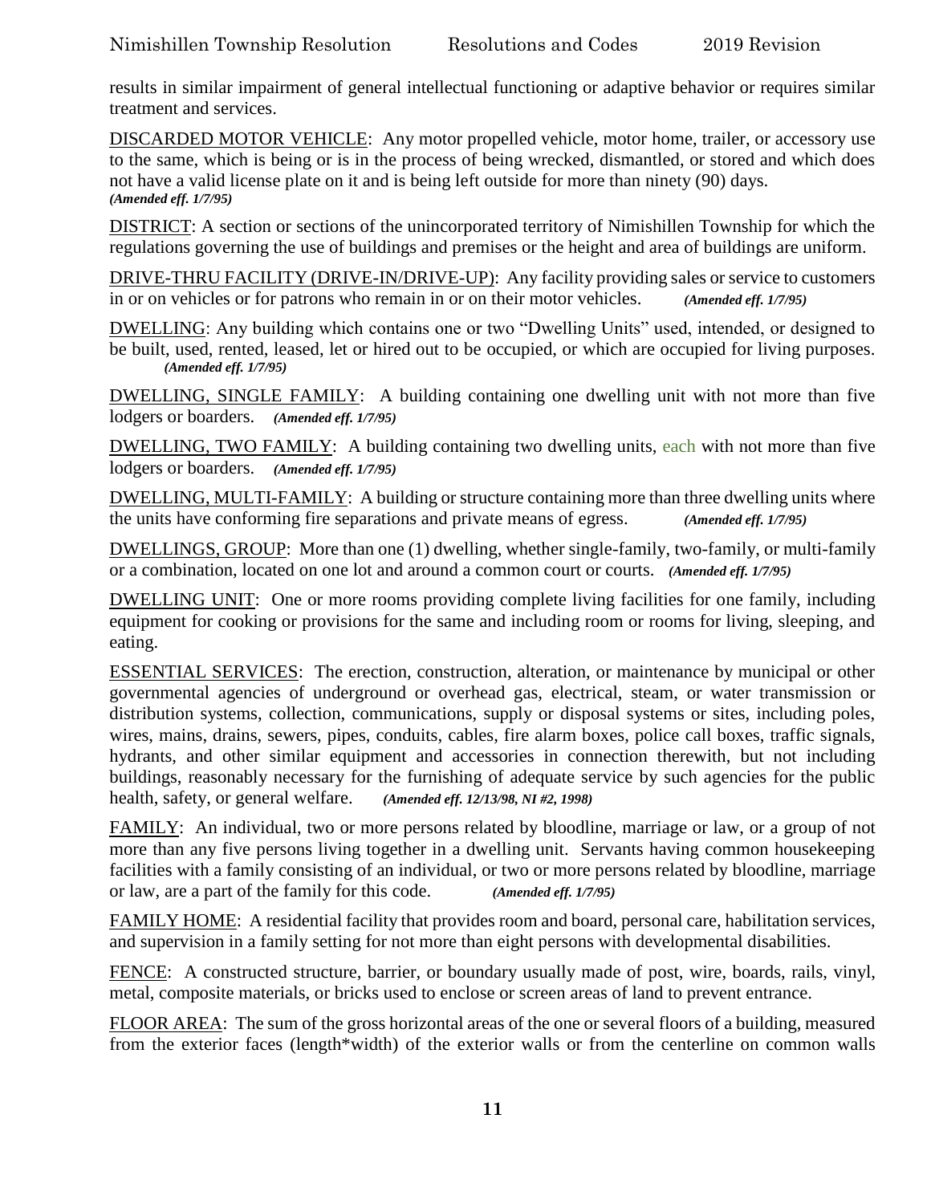results in similar impairment of general intellectual functioning or adaptive behavior or requires similar treatment and services.

<u>DISCARDED MOTOR VEHICLE</u>: Any motor propelled vehicle, motor home, trailer, or accessory use to the same, which is being or is in the process of being wrecked, dismantled, or stored and which does not have a valid license plate on it and is being left outside for more than ninety (90) days. ***(Amended eff. 1/7/95)***

<u>DISTRICT</u>: A section or sections of the unincorporated territory of Nimishillen Township for which the regulations governing the use of buildings and premises or the height and area of buildings are uniform.

<u>DRIVE-THRU FACILITY (DRIVE-IN/DRIVE-UP)</u>: Any facility providing sales or service to customers in or on vehicles or for patrons who remain in or on their motor vehicles. ***(Amended eff. 1/7/95)***

<u>DWELLING</u>: Any building which contains one or two "Dwelling Units" used, intended, or designed to be built, used, rented, leased, let or hired out to be occupied, or which are occupied for living purposes. ***(Amended eff. 1/7/95)***

<u>DWELLING, SINGLE FAMILY</u>: A building containing one dwelling unit with not more than five lodgers or boarders. ***(Amended eff. 1/7/95)***

<u>DWELLING, TWO FAMILY</u>: A building containing two dwelling units, each with not more than five lodgers or boarders. ***(Amended eff. 1/7/95)***

<u>DWELLING, MULTI-FAMILY</u>: A building or structure containing more than three dwelling units where the units have conforming fire separations and private means of egress. ***(Amended eff. 1/7/95)***

<u>DWELLINGS, GROUP</u>: More than one (1) dwelling, whether single-family, two-family, or multi-family or a combination, located on one lot and around a common court or courts. ***(Amended eff. 1/7/95)***

<u>DWELLING UNIT</u>: One or more rooms providing complete living facilities for one family, including equipment for cooking or provisions for the same and including room or rooms for living, sleeping, and eating.

<u>ESSENTIAL SERVICES</u>: The erection, construction, alteration, or maintenance by municipal or other governmental agencies of underground or overhead gas, electrical, steam, or water transmission or distribution systems, collection, communications, supply or disposal systems or sites, including poles, wires, mains, drains, sewers, pipes, conduits, cables, fire alarm boxes, police call boxes, traffic signals, hydrants, and other similar equipment and accessories in connection therewith, but not including buildings, reasonably necessary for the furnishing of adequate service by such agencies for the public health, safety, or general welfare. ***(Amended eff. 12/13/98, NI #2, 1998)***

<u>FAMILY</u>: An individual, two or more persons related by bloodline, marriage or law, or a group of not more than any five persons living together in a dwelling unit. Servants having common housekeeping facilities with a family consisting of an individual, or two or more persons related by bloodline, marriage or law, are a part of the family for this code. ***(Amended eff. 1/7/95)***

<u>FAMILY HOME</u>: A residential facility that provides room and board, personal care, habilitation services, and supervision in a family setting for not more than eight persons with developmental disabilities.

<u>FENCE</u>: A constructed structure, barrier, or boundary usually made of post, wire, boards, rails, vinyl, metal, composite materials, or bricks used to enclose or screen areas of land to prevent entrance.

<u>FLOOR AREA</u>: The sum of the gross horizontal areas of the one or several floors of a building, measured from the exterior faces (length*width) of the exterior walls or from the centerline on common walls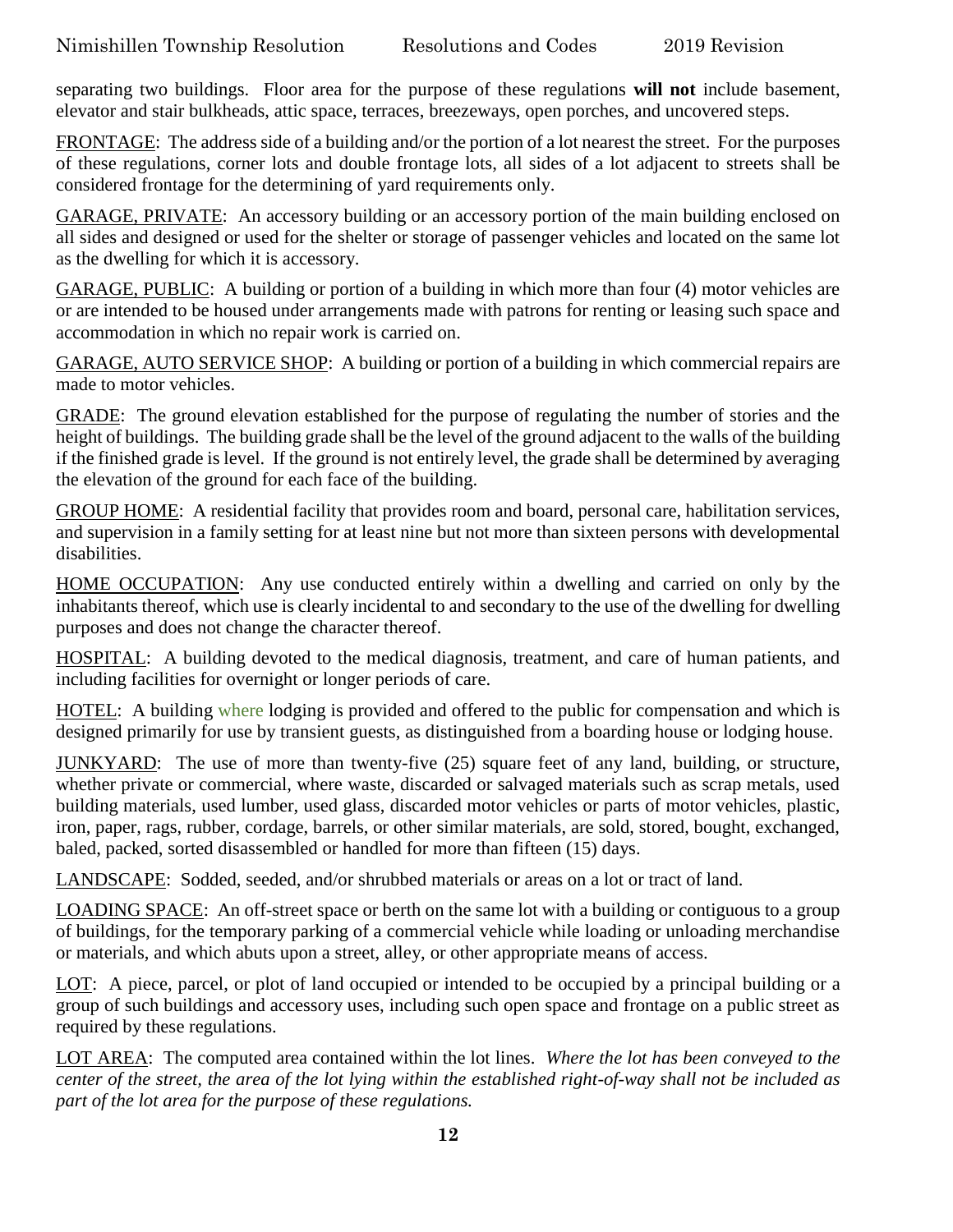separating two buildings. Floor area for the purpose of these regulations **will not** include basement, elevator and stair bulkheads, attic space, terraces, breezeways, open porches, and uncovered steps.

FRONTAGE: The address side of a building and/or the portion of a lot nearest the street. For the purposes of these regulations, corner lots and double frontage lots, all sides of a lot adjacent to streets shall be considered frontage for the determining of yard requirements only.

GARAGE, PRIVATE: An accessory building or an accessory portion of the main building enclosed on all sides and designed or used for the shelter or storage of passenger vehicles and located on the same lot as the dwelling for which it is accessory.

GARAGE, PUBLIC: A building or portion of a building in which more than four (4) motor vehicles are or are intended to be housed under arrangements made with patrons for renting or leasing such space and accommodation in which no repair work is carried on.

GARAGE, AUTO SERVICE SHOP: A building or portion of a building in which commercial repairs are made to motor vehicles.

GRADE: The ground elevation established for the purpose of regulating the number of stories and the height of buildings. The building grade shall be the level of the ground adjacent to the walls of the building if the finished grade is level. If the ground is not entirely level, the grade shall be determined by averaging the elevation of the ground for each face of the building.

GROUP HOME: A residential facility that provides room and board, personal care, habilitation services, and supervision in a family setting for at least nine but not more than sixteen persons with developmental disabilities.

HOME OCCUPATION: Any use conducted entirely within a dwelling and carried on only by the inhabitants thereof, which use is clearly incidental to and secondary to the use of the dwelling for dwelling purposes and does not change the character thereof.

HOSPITAL: A building devoted to the medical diagnosis, treatment, and care of human patients, and including facilities for overnight or longer periods of care.

HOTEL: A building where lodging is provided and offered to the public for compensation and which is designed primarily for use by transient guests, as distinguished from a boarding house or lodging house.

JUNKYARD: The use of more than twenty-five (25) square feet of any land, building, or structure, whether private or commercial, where waste, discarded or salvaged materials such as scrap metals, used building materials, used lumber, used glass, discarded motor vehicles or parts of motor vehicles, plastic, iron, paper, rags, rubber, cordage, barrels, or other similar materials, are sold, stored, bought, exchanged, baled, packed, sorted disassembled or handled for more than fifteen (15) days.

LANDSCAPE: Sodded, seeded, and/or shrubbed materials or areas on a lot or tract of land.

LOADING SPACE: An off-street space or berth on the same lot with a building or contiguous to a group of buildings, for the temporary parking of a commercial vehicle while loading or unloading merchandise or materials, and which abuts upon a street, alley, or other appropriate means of access.

LOT: A piece, parcel, or plot of land occupied or intended to be occupied by a principal building or a group of such buildings and accessory uses, including such open space and frontage on a public street as required by these regulations.

LOT AREA: The computed area contained within the lot lines. *Where the lot has been conveyed to the center of the street, the area of the lot lying within the established right-of-way shall not be included as part of the lot area for the purpose of these regulations.*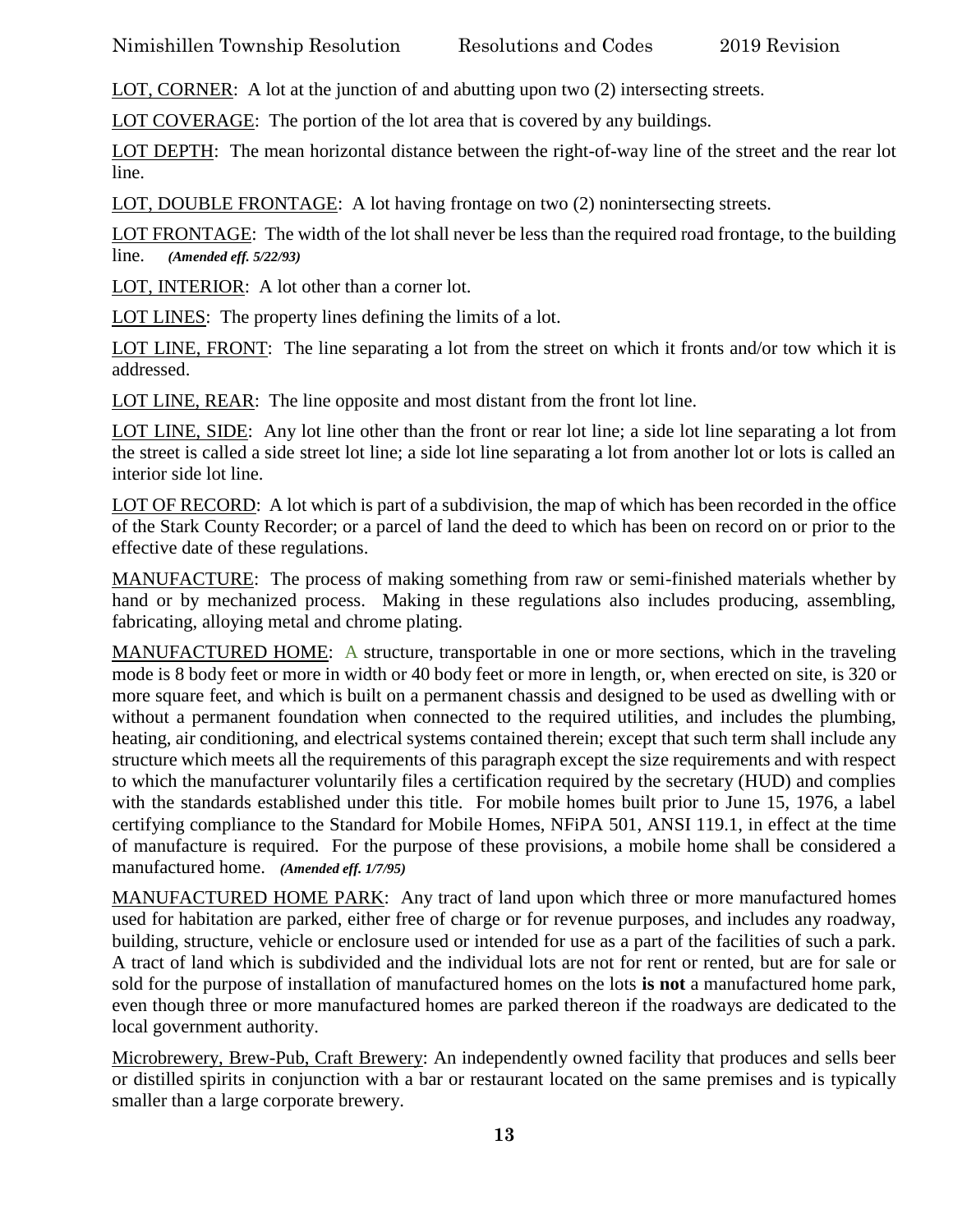LOT, CORNER: A lot at the junction of and abutting upon two (2) intersecting streets.

LOT COVERAGE: The portion of the lot area that is covered by any buildings.

LOT DEPTH: The mean horizontal distance between the right-of-way line of the street and the rear lot line.

LOT, DOUBLE FRONTAGE: A lot having frontage on two (2) nonintersecting streets.

LOT FRONTAGE: The width of the lot shall never be less than the required road frontage, to the building line. ***(Amended eff. 5/22/93)***

LOT, INTERIOR: A lot other than a corner lot.

LOT LINES: The property lines defining the limits of a lot.

LOT LINE, FRONT: The line separating a lot from the street on which it fronts and/or tow which it is addressed.

LOT LINE, REAR: The line opposite and most distant from the front lot line.

LOT LINE, SIDE: Any lot line other than the front or rear lot line; a side lot line separating a lot from the street is called a side street lot line; a side lot line separating a lot from another lot or lots is called an interior side lot line.

LOT OF RECORD: A lot which is part of a subdivision, the map of which has been recorded in the office of the Stark County Recorder; or a parcel of land the deed to which has been on record on or prior to the effective date of these regulations.

MANUFACTURE: The process of making something from raw or semi-finished materials whether by hand or by mechanized process. Making in these regulations also includes producing, assembling, fabricating, alloying metal and chrome plating.

MANUFACTURED HOME: A structure, transportable in one or more sections, which in the traveling mode is 8 body feet or more in width or 40 body feet or more in length, or, when erected on site, is 320 or more square feet, and which is built on a permanent chassis and designed to be used as dwelling with or without a permanent foundation when connected to the required utilities, and includes the plumbing, heating, air conditioning, and electrical systems contained therein; except that such term shall include any structure which meets all the requirements of this paragraph except the size requirements and with respect to which the manufacturer voluntarily files a certification required by the secretary (HUD) and complies with the standards established under this title. For mobile homes built prior to June 15, 1976, a label certifying compliance to the Standard for Mobile Homes, NFiPA 501, ANSI 119.1, in effect at the time of manufacture is required. For the purpose of these provisions, a mobile home shall be considered a manufactured home. ***(Amended eff. 1/7/95)***

MANUFACTURED HOME PARK: Any tract of land upon which three or more manufactured homes used for habitation are parked, either free of charge or for revenue purposes, and includes any roadway, building, structure, vehicle or enclosure used or intended for use as a part of the facilities of such a park. A tract of land which is subdivided and the individual lots are not for rent or rented, but are for sale or sold for the purpose of installation of manufactured homes on the lots **is not** a manufactured home park, even though three or more manufactured homes are parked thereon if the roadways are dedicated to the local government authority.

Microbrewery, Brew-Pub, Craft Brewery: An independently owned facility that produces and sells beer or distilled spirits in conjunction with a bar or restaurant located on the same premises and is typically smaller than a large corporate brewery.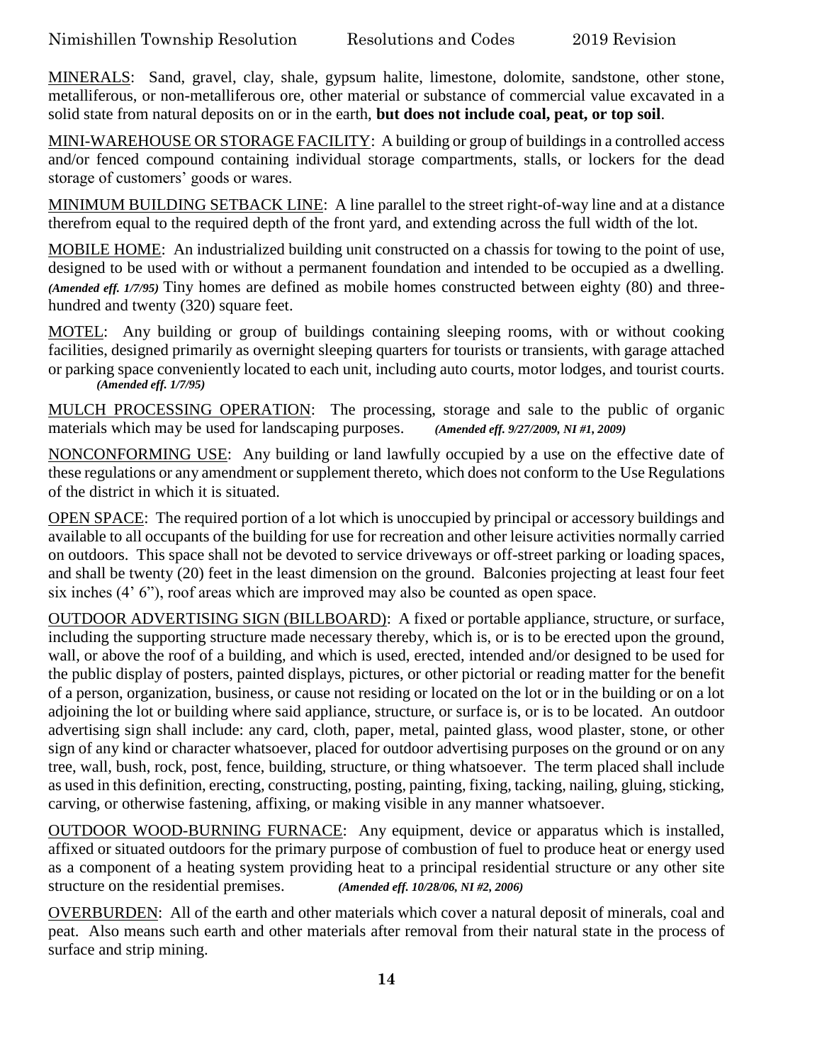<u>MINERALS</u>: Sand, gravel, clay, shale, gypsum halite, limestone, dolomite, sandstone, other stone, metalliferous, or non-metalliferous ore, other material or substance of commercial value excavated in a solid state from natural deposits on or in the earth, **but does not include coal, peat, or top soil**.

<u>MINI-WAREHOUSE OR STORAGE FACILITY</u>: A building or group of buildings in a controlled access and/or fenced compound containing individual storage compartments, stalls, or lockers for the dead storage of customers' goods or wares.

<u>MINIMUM BUILDING SETBACK LINE</u>: A line parallel to the street right-of-way line and at a distance therefrom equal to the required depth of the front yard, and extending across the full width of the lot.

<u>MOBILE HOME</u>: An industrialized building unit constructed on a chassis for towing to the point of use, designed to be used with or without a permanent foundation and intended to be occupied as a dwelling. ***(Amended eff. 1/7/95)*** Tiny homes are defined as mobile homes constructed between eighty (80) and three-hundred and twenty (320) square feet.

<u>MOTEL</u>: Any building or group of buildings containing sleeping rooms, with or without cooking facilities, designed primarily as overnight sleeping quarters for tourists or transients, with garage attached or parking space conveniently located to each unit, including auto courts, motor lodges, and tourist courts. ***(Amended eff. 1/7/95)***

<u>MULCH PROCESSING OPERATION</u>: The processing, storage and sale to the public of organic materials which may be used for landscaping purposes. ***(Amended eff. 9/27/2009, NI #1, 2009)***

<u>NONCONFORMING USE</u>: Any building or land lawfully occupied by a use on the effective date of these regulations or any amendment or supplement thereto, which does not conform to the Use Regulations of the district in which it is situated.

<u>OPEN SPACE</u>: The required portion of a lot which is unoccupied by principal or accessory buildings and available to all occupants of the building for use for recreation and other leisure activities normally carried on outdoors. This space shall not be devoted to service driveways or off-street parking or loading spaces, and shall be twenty (20) feet in the least dimension on the ground. Balconies projecting at least four feet six inches (4' 6"), roof areas which are improved may also be counted as open space.

<u>OUTDOOR ADVERTISING SIGN (BILLBOARD)</u>: A fixed or portable appliance, structure, or surface, including the supporting structure made necessary thereby, which is, or is to be erected upon the ground, wall, or above the roof of a building, and which is used, erected, intended and/or designed to be used for the public display of posters, painted displays, pictures, or other pictorial or reading matter for the benefit of a person, organization, business, or cause not residing or located on the lot or in the building or on a lot adjoining the lot or building where said appliance, structure, or surface is, or is to be located. An outdoor advertising sign shall include: any card, cloth, paper, metal, painted glass, wood plaster, stone, or other sign of any kind or character whatsoever, placed for outdoor advertising purposes on the ground or on any tree, wall, bush, rock, post, fence, building, structure, or thing whatsoever. The term placed shall include as used in this definition, erecting, constructing, posting, painting, fixing, tacking, nailing, gluing, sticking, carving, or otherwise fastening, affixing, or making visible in any manner whatsoever.

<u>OUTDOOR WOOD-BURNING FURNACE</u>: Any equipment, device or apparatus which is installed, affixed or situated outdoors for the primary purpose of combustion of fuel to produce heat or energy used as a component of a heating system providing heat to a principal residential structure or any other site structure on the residential premises. ***(Amended eff. 10/28/06, NI #2, 2006)***

<u>OVERBURDEN</u>: All of the earth and other materials which cover a natural deposit of minerals, coal and peat. Also means such earth and other materials after removal from their natural state in the process of surface and strip mining.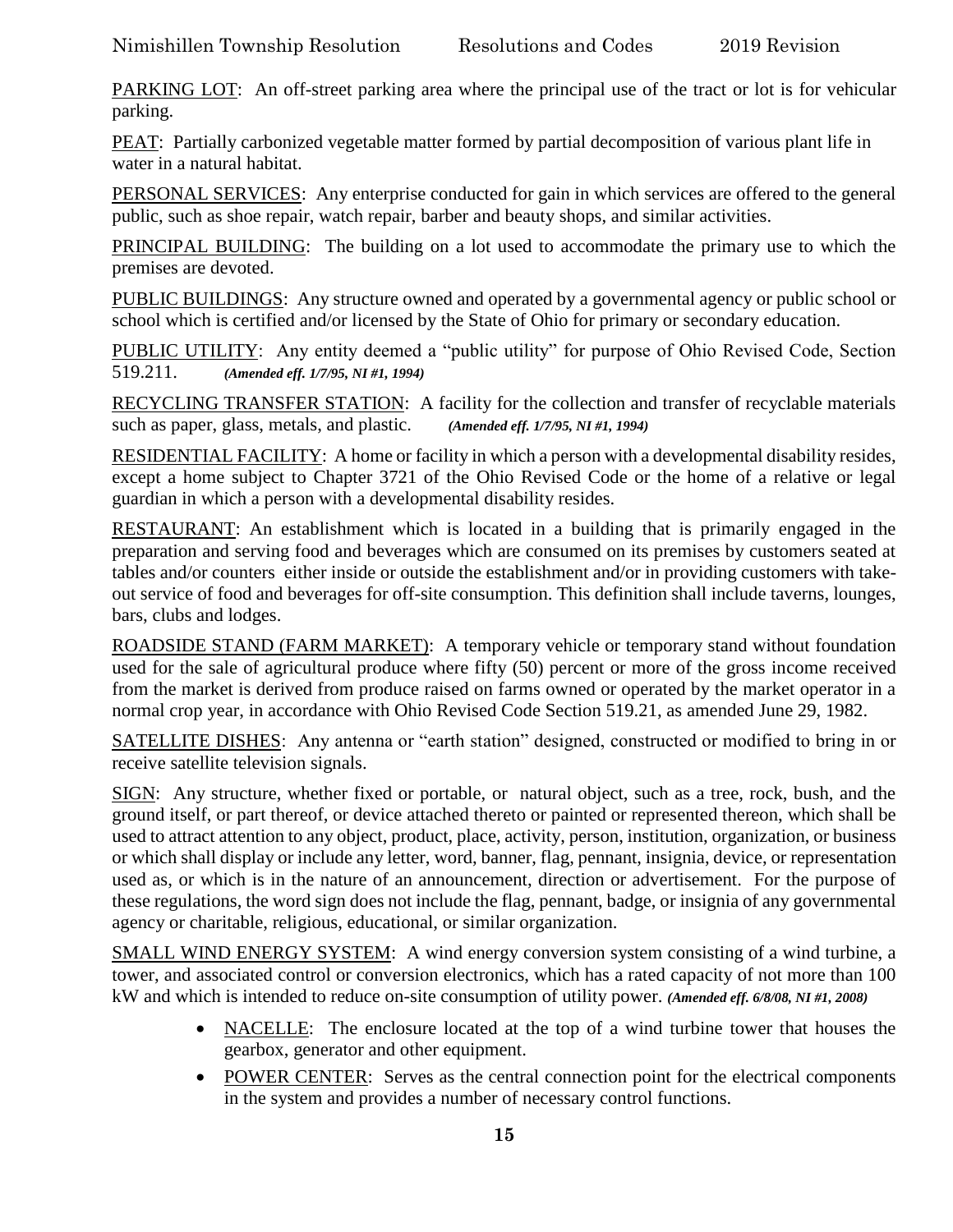PARKING LOT: An off-street parking area where the principal use of the tract or lot is for vehicular parking.

PEAT: Partially carbonized vegetable matter formed by partial decomposition of various plant life in water in a natural habitat.

PERSONAL SERVICES: Any enterprise conducted for gain in which services are offered to the general public, such as shoe repair, watch repair, barber and beauty shops, and similar activities.

PRINCIPAL BUILDING: The building on a lot used to accommodate the primary use to which the premises are devoted.

PUBLIC BUILDINGS: Any structure owned and operated by a governmental agency or public school or school which is certified and/or licensed by the State of Ohio for primary or secondary education.

PUBLIC UTILITY: Any entity deemed a "public utility" for purpose of Ohio Revised Code, Section 519.211. ***(Amended eff. 1/7/95, NI #1, 1994)***

RECYCLING TRANSFER STATION: A facility for the collection and transfer of recyclable materials such as paper, glass, metals, and plastic. ***(Amended eff. 1/7/95, NI #1, 1994)***

RESIDENTIAL FACILITY: A home or facility in which a person with a developmental disability resides, except a home subject to Chapter 3721 of the Ohio Revised Code or the home of a relative or legal guardian in which a person with a developmental disability resides.

RESTAURANT: An establishment which is located in a building that is primarily engaged in the preparation and serving food and beverages which are consumed on its premises by customers seated at tables and/or counters either inside or outside the establishment and/or in providing customers with take-out service of food and beverages for off-site consumption. This definition shall include taverns, lounges, bars, clubs and lodges.

ROADSIDE STAND (FARM MARKET): A temporary vehicle or temporary stand without foundation used for the sale of agricultural produce where fifty (50) percent or more of the gross income received from the market is derived from produce raised on farms owned or operated by the market operator in a normal crop year, in accordance with Ohio Revised Code Section 519.21, as amended June 29, 1982.

SATELLITE DISHES: Any antenna or "earth station" designed, constructed or modified to bring in or receive satellite television signals.

SIGN: Any structure, whether fixed or portable, or natural object, such as a tree, rock, bush, and the ground itself, or part thereof, or device attached thereto or painted or represented thereon, which shall be used to attract attention to any object, product, place, activity, person, institution, organization, or business or which shall display or include any letter, word, banner, flag, pennant, insignia, device, or representation used as, or which is in the nature of an announcement, direction or advertisement. For the purpose of these regulations, the word sign does not include the flag, pennant, badge, or insignia of any governmental agency or charitable, religious, educational, or similar organization.

SMALL WIND ENERGY SYSTEM: A wind energy conversion system consisting of a wind turbine, a tower, and associated control or conversion electronics, which has a rated capacity of not more than 100 kW and which is intended to reduce on-site consumption of utility power. ***(Amended eff. 6/8/08, NI #1, 2008)***

- NACELLE: The enclosure located at the top of a wind turbine tower that houses the gearbox, generator and other equipment.
- POWER CENTER: Serves as the central connection point for the electrical components in the system and provides a number of necessary control functions.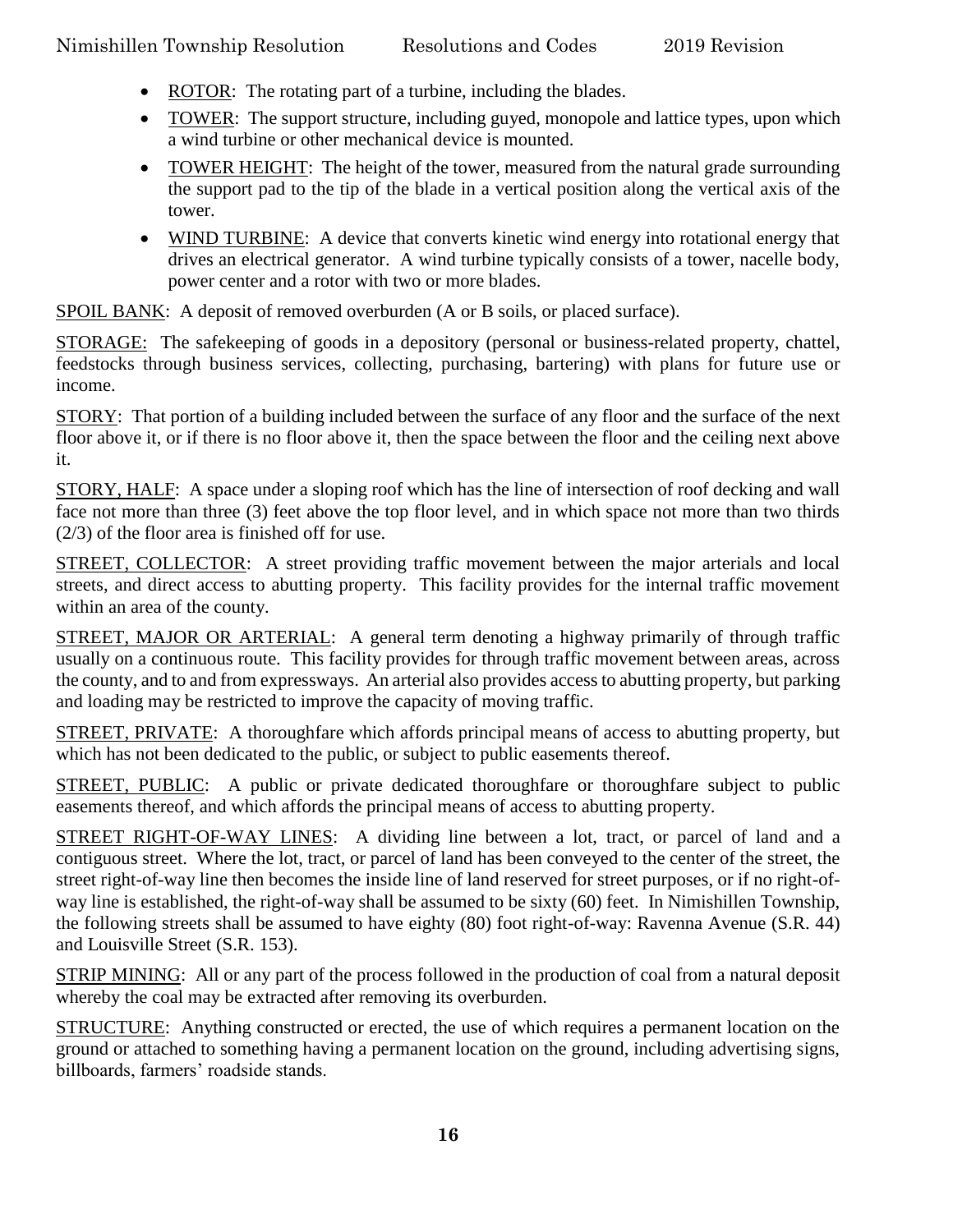- ROTOR: The rotating part of a turbine, including the blades.
- TOWER: The support structure, including guyed, monopole and lattice types, upon which a wind turbine or other mechanical device is mounted.
- TOWER HEIGHT: The height of the tower, measured from the natural grade surrounding the support pad to the tip of the blade in a vertical position along the vertical axis of the tower.
- WIND TURBINE: A device that converts kinetic wind energy into rotational energy that drives an electrical generator. A wind turbine typically consists of a tower, nacelle body, power center and a rotor with two or more blades.

SPOIL BANK: A deposit of removed overburden (A or B soils, or placed surface).

STORAGE: The safekeeping of goods in a depository (personal or business-related property, chattel, feedstocks through business services, collecting, purchasing, bartering) with plans for future use or income.

STORY: That portion of a building included between the surface of any floor and the surface of the next floor above it, or if there is no floor above it, then the space between the floor and the ceiling next above it.

STORY, HALF: A space under a sloping roof which has the line of intersection of roof decking and wall face not more than three (3) feet above the top floor level, and in which space not more than two thirds (2/3) of the floor area is finished off for use.

STREET, COLLECTOR: A street providing traffic movement between the major arterials and local streets, and direct access to abutting property. This facility provides for the internal traffic movement within an area of the county.

STREET, MAJOR OR ARTERIAL: A general term denoting a highway primarily of through traffic usually on a continuous route. This facility provides for through traffic movement between areas, across the county, and to and from expressways. An arterial also provides access to abutting property, but parking and loading may be restricted to improve the capacity of moving traffic.

STREET, PRIVATE: A thoroughfare which affords principal means of access to abutting property, but which has not been dedicated to the public, or subject to public easements thereof.

STREET, PUBLIC: A public or private dedicated thoroughfare or thoroughfare subject to public easements thereof, and which affords the principal means of access to abutting property.

STREET RIGHT-OF-WAY LINES: A dividing line between a lot, tract, or parcel of land and a contiguous street. Where the lot, tract, or parcel of land has been conveyed to the center of the street, the street right-of-way line then becomes the inside line of land reserved for street purposes, or if no right-of-way line is established, the right-of-way shall be assumed to be sixty (60) feet. In Nimishillen Township, the following streets shall be assumed to have eighty (80) foot right-of-way: Ravenna Avenue (S.R. 44) and Louisville Street (S.R. 153).

STRIP MINING: All or any part of the process followed in the production of coal from a natural deposit whereby the coal may be extracted after removing its overburden.

STRUCTURE: Anything constructed or erected, the use of which requires a permanent location on the ground or attached to something having a permanent location on the ground, including advertising signs, billboards, farmers' roadside stands.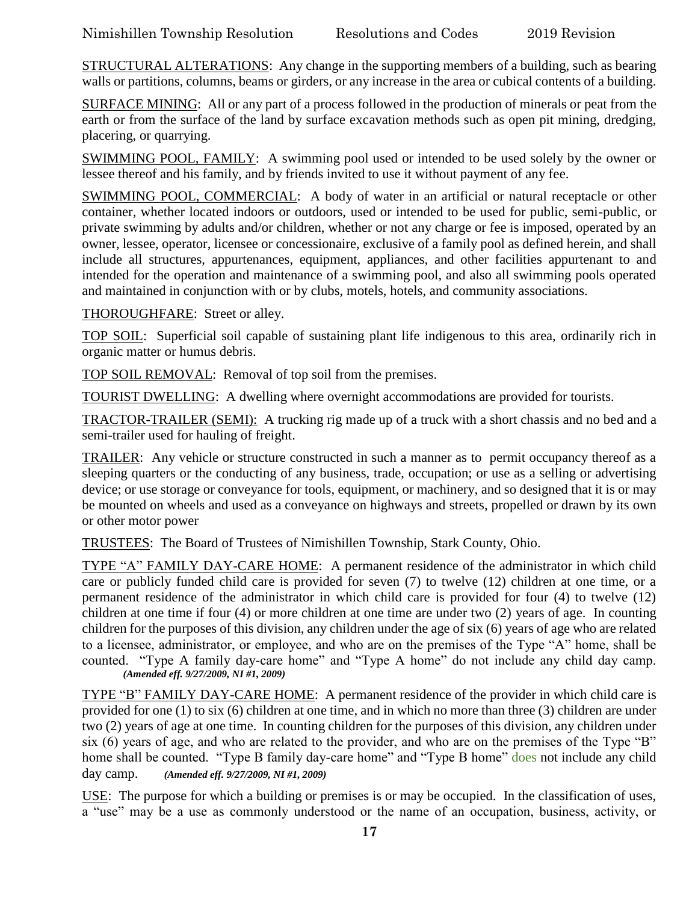STRUCTURAL ALTERATIONS: Any change in the supporting members of a building, such as bearing walls or partitions, columns, beams or girders, or any increase in the area or cubical contents of a building.

SURFACE MINING: All or any part of a process followed in the production of minerals or peat from the earth or from the surface of the land by surface excavation methods such as open pit mining, dredging, placering, or quarrying.

SWIMMING POOL, FAMILY: A swimming pool used or intended to be used solely by the owner or lessee thereof and his family, and by friends invited to use it without payment of any fee.

SWIMMING POOL, COMMERCIAL: A body of water in an artificial or natural receptacle or other container, whether located indoors or outdoors, used or intended to be used for public, semi-public, or private swimming by adults and/or children, whether or not any charge or fee is imposed, operated by an owner, lessee, operator, licensee or concessionaire, exclusive of a family pool as defined herein, and shall include all structures, appurtenances, equipment, appliances, and other facilities appurtenant to and intended for the operation and maintenance of a swimming pool, and also all swimming pools operated and maintained in conjunction with or by clubs, motels, hotels, and community associations.

THOROUGHFARE: Street or alley.

TOP SOIL: Superficial soil capable of sustaining plant life indigenous to this area, ordinarily rich in organic matter or humus debris.

TOP SOIL REMOVAL: Removal of top soil from the premises.

TOURIST DWELLING: A dwelling where overnight accommodations are provided for tourists.

TRACTOR-TRAILER (SEMI): A trucking rig made up of a truck with a short chassis and no bed and a semi-trailer used for hauling of freight.

TRAILER: Any vehicle or structure constructed in such a manner as to permit occupancy thereof as a sleeping quarters or the conducting of any business, trade, occupation; or use as a selling or advertising device; or use storage or conveyance for tools, equipment, or machinery, and so designed that it is or may be mounted on wheels and used as a conveyance on highways and streets, propelled or drawn by its own or other motor power

TRUSTEES: The Board of Trustees of Nimishillen Township, Stark County, Ohio.

TYPE "A" FAMILY DAY-CARE HOME: A permanent residence of the administrator in which child care or publicly funded child care is provided for seven (7) to twelve (12) children at one time, or a permanent residence of the administrator in which child care is provided for four (4) to twelve (12) children at one time if four (4) or more children at one time are under two (2) years of age. In counting children for the purposes of this division, any children under the age of six (6) years of age who are related to a licensee, administrator, or employee, and who are on the premises of the Type "A" home, shall be counted. "Type A family day-care home" and "Type A home" do not include any child day camp. ***(Amended eff. 9/27/2009, NI #1, 2009)***

TYPE "B" FAMILY DAY-CARE HOME: A permanent residence of the provider in which child care is provided for one (1) to six (6) children at one time, and in which no more than three (3) children are under two (2) years of age at one time. In counting children for the purposes of this division, any children under six (6) years of age, and who are related to the provider, and who are on the premises of the Type "B" home shall be counted. "Type B family day-care home" and "Type B home" does not include any child day camp. ***(Amended eff. 9/27/2009, NI #1, 2009)***

USE: The purpose for which a building or premises is or may be occupied. In the classification of uses, a "use" may be a use as commonly understood or the name of an occupation, business, activity, or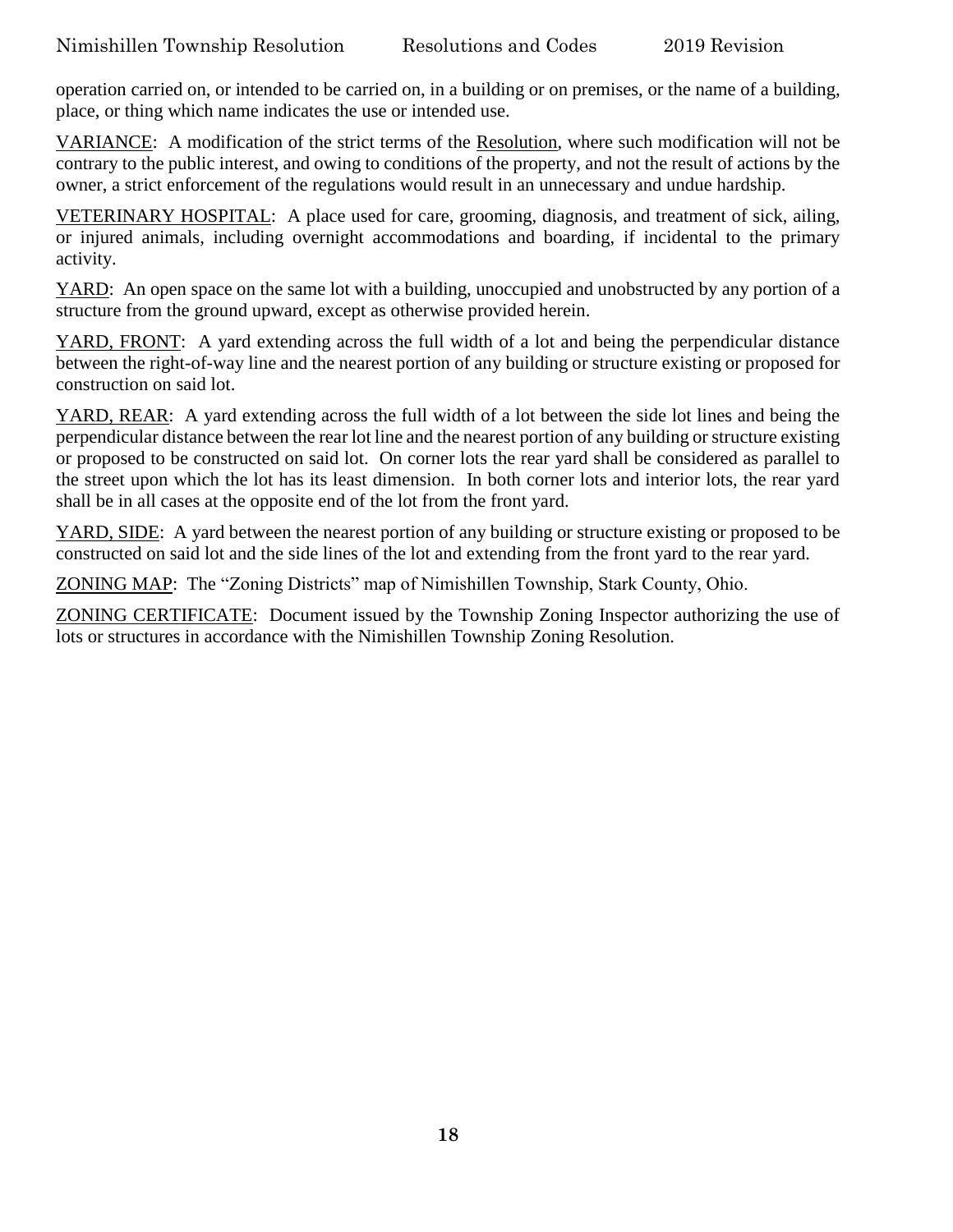operation carried on, or intended to be carried on, in a building or on premises, or the name of a building, place, or thing which name indicates the use or intended use.

<u>VARIANCE</u>: A modification of the strict terms of the <u>Resolution</u>, where such modification will not be contrary to the public interest, and owing to conditions of the property, and not the result of actions by the owner, a strict enforcement of the regulations would result in an unnecessary and undue hardship.

<u>VETERINARY HOSPITAL</u>: A place used for care, grooming, diagnosis, and treatment of sick, ailing, or injured animals, including overnight accommodations and boarding, if incidental to the primary activity.

<u>YARD</u>: An open space on the same lot with a building, unoccupied and unobstructed by any portion of a structure from the ground upward, except as otherwise provided herein.

<u>YARD, FRONT</u>: A yard extending across the full width of a lot and being the perpendicular distance between the right-of-way line and the nearest portion of any building or structure existing or proposed for construction on said lot.

<u>YARD, REAR</u>: A yard extending across the full width of a lot between the side lot lines and being the perpendicular distance between the rear lot line and the nearest portion of any building or structure existing or proposed to be constructed on said lot. On corner lots the rear yard shall be considered as parallel to the street upon which the lot has its least dimension. In both corner lots and interior lots, the rear yard shall be in all cases at the opposite end of the lot from the front yard.

<u>YARD, SIDE</u>: A yard between the nearest portion of any building or structure existing or proposed to be constructed on said lot and the side lines of the lot and extending from the front yard to the rear yard.

<u>ZONING MAP</u>: The "Zoning Districts" map of Nimishillen Township, Stark County, Ohio.

<u>ZONING CERTIFICATE</u>: Document issued by the Township Zoning Inspector authorizing the use of lots or structures in accordance with the Nimishillen Township Zoning Resolution.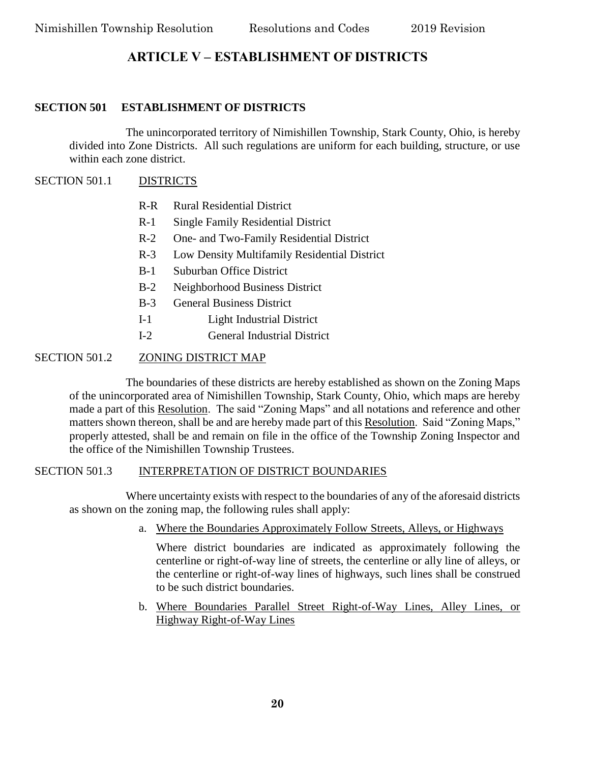# ARTICLE V – ESTABLISHMENT OF DISTRICTS

## SECTION 501 ESTABLISHMENT OF DISTRICTS

The unincorporated territory of Nimishillen Township, Stark County, Ohio, is hereby divided into Zone Districts. All such regulations are uniform for each building, structure, or use within each zone district.

### SECTION 501.1 DISTRICTS

- R-R Rural Residential District
- R-1 Single Family Residential District
- R-2 One- and Two-Family Residential District
- R-3 Low Density Multifamily Residential District
- B-1 Suburban Office District
- B-2 Neighborhood Business District
- B-3 General Business District
- I-1 Light Industrial District
- I-2 General Industrial District

### SECTION 501.2 ZONING DISTRICT MAP

The boundaries of these districts are hereby established as shown on the Zoning Maps of the unincorporated area of Nimishillen Township, Stark County, Ohio, which maps are hereby made a part of this Resolution. The said "Zoning Maps" and all notations and reference and other matters shown thereon, shall be and are hereby made part of this Resolution. Said "Zoning Maps," properly attested, shall be and remain on file in the office of the Township Zoning Inspector and the office of the Nimishillen Township Trustees.

### SECTION 501.3 INTERPRETATION OF DISTRICT BOUNDARIES

Where uncertainty exists with respect to the boundaries of any of the aforesaid districts as shown on the zoning map, the following rules shall apply:

a. Where the Boundaries Approximately Follow Streets, Alleys, or Highways

   Where district boundaries are indicated as approximately following the centerline or right-of-way line of streets, the centerline or ally line of alleys, or the centerline or right-of-way lines of highways, such lines shall be construed to be such district boundaries.

b. Where Boundaries Parallel Street Right-of-Way Lines, Alley Lines, or Highway Right-of-Way Lines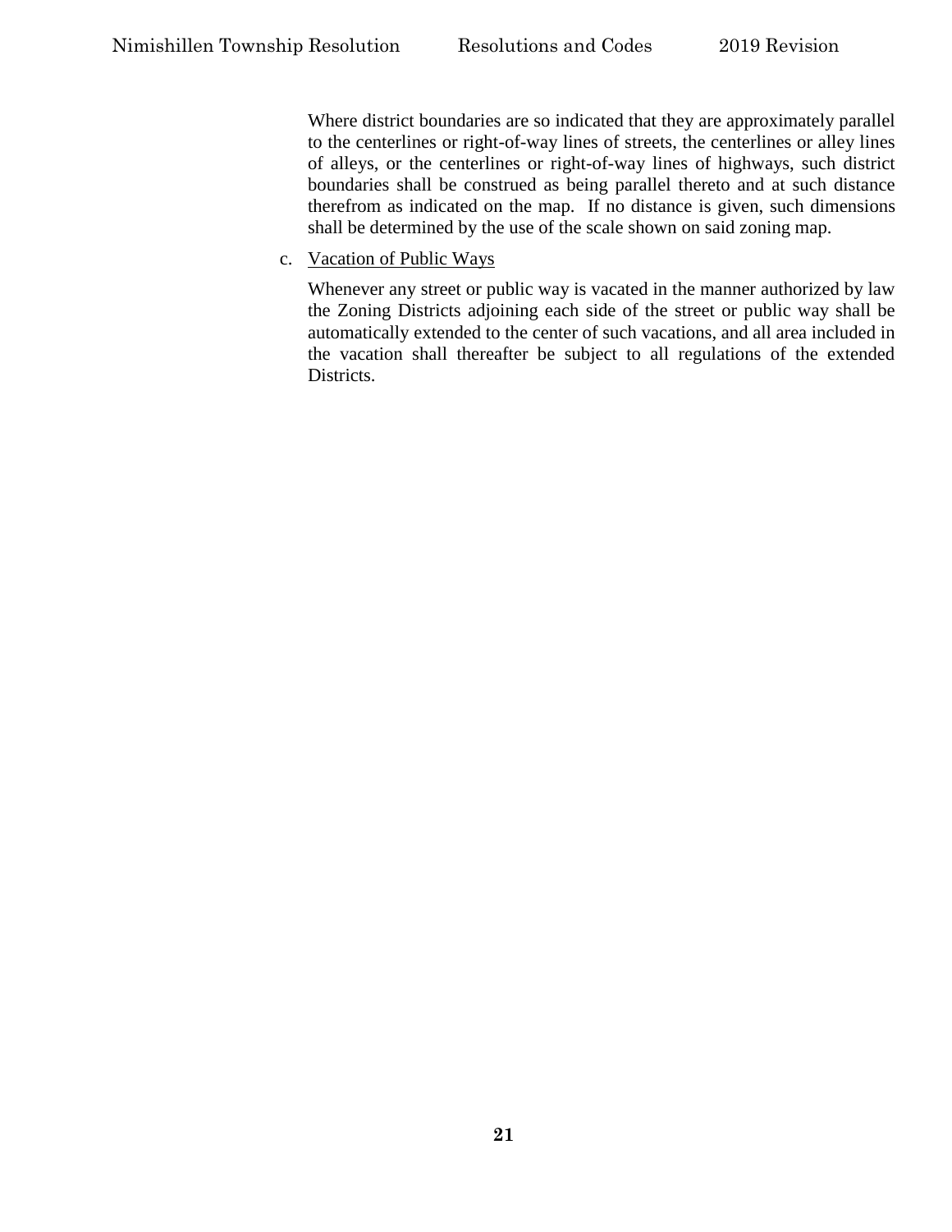Where district boundaries are so indicated that they are approximately parallel to the centerlines or right-of-way lines of streets, the centerlines or alley lines of alleys, or the centerlines or right-of-way lines of highways, such district boundaries shall be construed as being parallel thereto and at such distance therefrom as indicated on the map. If no distance is given, such dimensions shall be determined by the use of the scale shown on said zoning map.

c. Vacation of Public Ways

Whenever any street or public way is vacated in the manner authorized by law the Zoning Districts adjoining each side of the street or public way shall be automatically extended to the center of such vacations, and all area included in the vacation shall thereafter be subject to all regulations of the extended Districts.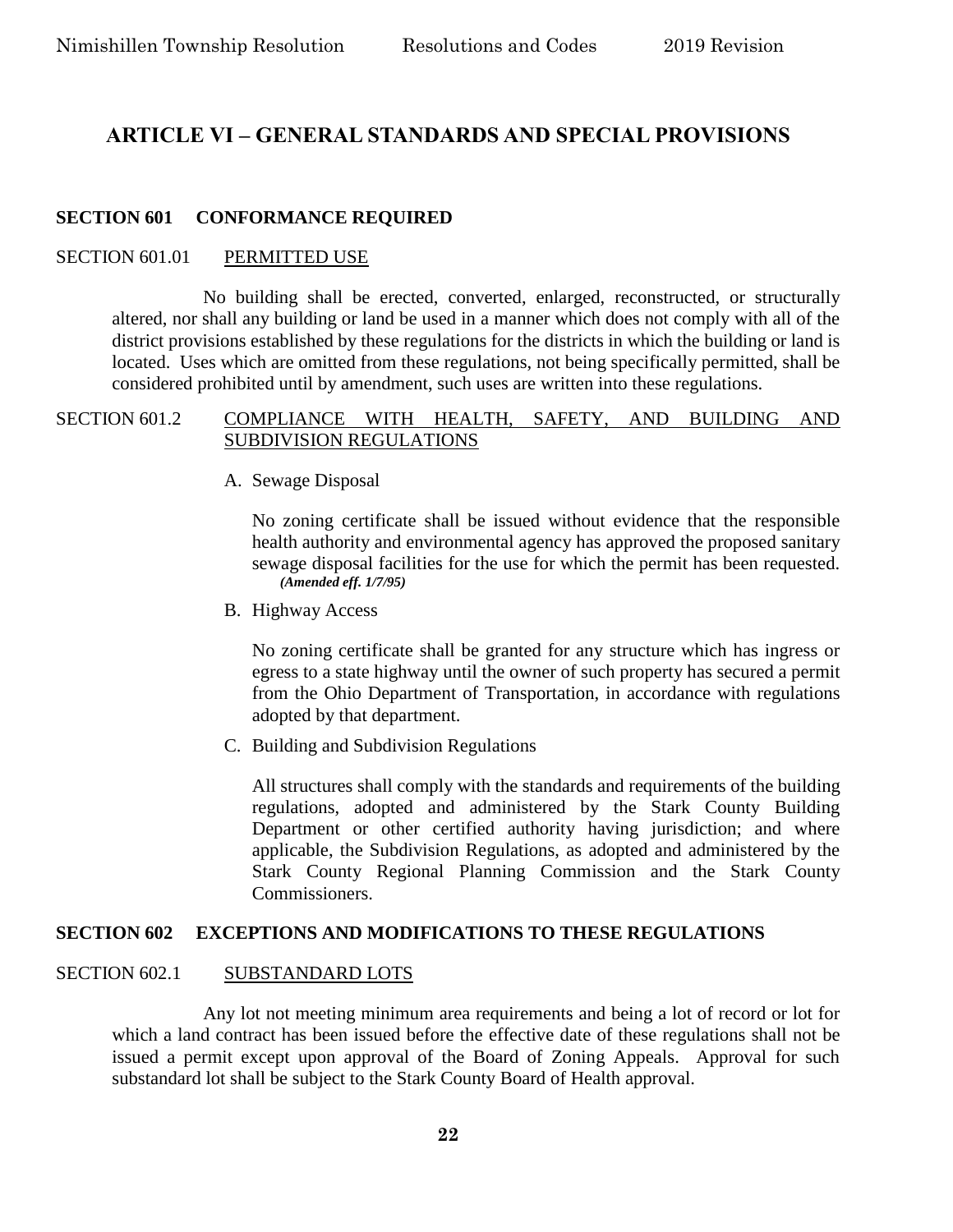# ARTICLE VI – GENERAL STANDARDS AND SPECIAL PROVISIONS

## SECTION 601 CONFORMANCE REQUIRED

### SECTION 601.01 PERMITTED USE

No building shall be erected, converted, enlarged, reconstructed, or structurally altered, nor shall any building or land be used in a manner which does not comply with all of the district provisions established by these regulations for the districts in which the building or land is located. Uses which are omitted from these regulations, not being specifically permitted, shall be considered prohibited until by amendment, such uses are written into these regulations.

### SECTION 601.2 COMPLIANCE WITH HEALTH, SAFETY, AND BUILDING AND SUBDIVISION REGULATIONS

A. Sewage Disposal

No zoning certificate shall be issued without evidence that the responsible health authority and environmental agency has approved the proposed sanitary sewage disposal facilities for the use for which the permit has been requested. ***(Amended eff. 1/7/95)***

B. Highway Access

No zoning certificate shall be granted for any structure which has ingress or egress to a state highway until the owner of such property has secured a permit from the Ohio Department of Transportation, in accordance with regulations adopted by that department.

C. Building and Subdivision Regulations

All structures shall comply with the standards and requirements of the building regulations, adopted and administered by the Stark County Building Department or other certified authority having jurisdiction; and where applicable, the Subdivision Regulations, as adopted and administered by the Stark County Regional Planning Commission and the Stark County Commissioners.

## SECTION 602 EXCEPTIONS AND MODIFICATIONS TO THESE REGULATIONS

### SECTION 602.1 SUBSTANDARD LOTS

Any lot not meeting minimum area requirements and being a lot of record or lot for which a land contract has been issued before the effective date of these regulations shall not be issued a permit except upon approval of the Board of Zoning Appeals. Approval for such substandard lot shall be subject to the Stark County Board of Health approval.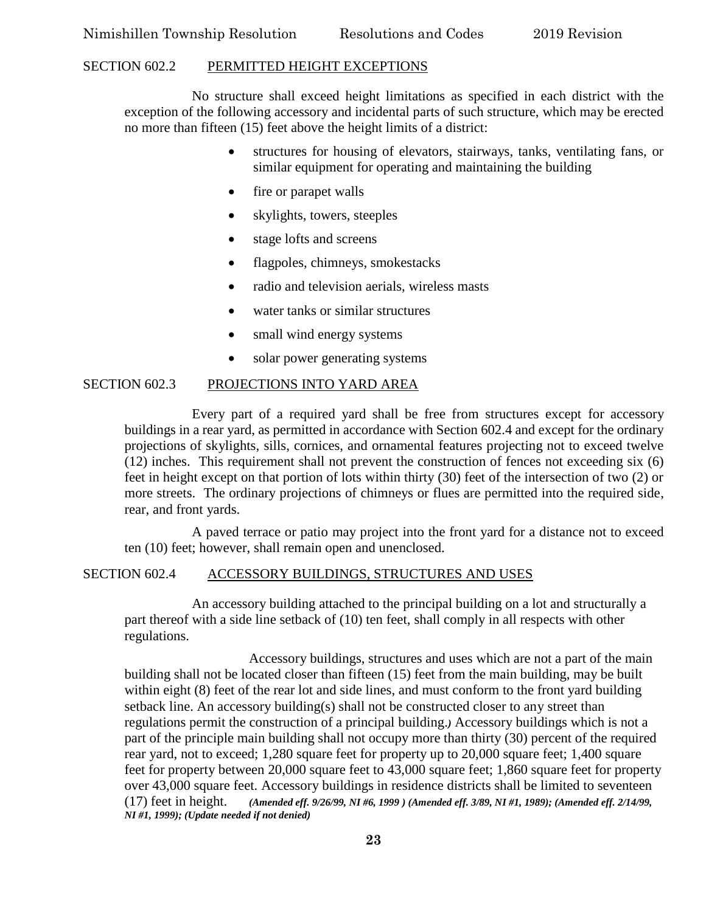## SECTION 602.2 PERMITTED HEIGHT EXCEPTIONS

No structure shall exceed height limitations as specified in each district with the exception of the following accessory and incidental parts of such structure, which may be erected no more than fifteen (15) feet above the height limits of a district:

- structures for housing of elevators, stairways, tanks, ventilating fans, or similar equipment for operating and maintaining the building
- fire or parapet walls
- skylights, towers, steeples
- stage lofts and screens
- flagpoles, chimneys, smokestacks
- radio and television aerials, wireless masts
- water tanks or similar structures
- small wind energy systems
- solar power generating systems

## SECTION 602.3 PROJECTIONS INTO YARD AREA

Every part of a required yard shall be free from structures except for accessory buildings in a rear yard, as permitted in accordance with Section 602.4 and except for the ordinary projections of skylights, sills, cornices, and ornamental features projecting not to exceed twelve (12) inches. This requirement shall not prevent the construction of fences not exceeding six (6) feet in height except on that portion of lots within thirty (30) feet of the intersection of two (2) or more streets. The ordinary projections of chimneys or flues are permitted into the required side, rear, and front yards.

A paved terrace or patio may project into the front yard for a distance not to exceed ten (10) feet; however, shall remain open and unenclosed.

## SECTION 602.4 ACCESSORY BUILDINGS, STRUCTURES AND USES

An accessory building attached to the principal building on a lot and structurally a part thereof with a side line setback of (10) ten feet, shall comply in all respects with other regulations.

Accessory buildings, structures and uses which are not a part of the main building shall not be located closer than fifteen (15) feet from the main building, may be built within eight (8) feet of the rear lot and side lines, and must conform to the front yard building setback line. An accessory building(s) shall not be constructed closer to any street than regulations permit the construction of a principal building.*)* Accessory buildings which is not a part of the principle main building shall not occupy more than thirty (30) percent of the required rear yard, not to exceed; 1,280 square feet for property up to 20,000 square feet; 1,400 square feet for property between 20,000 square feet to 43,000 square feet; 1,860 square feet for property over 43,000 square feet. Accessory buildings in residence districts shall be limited to seventeen (17) feet in height. ***(Amended eff. 9/26/99, NI #6, 1999 ) (Amended eff. 3/89, NI #1, 1989); (Amended eff. 2/14/99, NI #1, 1999); (Update needed if not denied)***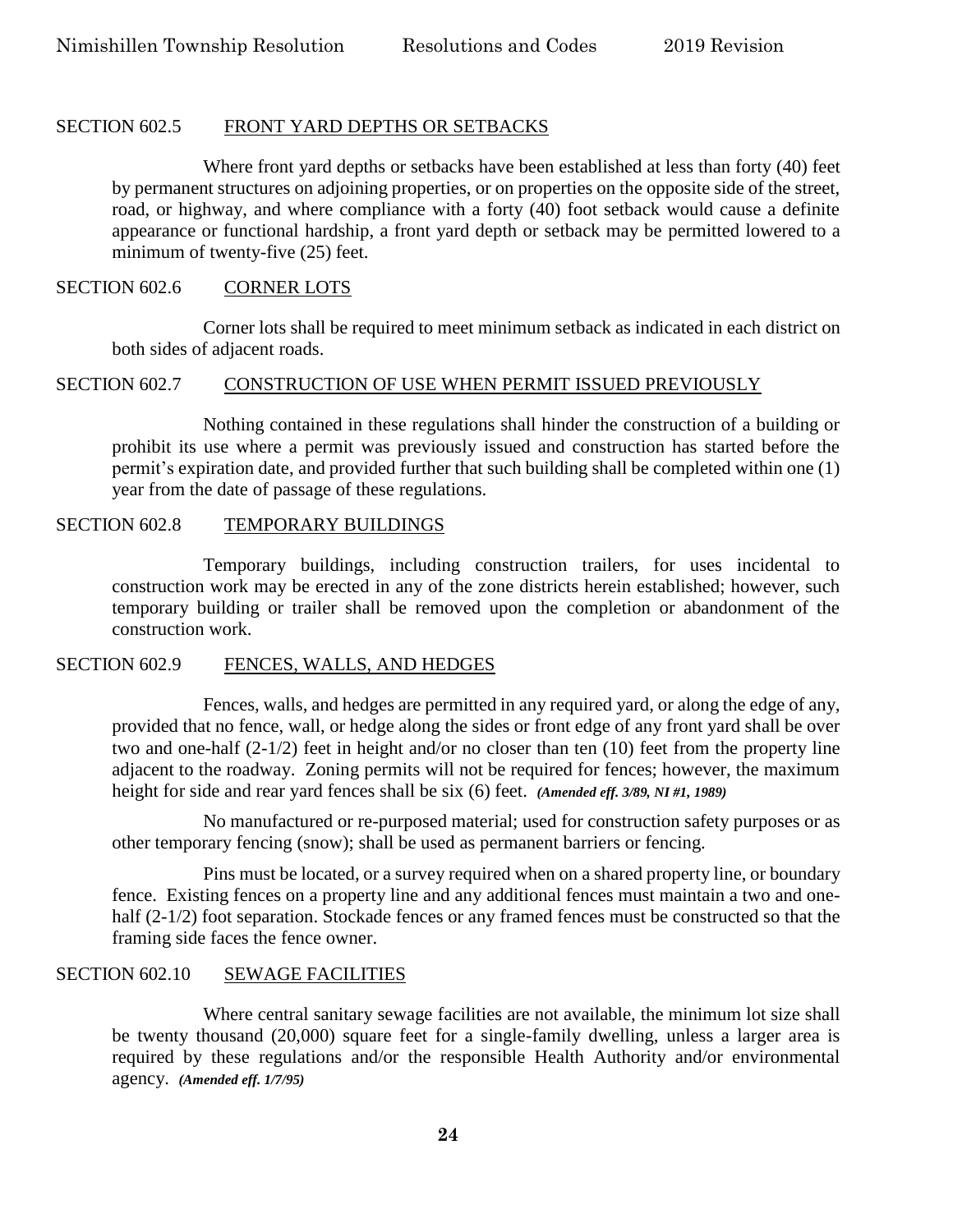## SECTION 602.5 FRONT YARD DEPTHS OR SETBACKS

Where front yard depths or setbacks have been established at less than forty (40) feet by permanent structures on adjoining properties, or on properties on the opposite side of the street, road, or highway, and where compliance with a forty (40) foot setback would cause a definite appearance or functional hardship, a front yard depth or setback may be permitted lowered to a minimum of twenty-five (25) feet.

## SECTION 602.6 CORNER LOTS

Corner lots shall be required to meet minimum setback as indicated in each district on both sides of adjacent roads.

## SECTION 602.7 CONSTRUCTION OF USE WHEN PERMIT ISSUED PREVIOUSLY

Nothing contained in these regulations shall hinder the construction of a building or prohibit its use where a permit was previously issued and construction has started before the permit's expiration date, and provided further that such building shall be completed within one (1) year from the date of passage of these regulations.

## SECTION 602.8 TEMPORARY BUILDINGS

Temporary buildings, including construction trailers, for uses incidental to construction work may be erected in any of the zone districts herein established; however, such temporary building or trailer shall be removed upon the completion or abandonment of the construction work.

## SECTION 602.9 FENCES, WALLS, AND HEDGES

Fences, walls, and hedges are permitted in any required yard, or along the edge of any, provided that no fence, wall, or hedge along the sides or front edge of any front yard shall be over two and one-half (2-1/2) feet in height and/or no closer than ten (10) feet from the property line adjacent to the roadway. Zoning permits will not be required for fences; however, the maximum height for side and rear yard fences shall be six (6) feet. ***(Amended eff. 3/89, NI #1, 1989)***

No manufactured or re-purposed material; used for construction safety purposes or as other temporary fencing (snow); shall be used as permanent barriers or fencing.

Pins must be located, or a survey required when on a shared property line, or boundary fence. Existing fences on a property line and any additional fences must maintain a two and one-half (2-1/2) foot separation. Stockade fences or any framed fences must be constructed so that the framing side faces the fence owner.

## SECTION 602.10 SEWAGE FACILITIES

Where central sanitary sewage facilities are not available, the minimum lot size shall be twenty thousand (20,000) square feet for a single-family dwelling, unless a larger area is required by these regulations and/or the responsible Health Authority and/or environmental agency. ***(Amended eff. 1/7/95)***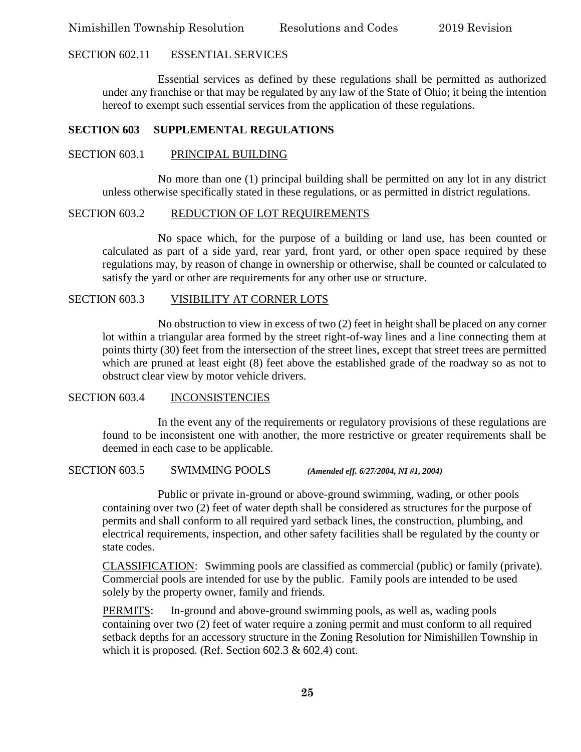SECTION 602.11 ESSENTIAL SERVICES

Essential services as defined by these regulations shall be permitted as authorized under any franchise or that may be regulated by any law of the State of Ohio; it being the intention hereof to exempt such essential services from the application of these regulations.

## SECTION 603 SUPPLEMENTAL REGULATIONS

SECTION 603.1 PRINCIPAL BUILDING

No more than one (1) principal building shall be permitted on any lot in any district unless otherwise specifically stated in these regulations, or as permitted in district regulations.

SECTION 603.2 REDUCTION OF LOT REQUIREMENTS

No space which, for the purpose of a building or land use, has been counted or calculated as part of a side yard, rear yard, front yard, or other open space required by these regulations may, by reason of change in ownership or otherwise, shall be counted or calculated to satisfy the yard or other are requirements for any other use or structure.

SECTION 603.3 VISIBILITY AT CORNER LOTS

No obstruction to view in excess of two (2) feet in height shall be placed on any corner lot within a triangular area formed by the street right-of-way lines and a line connecting them at points thirty (30) feet from the intersection of the street lines, except that street trees are permitted which are pruned at least eight (8) feet above the established grade of the roadway so as not to obstruct clear view by motor vehicle drivers.

SECTION 603.4 INCONSISTENCIES

In the event any of the requirements or regulatory provisions of these regulations are found to be inconsistent one with another, the more restrictive or greater requirements shall be deemed in each case to be applicable.

SECTION 603.5 SWIMMING POOLS ***(Amended eff. 6/27/2004, NI #1, 2004)***

Public or private in-ground or above-ground swimming, wading, or other pools containing over two (2) feet of water depth shall be considered as structures for the purpose of permits and shall conform to all required yard setback lines, the construction, plumbing, and electrical requirements, inspection, and other safety facilities shall be regulated by the county or state codes.

CLASSIFICATION: Swimming pools are classified as commercial (public) or family (private). Commercial pools are intended for use by the public. Family pools are intended to be used solely by the property owner, family and friends.

PERMITS: In-ground and above-ground swimming pools, as well as, wading pools containing over two (2) feet of water require a zoning permit and must conform to all required setback depths for an accessory structure in the Zoning Resolution for Nimishillen Township in which it is proposed. (Ref. Section 602.3 & 602.4) cont.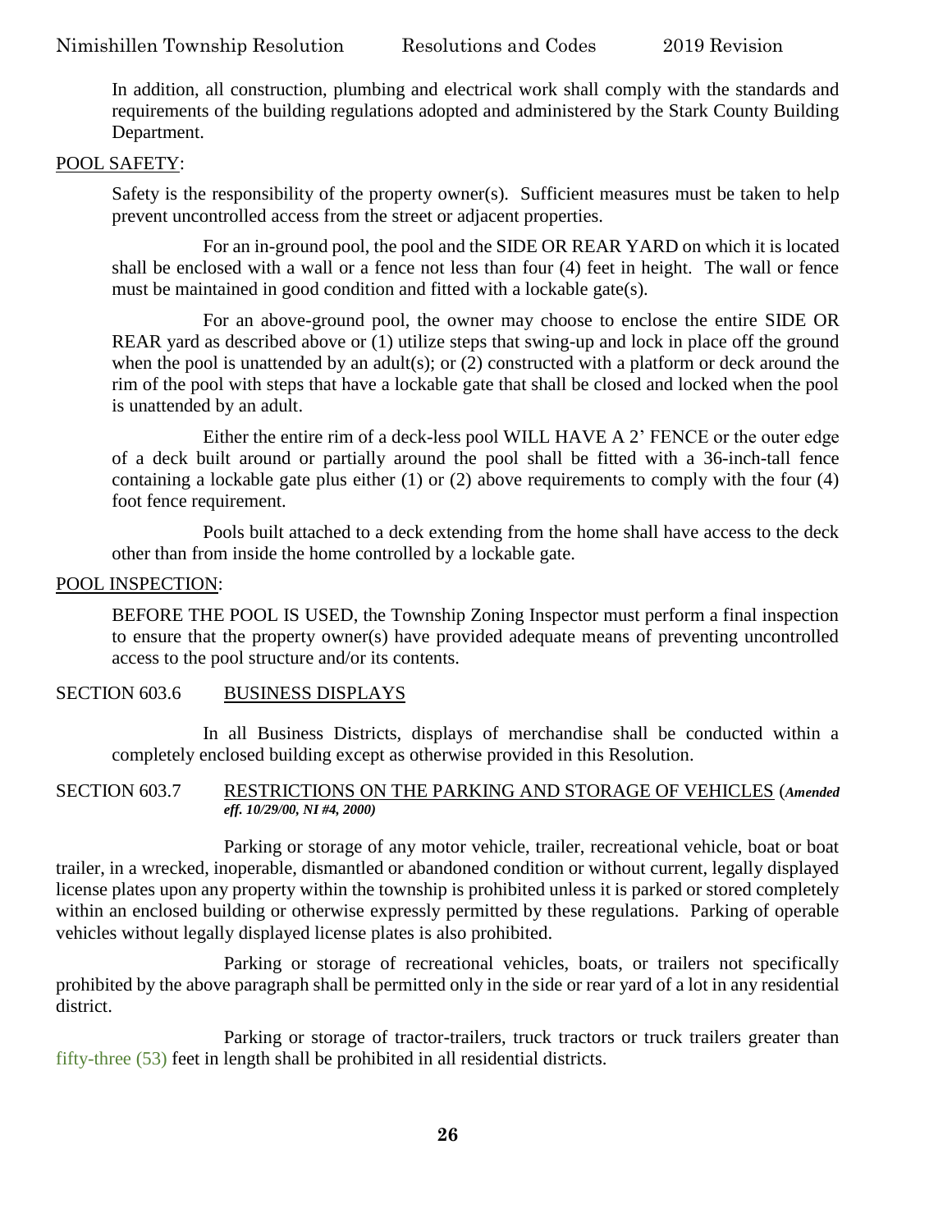In addition, all construction, plumbing and electrical work shall comply with the standards and requirements of the building regulations adopted and administered by the Stark County Building Department.

POOL SAFETY:

Safety is the responsibility of the property owner(s). Sufficient measures must be taken to help prevent uncontrolled access from the street or adjacent properties.

For an in-ground pool, the pool and the SIDE OR REAR YARD on which it is located shall be enclosed with a wall or a fence not less than four (4) feet in height. The wall or fence must be maintained in good condition and fitted with a lockable gate(s).

For an above-ground pool, the owner may choose to enclose the entire SIDE OR REAR yard as described above or (1) utilize steps that swing-up and lock in place off the ground when the pool is unattended by an adult(s); or (2) constructed with a platform or deck around the rim of the pool with steps that have a lockable gate that shall be closed and locked when the pool is unattended by an adult.

Either the entire rim of a deck-less pool WILL HAVE A 2' FENCE or the outer edge of a deck built around or partially around the pool shall be fitted with a 36-inch-tall fence containing a lockable gate plus either (1) or (2) above requirements to comply with the four (4) foot fence requirement.

Pools built attached to a deck extending from the home shall have access to the deck other than from inside the home controlled by a lockable gate.

POOL INSPECTION:

BEFORE THE POOL IS USED, the Township Zoning Inspector must perform a final inspection to ensure that the property owner(s) have provided adequate means of preventing uncontrolled access to the pool structure and/or its contents.

SECTION 603.6 BUSINESS DISPLAYS

In all Business Districts, displays of merchandise shall be conducted within a completely enclosed building except as otherwise provided in this Resolution.

SECTION 603.7 RESTRICTIONS ON THE PARKING AND STORAGE OF VEHICLES (***Amended eff. 10/29/00, NI #4, 2000)***

Parking or storage of any motor vehicle, trailer, recreational vehicle, boat or boat trailer, in a wrecked, inoperable, dismantled or abandoned condition or without current, legally displayed license plates upon any property within the township is prohibited unless it is parked or stored completely within an enclosed building or otherwise expressly permitted by these regulations. Parking of operable vehicles without legally displayed license plates is also prohibited.

Parking or storage of recreational vehicles, boats, or trailers not specifically prohibited by the above paragraph shall be permitted only in the side or rear yard of a lot in any residential district.

Parking or storage of tractor-trailers, truck tractors or truck trailers greater than fifty-three (53) feet in length shall be prohibited in all residential districts.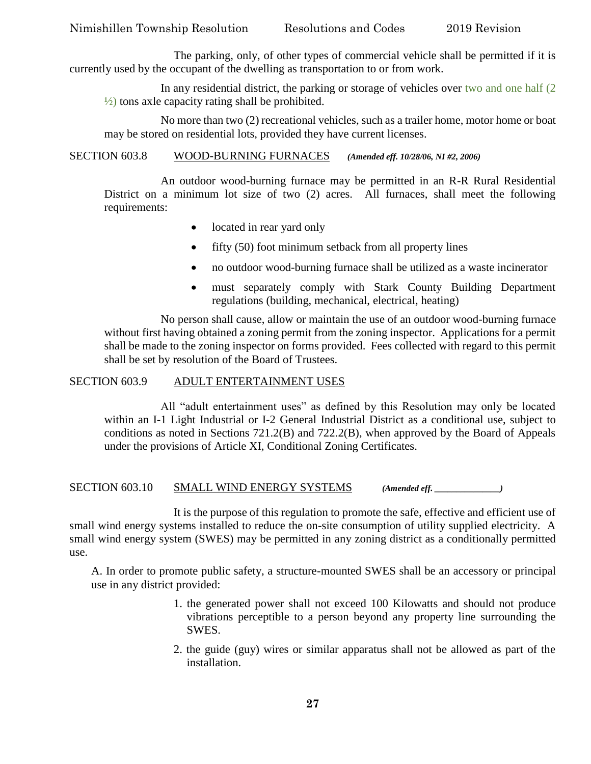The parking, only, of other types of commercial vehicle shall be permitted if it is currently used by the occupant of the dwelling as transportation to or from work.

In any residential district, the parking or storage of vehicles over two and one half (2 ½) tons axle capacity rating shall be prohibited.

No more than two (2) recreational vehicles, such as a trailer home, motor home or boat may be stored on residential lots, provided they have current licenses.

SECTION 603.8 WOOD-BURNING FURNACES *(Amended eff. 10/28/06, NI #2, 2006)*

An outdoor wood-burning furnace may be permitted in an R-R Rural Residential District on a minimum lot size of two (2) acres. All furnaces, shall meet the following requirements:

- located in rear yard only
- fifty (50) foot minimum setback from all property lines
- no outdoor wood-burning furnace shall be utilized as a waste incinerator
- must separately comply with Stark County Building Department regulations (building, mechanical, electrical, heating)

No person shall cause, allow or maintain the use of an outdoor wood-burning furnace without first having obtained a zoning permit from the zoning inspector. Applications for a permit shall be made to the zoning inspector on forms provided. Fees collected with regard to this permit shall be set by resolution of the Board of Trustees.

SECTION 603.9 ADULT ENTERTAINMENT USES

All "adult entertainment uses" as defined by this Resolution may only be located within an I-1 Light Industrial or I-2 General Industrial District as a conditional use, subject to conditions as noted in Sections 721.2(B) and 722.2(B), when approved by the Board of Appeals under the provisions of Article XI, Conditional Zoning Certificates.

SECTION 603.10 SMALL WIND ENERGY SYSTEMS *(Amended eff. _____________)*

It is the purpose of this regulation to promote the safe, effective and efficient use of small wind energy systems installed to reduce the on-site consumption of utility supplied electricity. A small wind energy system (SWES) may be permitted in any zoning district as a conditionally permitted use.

A. In order to promote public safety, a structure-mounted SWES shall be an accessory or principal use in any district provided:

1. the generated power shall not exceed 100 Kilowatts and should not produce vibrations perceptible to a person beyond any property line surrounding the SWES.
2. the guide (guy) wires or similar apparatus shall not be allowed as part of the installation.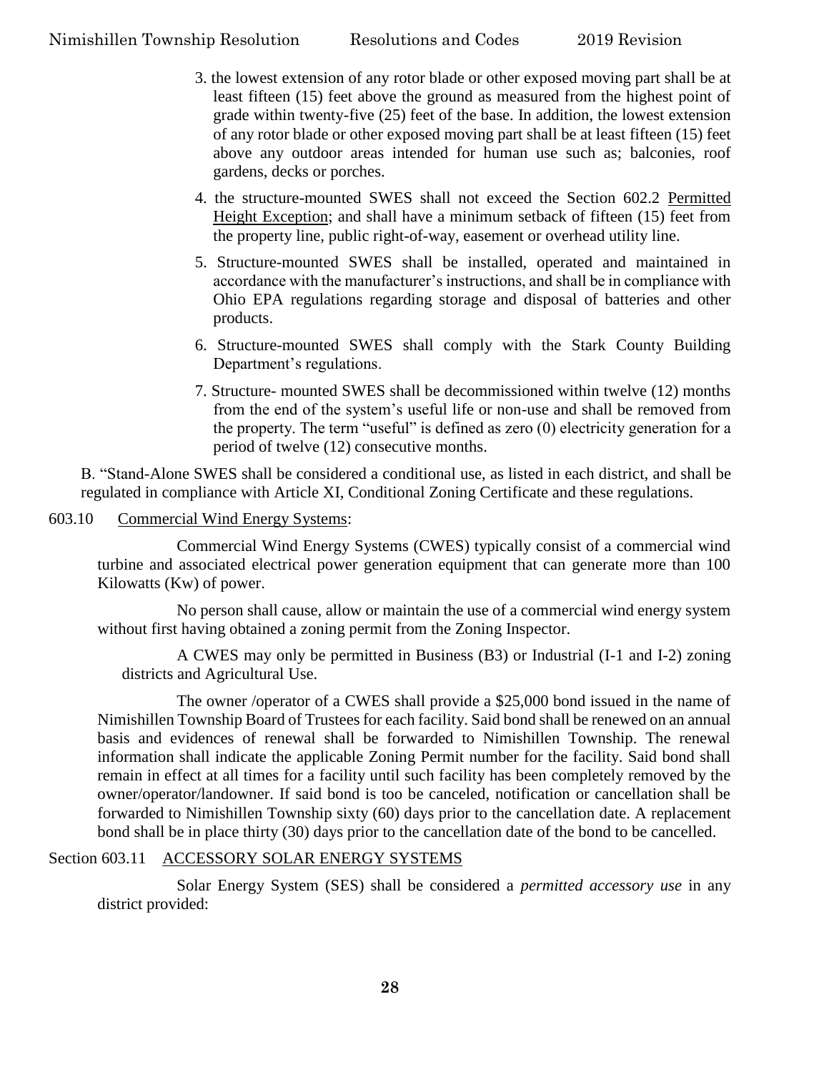3. the lowest extension of any rotor blade or other exposed moving part shall be at least fifteen (15) feet above the ground as measured from the highest point of grade within twenty-five (25) feet of the base. In addition, the lowest extension of any rotor blade or other exposed moving part shall be at least fifteen (15) feet above any outdoor areas intended for human use such as; balconies, roof gardens, decks or porches.

4. the structure-mounted SWES shall not exceed the Section 602.2 Permitted Height Exception; and shall have a minimum setback of fifteen (15) feet from the property line, public right-of-way, easement or overhead utility line.

5. Structure-mounted SWES shall be installed, operated and maintained in accordance with the manufacturer's instructions, and shall be in compliance with Ohio EPA regulations regarding storage and disposal of batteries and other products.

6. Structure-mounted SWES shall comply with the Stark County Building Department's regulations.

7. Structure- mounted SWES shall be decommissioned within twelve (12) months from the end of the system's useful life or non-use and shall be removed from the property. The term "useful" is defined as zero (0) electricity generation for a period of twelve (12) consecutive months.

B. "Stand-Alone SWES shall be considered a conditional use, as listed in each district, and shall be regulated in compliance with Article XI, Conditional Zoning Certificate and these regulations.

603.10 Commercial Wind Energy Systems:

Commercial Wind Energy Systems (CWES) typically consist of a commercial wind turbine and associated electrical power generation equipment that can generate more than 100 Kilowatts (Kw) of power.

No person shall cause, allow or maintain the use of a commercial wind energy system without first having obtained a zoning permit from the Zoning Inspector.

A CWES may only be permitted in Business (B3) or Industrial (I-1 and I-2) zoning districts and Agricultural Use.

The owner /operator of a CWES shall provide a $25,000 bond issued in the name of Nimishillen Township Board of Trustees for each facility. Said bond shall be renewed on an annual basis and evidences of renewal shall be forwarded to Nimishillen Township. The renewal information shall indicate the applicable Zoning Permit number for the facility. Said bond shall remain in effect at all times for a facility until such facility has been completely removed by the owner/operator/landowner. If said bond is too be canceled, notification or cancellation shall be forwarded to Nimishillen Township sixty (60) days prior to the cancellation date. A replacement bond shall be in place thirty (30) days prior to the cancellation date of the bond to be cancelled.

Section 603.11 ACCESSORY SOLAR ENERGY SYSTEMS

Solar Energy System (SES) shall be considered a *permitted accessory use* in any district provided: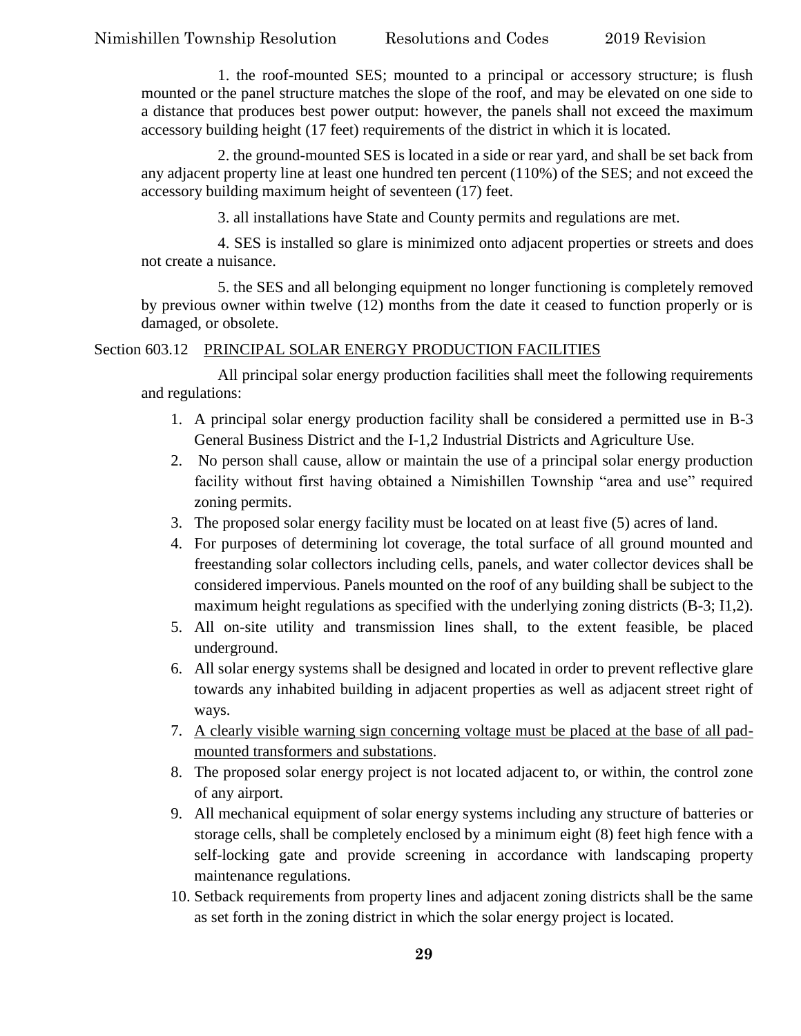1. the roof-mounted SES; mounted to a principal or accessory structure; is flush mounted or the panel structure matches the slope of the roof, and may be elevated on one side to a distance that produces best power output: however, the panels shall not exceed the maximum accessory building height (17 feet) requirements of the district in which it is located.

2. the ground-mounted SES is located in a side or rear yard, and shall be set back from any adjacent property line at least one hundred ten percent (110%) of the SES; and not exceed the accessory building maximum height of seventeen (17) feet.

3. all installations have State and County permits and regulations are met.

4. SES is installed so glare is minimized onto adjacent properties or streets and does not create a nuisance.

5. the SES and all belonging equipment no longer functioning is completely removed by previous owner within twelve (12) months from the date it ceased to function properly or is damaged, or obsolete.

Section 603.12 <u>PRINCIPAL SOLAR ENERGY PRODUCTION FACILITIES</u>

All principal solar energy production facilities shall meet the following requirements and regulations:

1. A principal solar energy production facility shall be considered a permitted use in B-3 General Business District and the I-1,2 Industrial Districts and Agriculture Use.
2. No person shall cause, allow or maintain the use of a principal solar energy production facility without first having obtained a Nimishillen Township "area and use" required zoning permits.
3. The proposed solar energy facility must be located on at least five (5) acres of land.
4. For purposes of determining lot coverage, the total surface of all ground mounted and freestanding solar collectors including cells, panels, and water collector devices shall be considered impervious. Panels mounted on the roof of any building shall be subject to the maximum height regulations as specified with the underlying zoning districts (B-3; I1,2).
5. All on-site utility and transmission lines shall, to the extent feasible, be placed underground.
6. All solar energy systems shall be designed and located in order to prevent reflective glare towards any inhabited building in adjacent properties as well as adjacent street right of ways.
7. <u>A clearly visible warning sign concerning voltage must be placed at the base of all pad-mounted transformers and substations</u>.
8. The proposed solar energy project is not located adjacent to, or within, the control zone of any airport.
9. All mechanical equipment of solar energy systems including any structure of batteries or storage cells, shall be completely enclosed by a minimum eight (8) feet high fence with a self-locking gate and provide screening in accordance with landscaping property maintenance regulations.
10. Setback requirements from property lines and adjacent zoning districts shall be the same as set forth in the zoning district in which the solar energy project is located.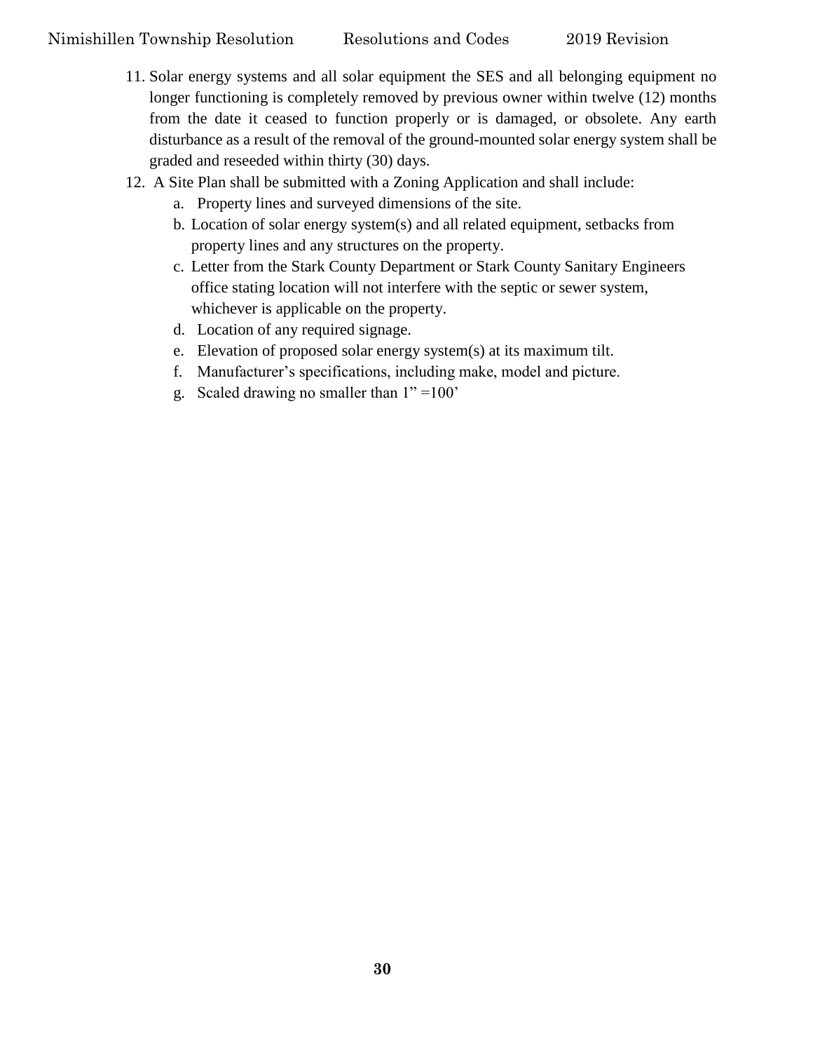11. Solar energy systems and all solar equipment the SES and all belonging equipment no longer functioning is completely removed by previous owner within twelve (12) months from the date it ceased to function properly or is damaged, or obsolete. Any earth disturbance as a result of the removal of the ground-mounted solar energy system shall be graded and reseeded within thirty (30) days.
12. A Site Plan shall be submitted with a Zoning Application and shall include:
    a. Property lines and surveyed dimensions of the site.
    b. Location of solar energy system(s) and all related equipment, setbacks from property lines and any structures on the property.
    c. Letter from the Stark County Department or Stark County Sanitary Engineers office stating location will not interfere with the septic or sewer system, whichever is applicable on the property.
    d. Location of any required signage.
    e. Elevation of proposed solar energy system(s) at its maximum tilt.
    f. Manufacturer's specifications, including make, model and picture.
    g. Scaled drawing no smaller than 1" =100'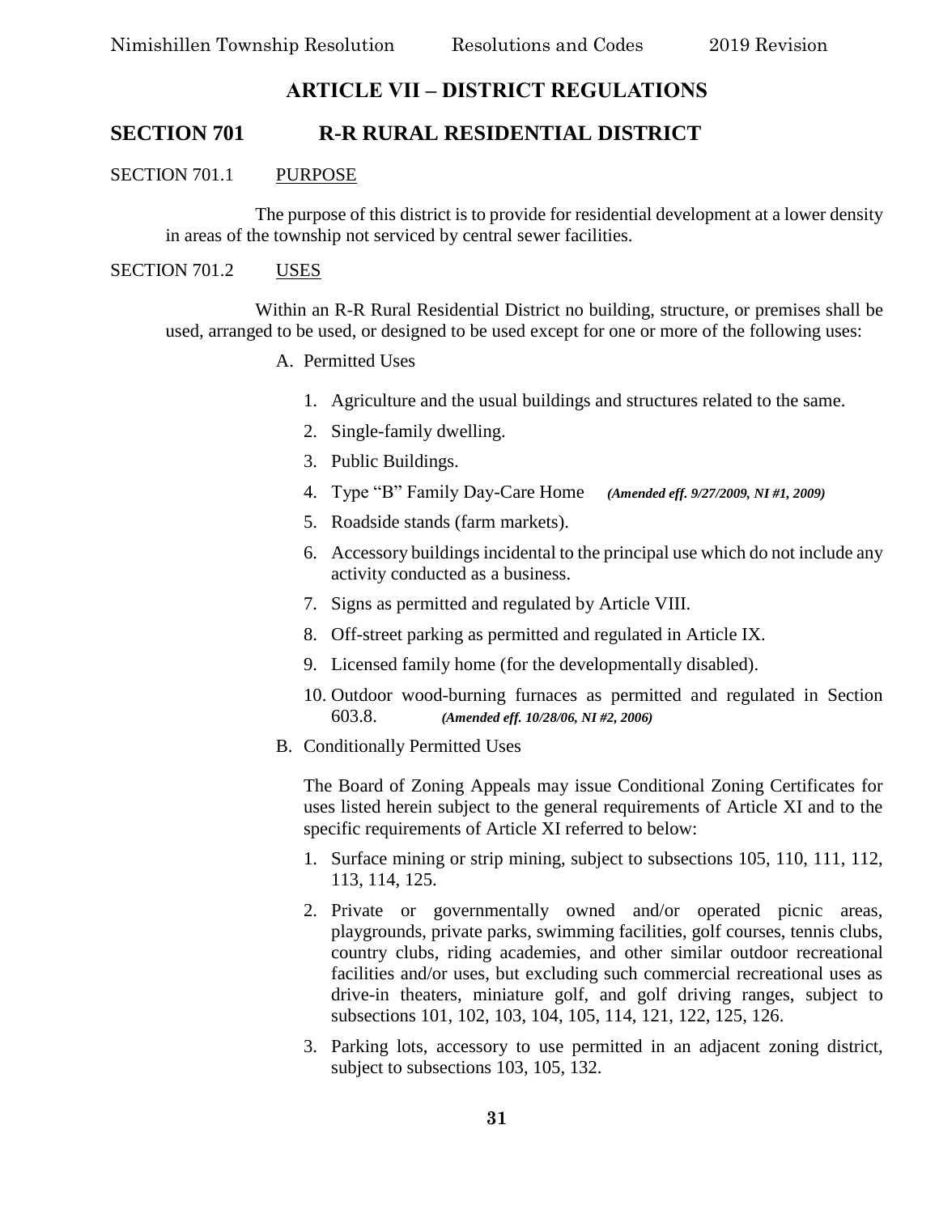# ARTICLE VII – DISTRICT REGULATIONS

## SECTION 701 R-R RURAL RESIDENTIAL DISTRICT

### SECTION 701.1 PURPOSE

The purpose of this district is to provide for residential development at a lower density in areas of the township not serviced by central sewer facilities.

### SECTION 701.2 USES

Within an R-R Rural Residential District no building, structure, or premises shall be used, arranged to be used, or designed to be used except for one or more of the following uses:

A. Permitted Uses

1. Agriculture and the usual buildings and structures related to the same.
2. Single-family dwelling.
3. Public Buildings.
4. Type "B" Family Day-Care Home ***(Amended eff. 9/27/2009, NI #1, 2009)***
5. Roadside stands (farm markets).
6. Accessory buildings incidental to the principal use which do not include any activity conducted as a business.
7. Signs as permitted and regulated by Article VIII.
8. Off-street parking as permitted and regulated in Article IX.
9. Licensed family home (for the developmentally disabled).
10. Outdoor wood-burning furnaces as permitted and regulated in Section 603.8. ***(Amended eff. 10/28/06, NI #2, 2006)***

B. Conditionally Permitted Uses

The Board of Zoning Appeals may issue Conditional Zoning Certificates for uses listed herein subject to the general requirements of Article XI and to the specific requirements of Article XI referred to below:

1. Surface mining or strip mining, subject to subsections 105, 110, 111, 112, 113, 114, 125.
2. Private or governmentally owned and/or operated picnic areas, playgrounds, private parks, swimming facilities, golf courses, tennis clubs, country clubs, riding academies, and other similar outdoor recreational facilities and/or uses, but excluding such commercial recreational uses as drive-in theaters, miniature golf, and golf driving ranges, subject to subsections 101, 102, 103, 104, 105, 114, 121, 122, 125, 126.
3. Parking lots, accessory to use permitted in an adjacent zoning district, subject to subsections 103, 105, 132.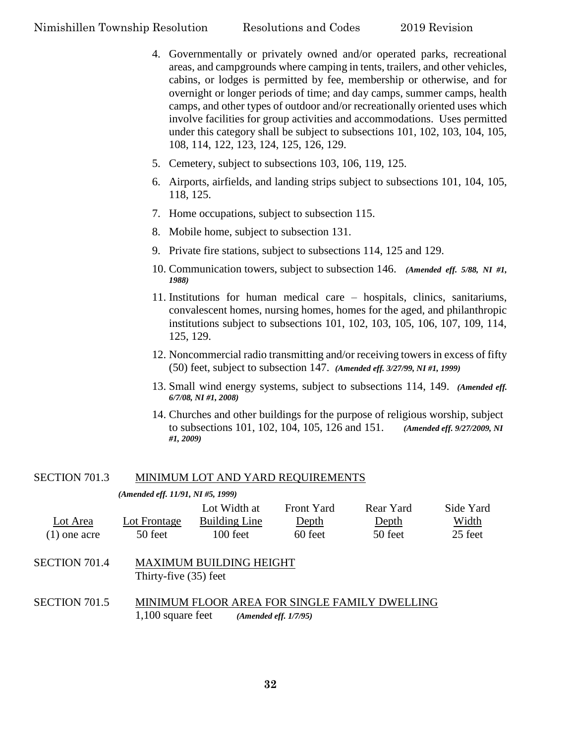4. Governmentally or privately owned and/or operated parks, recreational areas, and campgrounds where camping in tents, trailers, and other vehicles, cabins, or lodges is permitted by fee, membership or otherwise, and for overnight or longer periods of time; and day camps, summer camps, health camps, and other types of outdoor and/or recreationally oriented uses which involve facilities for group activities and accommodations. Uses permitted under this category shall be subject to subsections 101, 102, 103, 104, 105, 108, 114, 122, 123, 124, 125, 126, 129.
5. Cemetery, subject to subsections 103, 106, 119, 125.
6. Airports, airfields, and landing strips subject to subsections 101, 104, 105, 118, 125.
7. Home occupations, subject to subsection 115.
8. Mobile home, subject to subsection 131.
9. Private fire stations, subject to subsections 114, 125 and 129.
10. Communication towers, subject to subsection 146. ***(Amended eff. 5/88, NI #1, 1988)***
11. Institutions for human medical care – hospitals, clinics, sanitariums, convalescent homes, nursing homes, homes for the aged, and philanthropic institutions subject to subsections 101, 102, 103, 105, 106, 107, 109, 114, 125, 129.
12. Noncommercial radio transmitting and/or receiving towers in excess of fifty (50) feet, subject to subsection 147. ***(Amended eff. 3/27/99, NI #1, 1999)***
13. Small wind energy systems, subject to subsections 114, 149. ***(Amended eff. 6/7/08, NI #1, 2008)***
14. Churches and other buildings for the purpose of religious worship, subject to subsections 101, 102, 104, 105, 126 and 151. ***(Amended eff. 9/27/2009, NI #1, 2009)***

## SECTION 701.3 MINIMUM LOT AND YARD REQUIREMENTS

***(Amended eff. 11/91, NI #5, 1999)***

| Lot Area | Lot Frontage | Lot Width at Building Line | Front Yard Depth | Rear Yard Depth | Side Yard Width |
|---|---|---|---|---|---|
| (1) one acre | 50 feet | 100 feet | 60 feet | 50 feet | 25 feet |

## SECTION 701.4 MAXIMUM BUILDING HEIGHT

Thirty-five (35) feet

## SECTION 701.5 MINIMUM FLOOR AREA FOR SINGLE FAMILY DWELLING

1,100 square feet ***(Amended eff. 1/7/95)***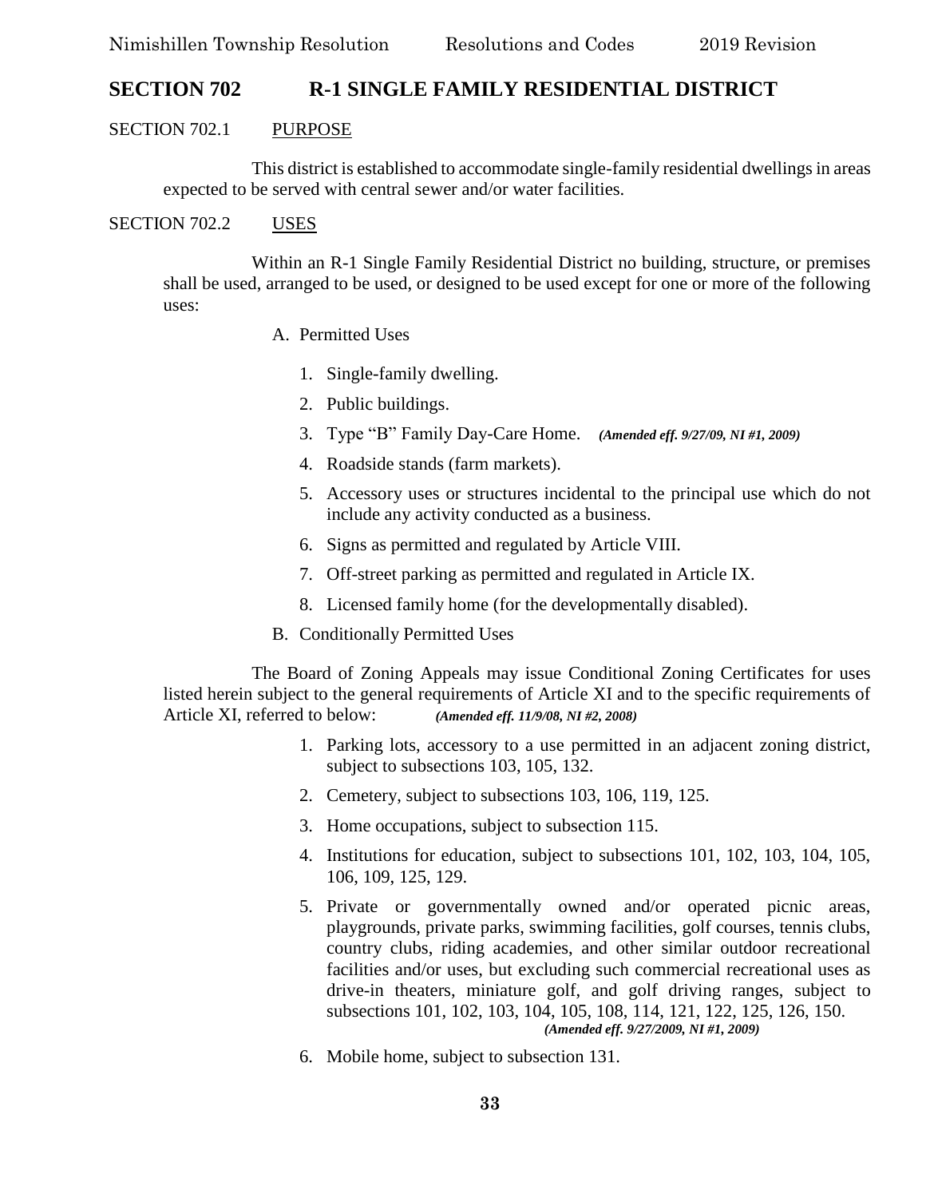## SECTION 702 R-1 SINGLE FAMILY RESIDENTIAL DISTRICT

### SECTION 702.1 PURPOSE

This district is established to accommodate single-family residential dwellings in areas expected to be served with central sewer and/or water facilities.

### SECTION 702.2 USES

Within an R-1 Single Family Residential District no building, structure, or premises shall be used, arranged to be used, or designed to be used except for one or more of the following uses:

A. Permitted Uses

1. Single-family dwelling.
2. Public buildings.
3. Type "B" Family Day-Care Home. ***(Amended eff. 9/27/09, NI #1, 2009)***
4. Roadside stands (farm markets).
5. Accessory uses or structures incidental to the principal use which do not include any activity conducted as a business.
6. Signs as permitted and regulated by Article VIII.
7. Off-street parking as permitted and regulated in Article IX.
8. Licensed family home (for the developmentally disabled).

B. Conditionally Permitted Uses

The Board of Zoning Appeals may issue Conditional Zoning Certificates for uses listed herein subject to the general requirements of Article XI and to the specific requirements of Article XI, referred to below: ***(Amended eff. 11/9/08, NI #2, 2008)***

1. Parking lots, accessory to a use permitted in an adjacent zoning district, subject to subsections 103, 105, 132.
2. Cemetery, subject to subsections 103, 106, 119, 125.
3. Home occupations, subject to subsection 115.
4. Institutions for education, subject to subsections 101, 102, 103, 104, 105, 106, 109, 125, 129.
5. Private or governmentally owned and/or operated picnic areas, playgrounds, private parks, swimming facilities, golf courses, tennis clubs, country clubs, riding academies, and other similar outdoor recreational facilities and/or uses, but excluding such commercial recreational uses as drive-in theaters, miniature golf, and golf driving ranges, subject to subsections 101, 102, 103, 104, 105, 108, 114, 121, 122, 125, 126, 150. ***(Amended eff. 9/27/2009, NI #1, 2009)***
6. Mobile home, subject to subsection 131.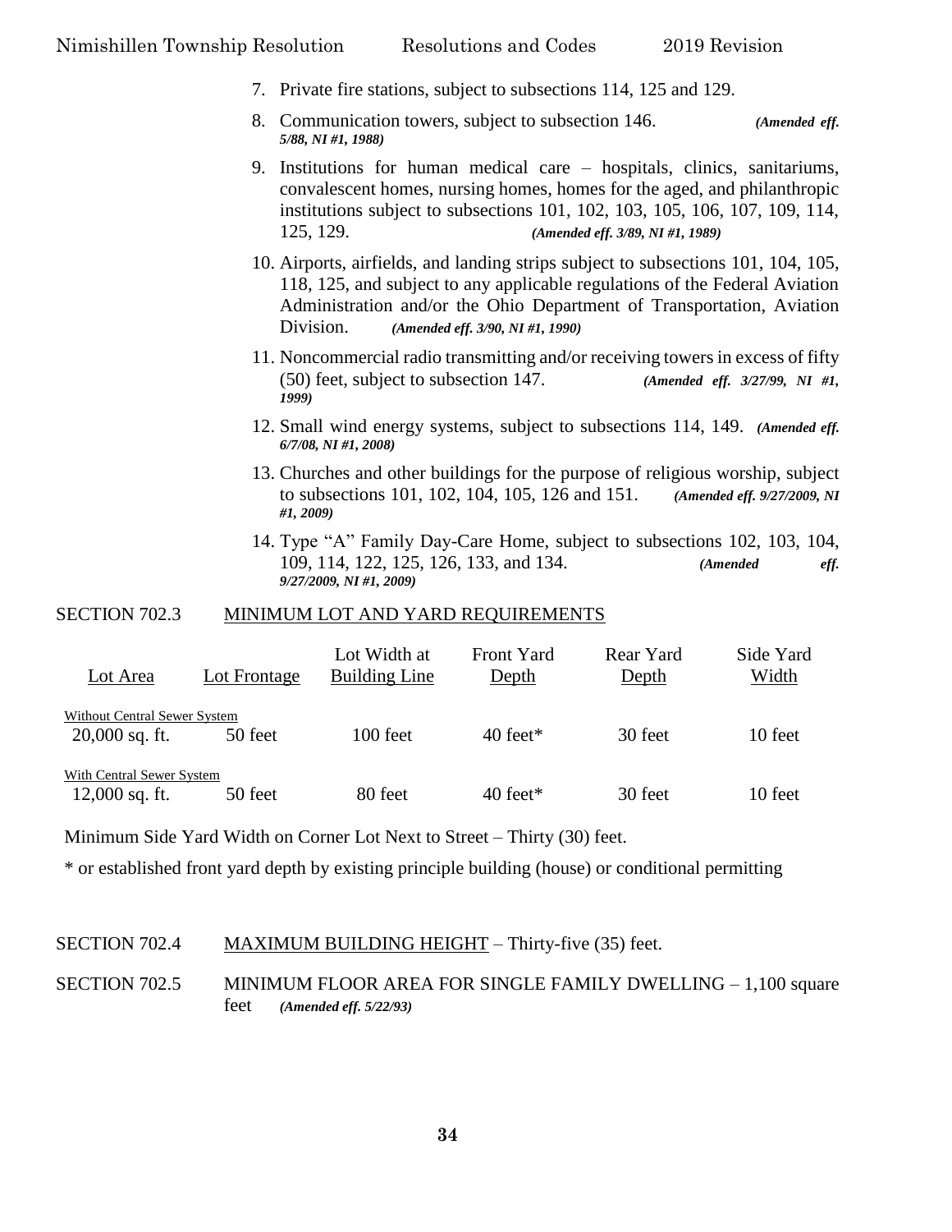7. Private fire stations, subject to subsections 114, 125 and 129.
8. Communication towers, subject to subsection 146. ***(Amended eff. 5/88, NI #1, 1988)***
9. Institutions for human medical care – hospitals, clinics, sanitariums, convalescent homes, nursing homes, homes for the aged, and philanthropic institutions subject to subsections 101, 102, 103, 105, 106, 107, 109, 114, 125, 129. ***(Amended eff. 3/89, NI #1, 1989)***
10. Airports, airfields, and landing strips subject to subsections 101, 104, 105, 118, 125, and subject to any applicable regulations of the Federal Aviation Administration and/or the Ohio Department of Transportation, Aviation Division. ***(Amended eff. 3/90, NI #1, 1990)***
11. Noncommercial radio transmitting and/or receiving towers in excess of fifty (50) feet, subject to subsection 147. ***(Amended eff. 3/27/99, NI #1, 1999)***
12. Small wind energy systems, subject to subsections 114, 149. ***(Amended eff. 6/7/08, NI #1, 2008)***
13. Churches and other buildings for the purpose of religious worship, subject to subsections 101, 102, 104, 105, 126 and 151. ***(Amended eff. 9/27/2009, NI #1, 2009)***
14. Type "A" Family Day-Care Home, subject to subsections 102, 103, 104, 109, 114, 122, 125, 126, 133, and 134. ***(Amended eff. 9/27/2009, NI #1, 2009)***

SECTION 702.3 MINIMUM LOT AND YARD REQUIREMENTS

| Lot Area | Lot Frontage | Lot Width at Building Line | Front Yard Depth | Rear Yard Depth | Side Yard Width |
|---|---|---|---|---|---|
| Without Central Sewer System | | | | | |
| 20,000 sq. ft. | 50 feet | 100 feet | 40 feet* | 30 feet | 10 feet |
| With Central Sewer System | | | | | |
| 12,000 sq. ft. | 50 feet | 80 feet | 40 feet* | 30 feet | 10 feet |

Minimum Side Yard Width on Corner Lot Next to Street – Thirty (30) feet.

* or established front yard depth by existing principle building (house) or conditional permitting

SECTION 702.4 MAXIMUM BUILDING HEIGHT – Thirty-five (35) feet.

SECTION 702.5 MINIMUM FLOOR AREA FOR SINGLE FAMILY DWELLING – 1,100 square feet ***(Amended eff. 5/22/93)***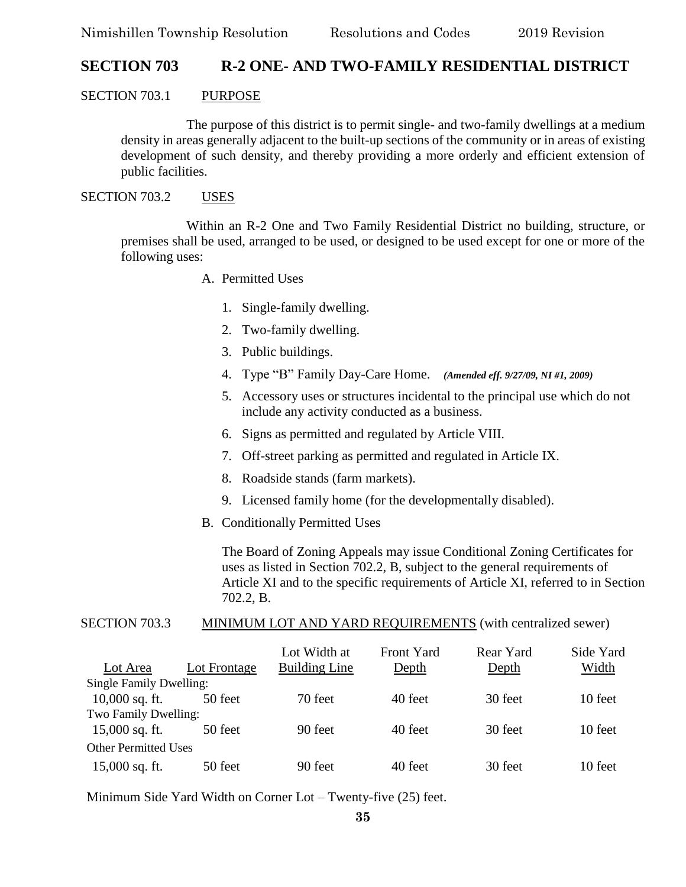# SECTION 703 R-2 ONE- AND TWO-FAMILY RESIDENTIAL DISTRICT

## SECTION 703.1 PURPOSE

The purpose of this district is to permit single- and two-family dwellings at a medium density in areas generally adjacent to the built-up sections of the community or in areas of existing development of such density, and thereby providing a more orderly and efficient extension of public facilities.

## SECTION 703.2 USES

Within an R-2 One and Two Family Residential District no building, structure, or premises shall be used, arranged to be used, or designed to be used except for one or more of the following uses:

A. Permitted Uses

1. Single-family dwelling.
2. Two-family dwelling.
3. Public buildings.
4. Type "B" Family Day-Care Home. ***(Amended eff. 9/27/09, NI #1, 2009)***
5. Accessory uses or structures incidental to the principal use which do not include any activity conducted as a business.
6. Signs as permitted and regulated by Article VIII.
7. Off-street parking as permitted and regulated in Article IX.
8. Roadside stands (farm markets).
9. Licensed family home (for the developmentally disabled).

B. Conditionally Permitted Uses

The Board of Zoning Appeals may issue Conditional Zoning Certificates for uses as listed in Section 702.2, B, subject to the general requirements of Article XI and to the specific requirements of Article XI, referred to in Section 702.2, B.

## SECTION 703.3 MINIMUM LOT AND YARD REQUIREMENTS (with centralized sewer)

| Lot Area | Lot Frontage | Lot Width at Building Line | Front Yard Depth | Rear Yard Depth | Side Yard Width |
|---|---|---|---|---|---|
| Single Family Dwelling: | | | | | |
| 10,000 sq. ft. | 50 feet | 70 feet | 40 feet | 30 feet | 10 feet |
| Two Family Dwelling: | | | | | |
| 15,000 sq. ft. | 50 feet | 90 feet | 40 feet | 30 feet | 10 feet |
| Other Permitted Uses | | | | | |
| 15,000 sq. ft. | 50 feet | 90 feet | 40 feet | 30 feet | 10 feet |

Minimum Side Yard Width on Corner Lot – Twenty-five (25) feet.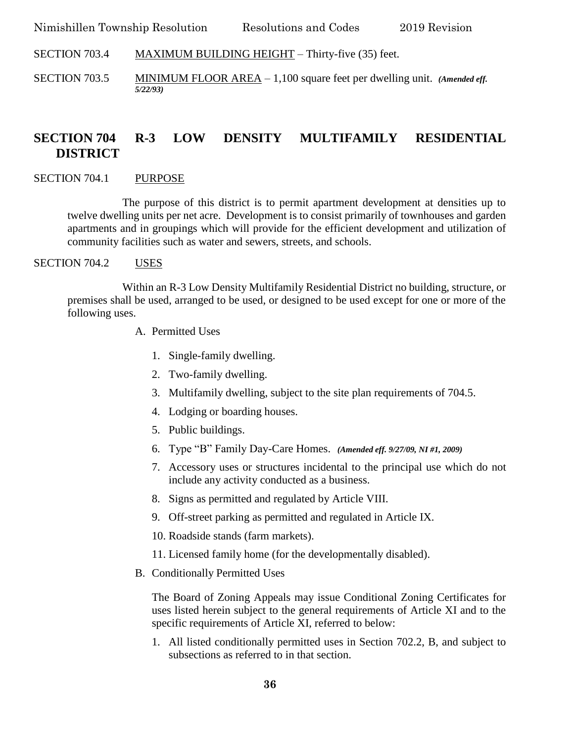SECTION 703.4 MAXIMUM BUILDING HEIGHT – Thirty-five (35) feet.

SECTION 703.5 MINIMUM FLOOR AREA – 1,100 square feet per dwelling unit. ***(Amended eff. 5/22/93)***

## SECTION 704 R-3 LOW DENSITY MULTIFAMILY RESIDENTIAL DISTRICT

SECTION 704.1 PURPOSE

The purpose of this district is to permit apartment development at densities up to twelve dwelling units per net acre. Development is to consist primarily of townhouses and garden apartments and in groupings which will provide for the efficient development and utilization of community facilities such as water and sewers, streets, and schools.

SECTION 704.2 USES

Within an R-3 Low Density Multifamily Residential District no building, structure, or premises shall be used, arranged to be used, or designed to be used except for one or more of the following uses.

A. Permitted Uses

1. Single-family dwelling.
2. Two-family dwelling.
3. Multifamily dwelling, subject to the site plan requirements of 704.5.
4. Lodging or boarding houses.
5. Public buildings.
6. Type "B" Family Day-Care Homes. ***(Amended eff. 9/27/09, NI #1, 2009)***
7. Accessory uses or structures incidental to the principal use which do not include any activity conducted as a business.
8. Signs as permitted and regulated by Article VIII.
9. Off-street parking as permitted and regulated in Article IX.
10. Roadside stands (farm markets).
11. Licensed family home (for the developmentally disabled).

B. Conditionally Permitted Uses

The Board of Zoning Appeals may issue Conditional Zoning Certificates for uses listed herein subject to the general requirements of Article XI and to the specific requirements of Article XI, referred to below:

1. All listed conditionally permitted uses in Section 702.2, B, and subject to subsections as referred to in that section.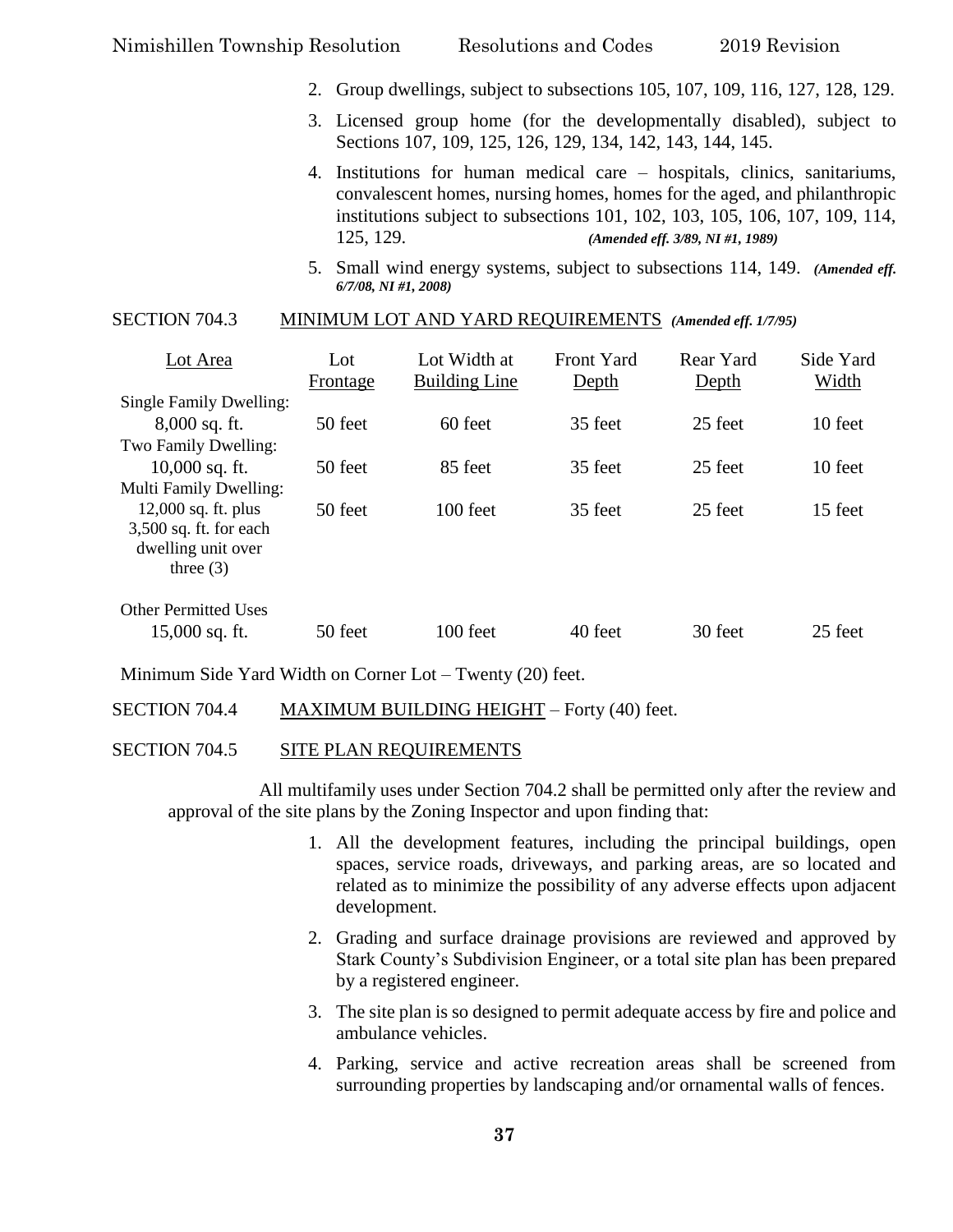2. Group dwellings, subject to subsections 105, 107, 109, 116, 127, 128, 129.
3. Licensed group home (for the developmentally disabled), subject to Sections 107, 109, 125, 126, 129, 134, 142, 143, 144, 145.
4. Institutions for human medical care – hospitals, clinics, sanitariums, convalescent homes, nursing homes, homes for the aged, and philanthropic institutions subject to subsections 101, 102, 103, 105, 106, 107, 109, 114, 125, 129. ***(Amended eff. 3/89, NI #1, 1989)***
5. Small wind energy systems, subject to subsections 114, 149. ***(Amended eff. 6/7/08, NI #1, 2008)***

SECTION 704.3 MINIMUM LOT AND YARD REQUIREMENTS ***(Amended eff. 1/7/95)***

| Lot Area | Lot Frontage | Lot Width at Building Line | Front Yard Depth | Rear Yard Depth | Side Yard Width |
|---|---|---|---|---|---|
| Single Family Dwelling: 8,000 sq. ft. | 50 feet | 60 feet | 35 feet | 25 feet | 10 feet |
| Two Family Dwelling: 10,000 sq. ft. | 50 feet | 85 feet | 35 feet | 25 feet | 10 feet |
| Multi Family Dwelling: 12,000 sq. ft. plus 3,500 sq. ft. for each dwelling unit over three (3) | 50 feet | 100 feet | 35 feet | 25 feet | 15 feet |
| Other Permitted Uses 15,000 sq. ft. | 50 feet | 100 feet | 40 feet | 30 feet | 25 feet |

Minimum Side Yard Width on Corner Lot – Twenty (20) feet.

SECTION 704.4 MAXIMUM BUILDING HEIGHT – Forty (40) feet.

SECTION 704.5 SITE PLAN REQUIREMENTS

All multifamily uses under Section 704.2 shall be permitted only after the review and approval of the site plans by the Zoning Inspector and upon finding that:

1. All the development features, including the principal buildings, open spaces, service roads, driveways, and parking areas, are so located and related as to minimize the possibility of any adverse effects upon adjacent development.
2. Grading and surface drainage provisions are reviewed and approved by Stark County's Subdivision Engineer, or a total site plan has been prepared by a registered engineer.
3. The site plan is so designed to permit adequate access by fire and police and ambulance vehicles.
4. Parking, service and active recreation areas shall be screened from surrounding properties by landscaping and/or ornamental walls of fences.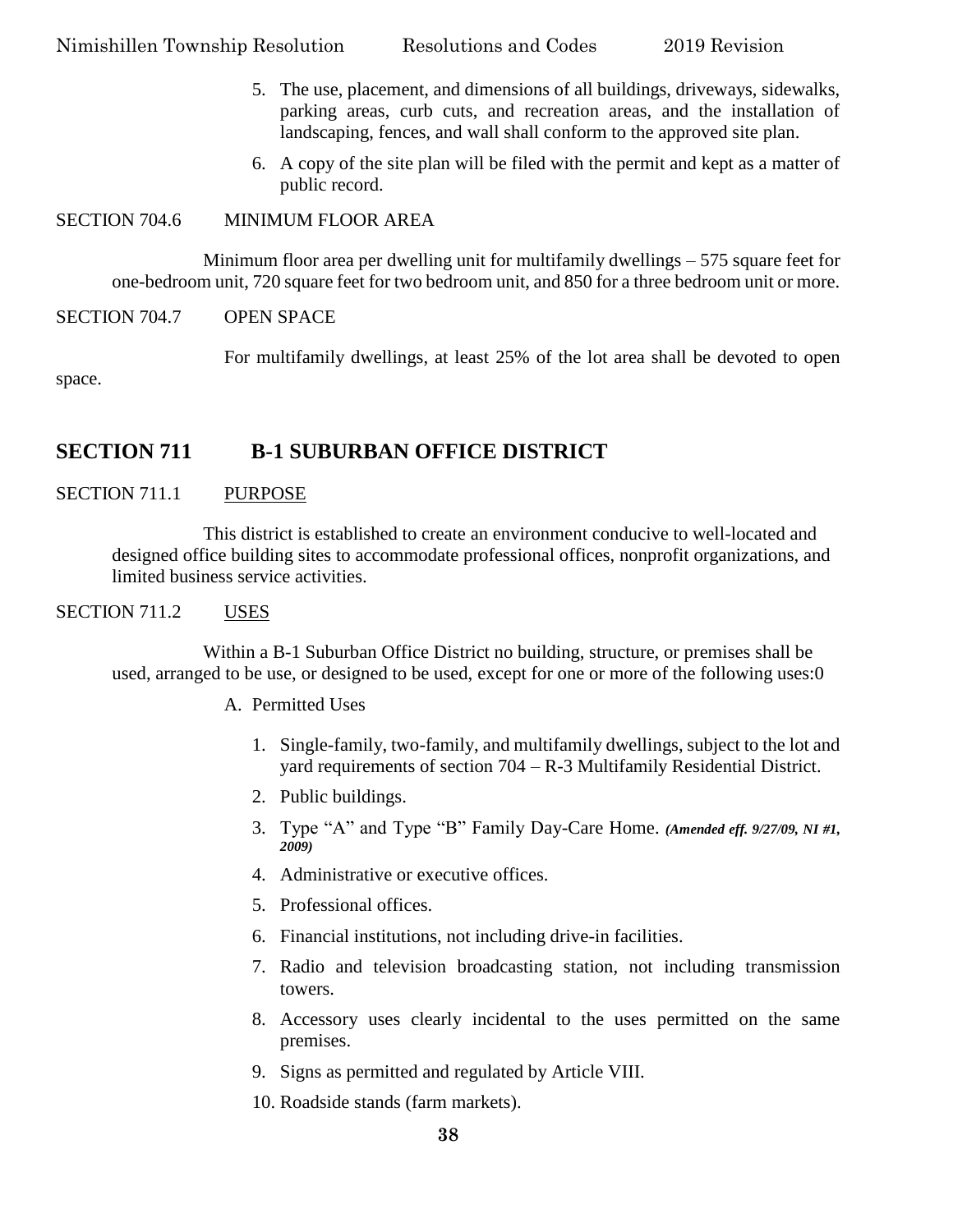5. The use, placement, and dimensions of all buildings, driveways, sidewalks, parking areas, curb cuts, and recreation areas, and the installation of landscaping, fences, and wall shall conform to the approved site plan.

6. A copy of the site plan will be filed with the permit and kept as a matter of public record.

SECTION 704.6 MINIMUM FLOOR AREA

Minimum floor area per dwelling unit for multifamily dwellings – 575 square feet for one-bedroom unit, 720 square feet for two bedroom unit, and 850 for a three bedroom unit or more.

SECTION 704.7 OPEN SPACE

For multifamily dwellings, at least 25% of the lot area shall be devoted to open space.

## SECTION 711 B-1 SUBURBAN OFFICE DISTRICT

SECTION 711.1 PURPOSE

This district is established to create an environment conducive to well-located and designed office building sites to accommodate professional offices, nonprofit organizations, and limited business service activities.

SECTION 711.2 USES

Within a B-1 Suburban Office District no building, structure, or premises shall be used, arranged to be use, or designed to be used, except for one or more of the following uses:0

A. Permitted Uses

1. Single-family, two-family, and multifamily dwellings, subject to the lot and yard requirements of section 704 – R-3 Multifamily Residential District.
2. Public buildings.
3. Type "A" and Type "B" Family Day-Care Home. ***(Amended eff. 9/27/09, NI #1, 2009)***
4. Administrative or executive offices.
5. Professional offices.
6. Financial institutions, not including drive-in facilities.
7. Radio and television broadcasting station, not including transmission towers.
8. Accessory uses clearly incidental to the uses permitted on the same premises.
9. Signs as permitted and regulated by Article VIII.
10. Roadside stands (farm markets).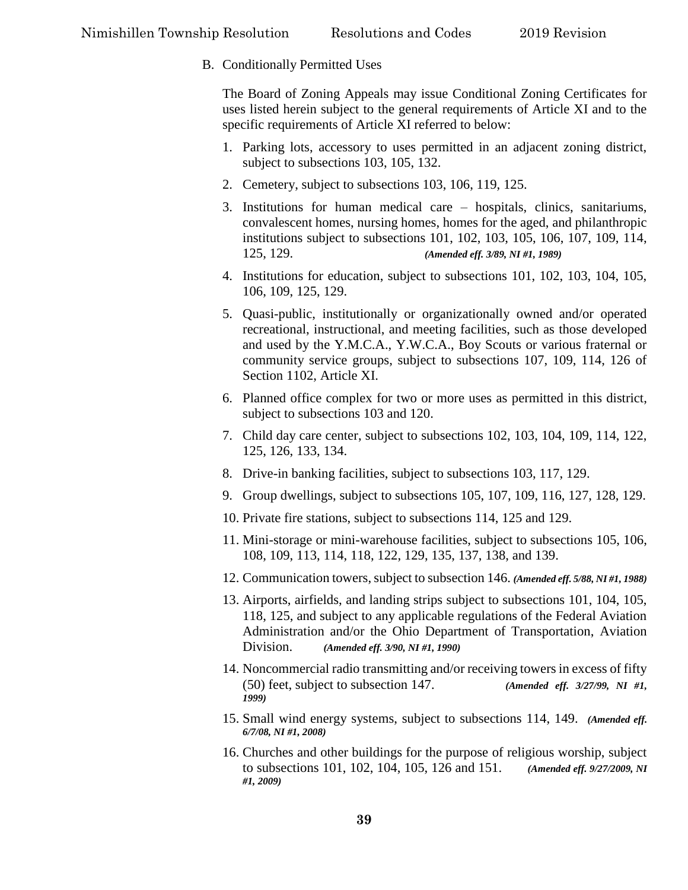B. Conditionally Permitted Uses

The Board of Zoning Appeals may issue Conditional Zoning Certificates for uses listed herein subject to the general requirements of Article XI and to the specific requirements of Article XI referred to below:

1. Parking lots, accessory to uses permitted in an adjacent zoning district, subject to subsections 103, 105, 132.
2. Cemetery, subject to subsections 103, 106, 119, 125.
3. Institutions for human medical care – hospitals, clinics, sanitariums, convalescent homes, nursing homes, homes for the aged, and philanthropic institutions subject to subsections 101, 102, 103, 105, 106, 107, 109, 114, 125, 129. ***(Amended eff. 3/89, NI #1, 1989)***
4. Institutions for education, subject to subsections 101, 102, 103, 104, 105, 106, 109, 125, 129.
5. Quasi-public, institutionally or organizationally owned and/or operated recreational, instructional, and meeting facilities, such as those developed and used by the Y.M.C.A., Y.W.C.A., Boy Scouts or various fraternal or community service groups, subject to subsections 107, 109, 114, 126 of Section 1102, Article XI.
6. Planned office complex for two or more uses as permitted in this district, subject to subsections 103 and 120.
7. Child day care center, subject to subsections 102, 103, 104, 109, 114, 122, 125, 126, 133, 134.
8. Drive-in banking facilities, subject to subsections 103, 117, 129.
9. Group dwellings, subject to subsections 105, 107, 109, 116, 127, 128, 129.
10. Private fire stations, subject to subsections 114, 125 and 129.
11. Mini-storage or mini-warehouse facilities, subject to subsections 105, 106, 108, 109, 113, 114, 118, 122, 129, 135, 137, 138, and 139.
12. Communication towers, subject to subsection 146. ***(Amended eff. 5/88, NI #1, 1988)***
13. Airports, airfields, and landing strips subject to subsections 101, 104, 105, 118, 125, and subject to any applicable regulations of the Federal Aviation Administration and/or the Ohio Department of Transportation, Aviation Division. ***(Amended eff. 3/90, NI #1, 1990)***
14. Noncommercial radio transmitting and/or receiving towers in excess of fifty (50) feet, subject to subsection 147. ***(Amended eff. 3/27/99, NI #1, 1999)***
15. Small wind energy systems, subject to subsections 114, 149. ***(Amended eff. 6/7/08, NI #1, 2008)***
16. Churches and other buildings for the purpose of religious worship, subject to subsections 101, 102, 104, 105, 126 and 151. ***(Amended eff. 9/27/2009, NI #1, 2009)***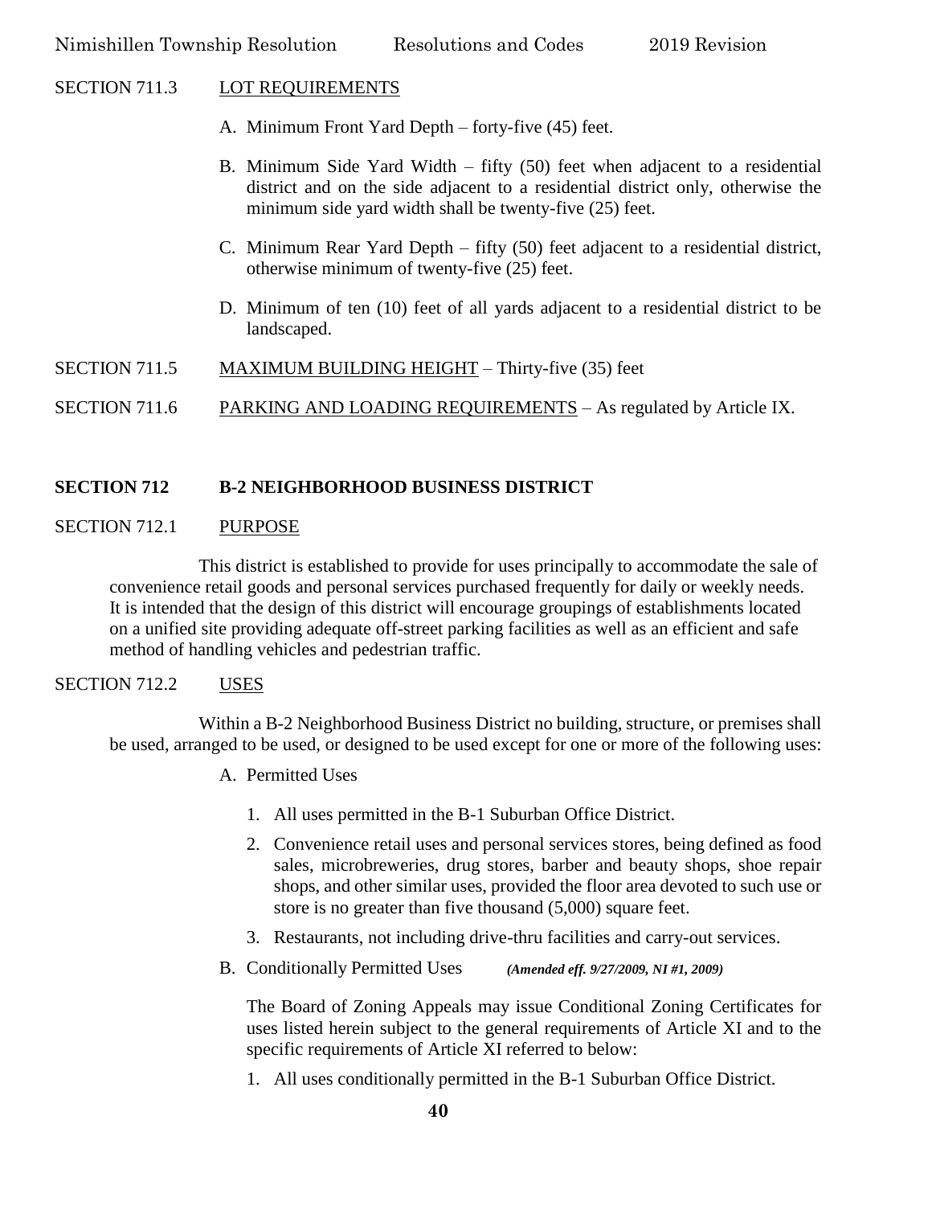SECTION 711.3 LOT REQUIREMENTS

A. Minimum Front Yard Depth – forty-five (45) feet.

B. Minimum Side Yard Width – fifty (50) feet when adjacent to a residential district and on the side adjacent to a residential district only, otherwise the minimum side yard width shall be twenty-five (25) feet.

C. Minimum Rear Yard Depth – fifty (50) feet adjacent to a residential district, otherwise minimum of twenty-five (25) feet.

D. Minimum of ten (10) feet of all yards adjacent to a residential district to be landscaped.

SECTION 711.5 MAXIMUM BUILDING HEIGHT – Thirty-five (35) feet

SECTION 711.6 PARKING AND LOADING REQUIREMENTS – As regulated by Article IX.

## SECTION 712 B-2 NEIGHBORHOOD BUSINESS DISTRICT

SECTION 712.1 PURPOSE

This district is established to provide for uses principally to accommodate the sale of convenience retail goods and personal services purchased frequently for daily or weekly needs. It is intended that the design of this district will encourage groupings of establishments located on a unified site providing adequate off-street parking facilities as well as an efficient and safe method of handling vehicles and pedestrian traffic.

SECTION 712.2 USES

Within a B-2 Neighborhood Business District no building, structure, or premises shall be used, arranged to be used, or designed to be used except for one or more of the following uses:

A. Permitted Uses

1. All uses permitted in the B-1 Suburban Office District.
2. Convenience retail uses and personal services stores, being defined as food sales, microbreweries, drug stores, barber and beauty shops, shoe repair shops, and other similar uses, provided the floor area devoted to such use or store is no greater than five thousand (5,000) square feet.
3. Restaurants, not including drive-thru facilities and carry-out services.

B. Conditionally Permitted Uses ***(Amended eff. 9/27/2009, NI #1, 2009)***

The Board of Zoning Appeals may issue Conditional Zoning Certificates for uses listed herein subject to the general requirements of Article XI and to the specific requirements of Article XI referred to below:

1. All uses conditionally permitted in the B-1 Suburban Office District.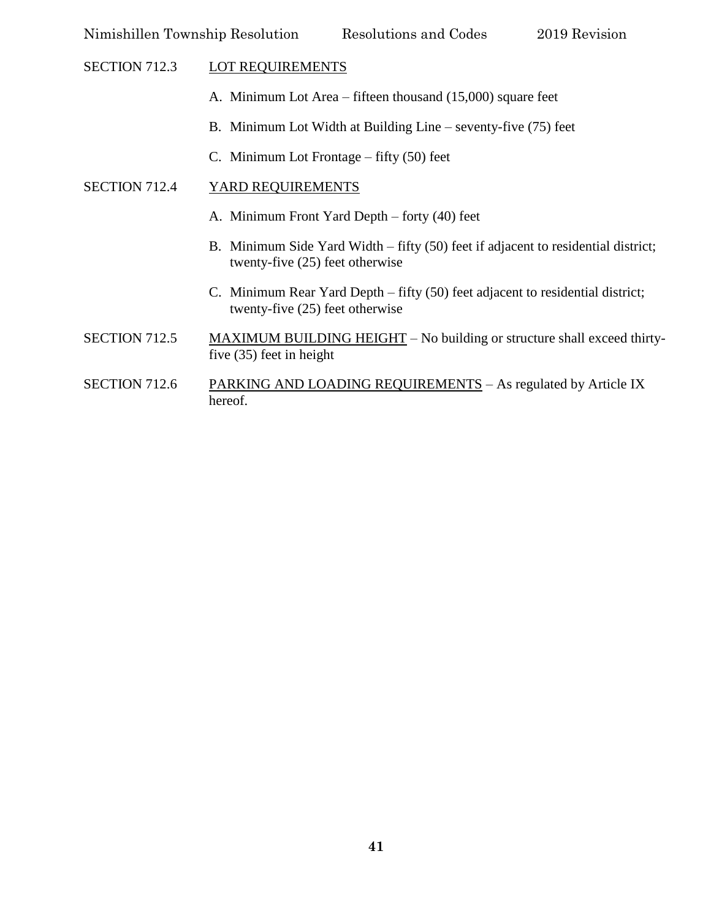SECTION 712.3 LOT REQUIREMENTS

A. Minimum Lot Area – fifteen thousand (15,000) square feet

B. Minimum Lot Width at Building Line – seventy-five (75) feet

C. Minimum Lot Frontage – fifty (50) feet

SECTION 712.4 YARD REQUIREMENTS

A. Minimum Front Yard Depth – forty (40) feet

B. Minimum Side Yard Width – fifty (50) feet if adjacent to residential district; twenty-five (25) feet otherwise

C. Minimum Rear Yard Depth – fifty (50) feet adjacent to residential district; twenty-five (25) feet otherwise

SECTION 712.5 MAXIMUM BUILDING HEIGHT – No building or structure shall exceed thirty-five (35) feet in height

SECTION 712.6 PARKING AND LOADING REQUIREMENTS – As regulated by Article IX hereof.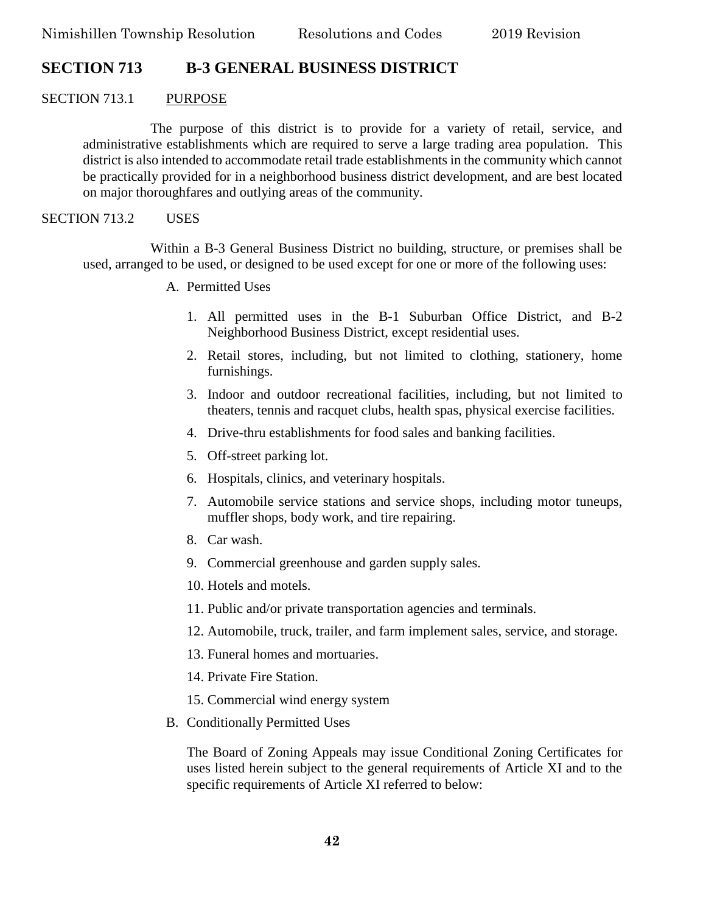## SECTION 713 B-3 GENERAL BUSINESS DISTRICT

### SECTION 713.1 PURPOSE

The purpose of this district is to provide for a variety of retail, service, and administrative establishments which are required to serve a large trading area population. This district is also intended to accommodate retail trade establishments in the community which cannot be practically provided for in a neighborhood business district development, and are best located on major thoroughfares and outlying areas of the community.

### SECTION 713.2 USES

Within a B-3 General Business District no building, structure, or premises shall be used, arranged to be used, or designed to be used except for one or more of the following uses:

A. Permitted Uses

1. All permitted uses in the B-1 Suburban Office District, and B-2 Neighborhood Business District, except residential uses.
2. Retail stores, including, but not limited to clothing, stationery, home furnishings.
3. Indoor and outdoor recreational facilities, including, but not limited to theaters, tennis and racquet clubs, health spas, physical exercise facilities.
4. Drive-thru establishments for food sales and banking facilities.
5. Off-street parking lot.
6. Hospitals, clinics, and veterinary hospitals.
7. Automobile service stations and service shops, including motor tuneups, muffler shops, body work, and tire repairing.
8. Car wash.
9. Commercial greenhouse and garden supply sales.
10. Hotels and motels.
11. Public and/or private transportation agencies and terminals.
12. Automobile, truck, trailer, and farm implement sales, service, and storage.
13. Funeral homes and mortuaries.
14. Private Fire Station.
15. Commercial wind energy system

B. Conditionally Permitted Uses

The Board of Zoning Appeals may issue Conditional Zoning Certificates for uses listed herein subject to the general requirements of Article XI and to the specific requirements of Article XI referred to below: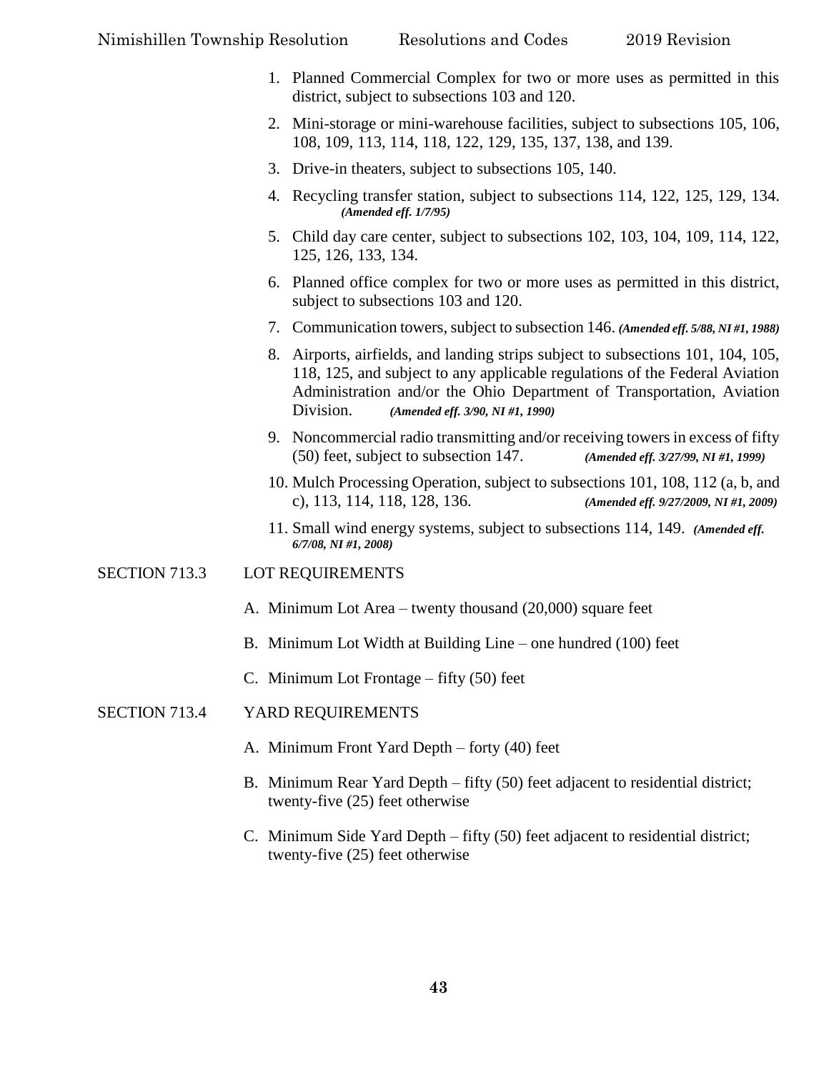1. Planned Commercial Complex for two or more uses as permitted in this district, subject to subsections 103 and 120.
2. Mini-storage or mini-warehouse facilities, subject to subsections 105, 106, 108, 109, 113, 114, 118, 122, 129, 135, 137, 138, and 139.
3. Drive-in theaters, subject to subsections 105, 140.
4. Recycling transfer station, subject to subsections 114, 122, 125, 129, 134. ***(Amended eff. 1/7/95)***
5. Child day care center, subject to subsections 102, 103, 104, 109, 114, 122, 125, 126, 133, 134.
6. Planned office complex for two or more uses as permitted in this district, subject to subsections 103 and 120.
7. Communication towers, subject to subsection 146. ***(Amended eff. 5/88, NI #1, 1988)***
8. Airports, airfields, and landing strips subject to subsections 101, 104, 105, 118, 125, and subject to any applicable regulations of the Federal Aviation Administration and/or the Ohio Department of Transportation, Aviation Division. ***(Amended eff. 3/90, NI #1, 1990)***
9. Noncommercial radio transmitting and/or receiving towers in excess of fifty (50) feet, subject to subsection 147. ***(Amended eff. 3/27/99, NI #1, 1999)***
10. Mulch Processing Operation, subject to subsections 101, 108, 112 (a, b, and c), 113, 114, 118, 128, 136. ***(Amended eff. 9/27/2009, NI #1, 2009)***
11. Small wind energy systems, subject to subsections 114, 149. ***(Amended eff. 6/7/08, NI #1, 2008)***

SECTION 713.3 LOT REQUIREMENTS

A. Minimum Lot Area – twenty thousand (20,000) square feet

B. Minimum Lot Width at Building Line – one hundred (100) feet

C. Minimum Lot Frontage – fifty (50) feet

SECTION 713.4 YARD REQUIREMENTS

A. Minimum Front Yard Depth – forty (40) feet

B. Minimum Rear Yard Depth – fifty (50) feet adjacent to residential district; twenty-five (25) feet otherwise

C. Minimum Side Yard Depth – fifty (50) feet adjacent to residential district; twenty-five (25) feet otherwise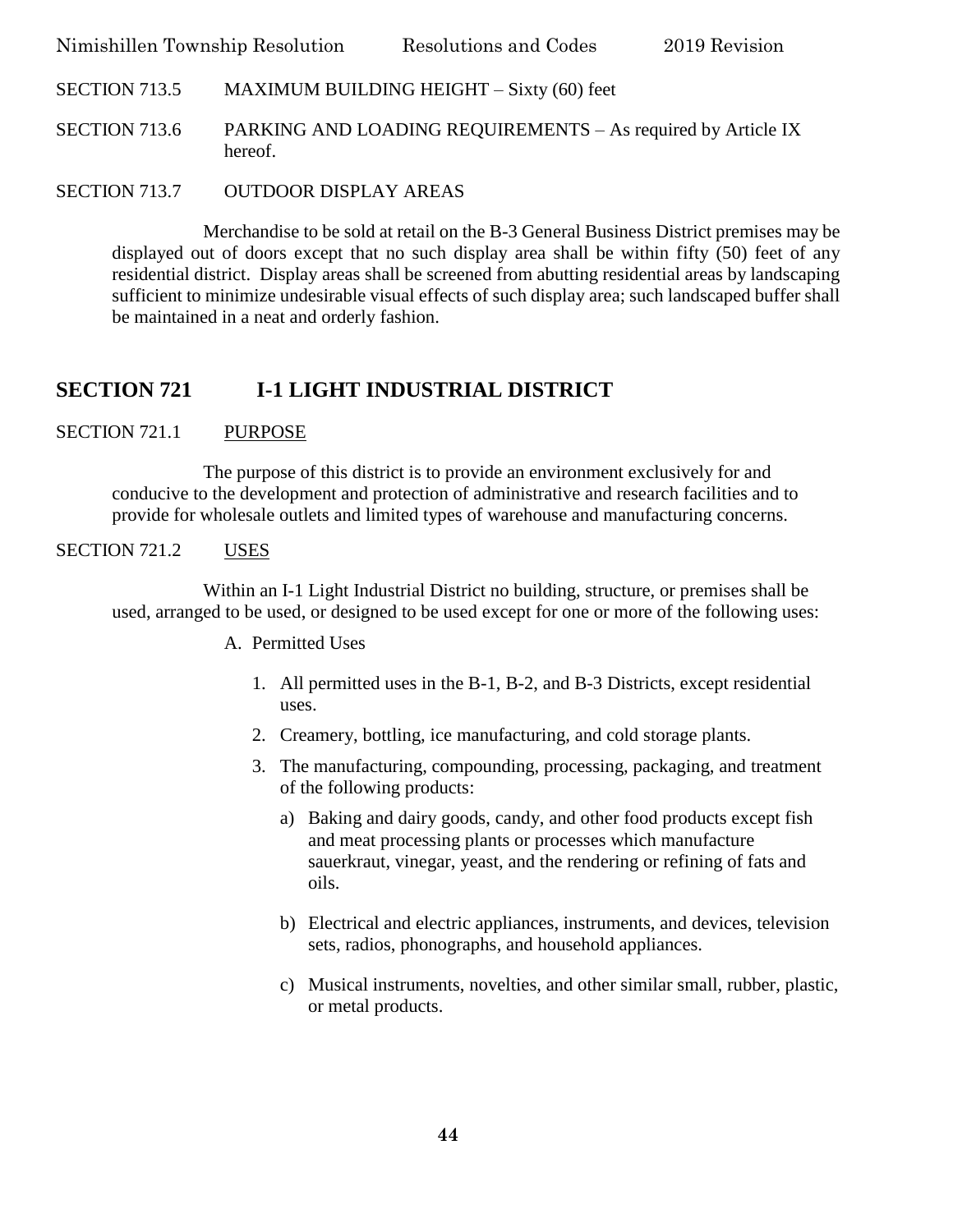SECTION 713.5 MAXIMUM BUILDING HEIGHT – Sixty (60) feet

SECTION 713.6 PARKING AND LOADING REQUIREMENTS – As required by Article IX hereof.

SECTION 713.7 OUTDOOR DISPLAY AREAS

Merchandise to be sold at retail on the B-3 General Business District premises may be displayed out of doors except that no such display area shall be within fifty (50) feet of any residential district. Display areas shall be screened from abutting residential areas by landscaping sufficient to minimize undesirable visual effects of such display area; such landscaped buffer shall be maintained in a neat and orderly fashion.

## SECTION 721 I-1 LIGHT INDUSTRIAL DISTRICT

SECTION 721.1 PURPOSE

The purpose of this district is to provide an environment exclusively for and conducive to the development and protection of administrative and research facilities and to provide for wholesale outlets and limited types of warehouse and manufacturing concerns.

SECTION 721.2 USES

Within an I-1 Light Industrial District no building, structure, or premises shall be used, arranged to be used, or designed to be used except for one or more of the following uses:

A. Permitted Uses

1. All permitted uses in the B-1, B-2, and B-3 Districts, except residential uses.
2. Creamery, bottling, ice manufacturing, and cold storage plants.
3. The manufacturing, compounding, processing, packaging, and treatment of the following products:
   a) Baking and dairy goods, candy, and other food products except fish and meat processing plants or processes which manufacture sauerkraut, vinegar, yeast, and the rendering or refining of fats and oils.
   b) Electrical and electric appliances, instruments, and devices, television sets, radios, phonographs, and household appliances.
   c) Musical instruments, novelties, and other similar small, rubber, plastic, or metal products.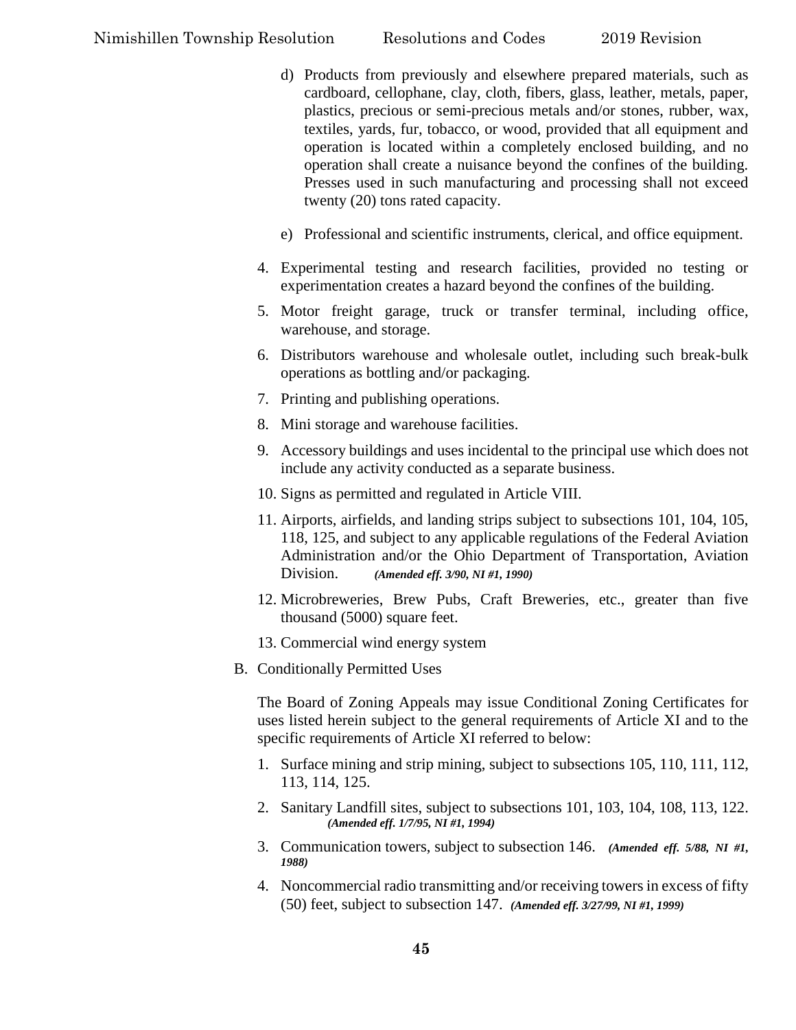d) Products from previously and elsewhere prepared materials, such as cardboard, cellophane, clay, cloth, fibers, glass, leather, metals, paper, plastics, precious or semi-precious metals and/or stones, rubber, wax, textiles, yards, fur, tobacco, or wood, provided that all equipment and operation is located within a completely enclosed building, and no operation shall create a nuisance beyond the confines of the building. Presses used in such manufacturing and processing shall not exceed twenty (20) tons rated capacity.

   e) Professional and scientific instruments, clerical, and office equipment.

4. Experimental testing and research facilities, provided no testing or experimentation creates a hazard beyond the confines of the building.
5. Motor freight garage, truck or transfer terminal, including office, warehouse, and storage.
6. Distributors warehouse and wholesale outlet, including such break-bulk operations as bottling and/or packaging.
7. Printing and publishing operations.
8. Mini storage and warehouse facilities.
9. Accessory buildings and uses incidental to the principal use which does not include any activity conducted as a separate business.
10. Signs as permitted and regulated in Article VIII.
11. Airports, airfields, and landing strips subject to subsections 101, 104, 105, 118, 125, and subject to any applicable regulations of the Federal Aviation Administration and/or the Ohio Department of Transportation, Aviation Division. ***(Amended eff. 3/90, NI #1, 1990)***
12. Microbreweries, Brew Pubs, Craft Breweries, etc., greater than five thousand (5000) square feet.
13. Commercial wind energy system

B. Conditionally Permitted Uses

The Board of Zoning Appeals may issue Conditional Zoning Certificates for uses listed herein subject to the general requirements of Article XI and to the specific requirements of Article XI referred to below:

1. Surface mining and strip mining, subject to subsections 105, 110, 111, 112, 113, 114, 125.
2. Sanitary Landfill sites, subject to subsections 101, 103, 104, 108, 113, 122. ***(Amended eff. 1/7/95, NI #1, 1994)***
3. Communication towers, subject to subsection 146. ***(Amended eff. 5/88, NI #1, 1988)***
4. Noncommercial radio transmitting and/or receiving towers in excess of fifty (50) feet, subject to subsection 147. ***(Amended eff. 3/27/99, NI #1, 1999)***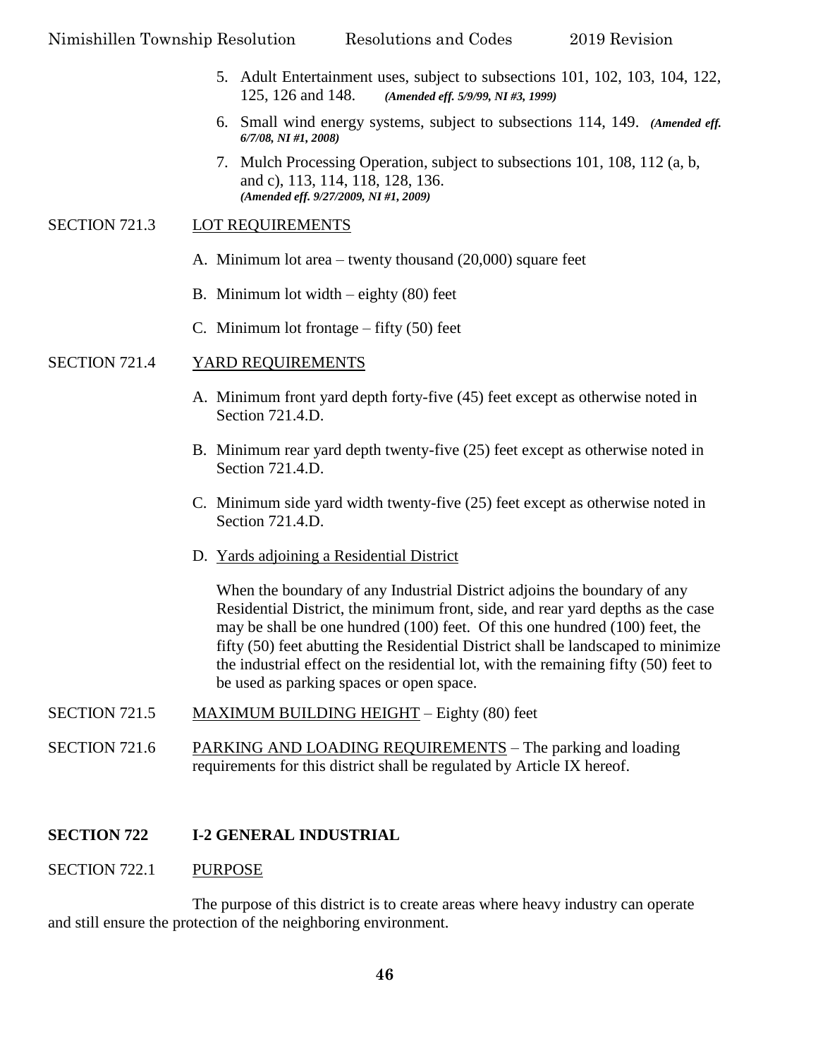5. Adult Entertainment uses, subject to subsections 101, 102, 103, 104, 122, 125, 126 and 148. ***(Amended eff. 5/9/99, NI #3, 1999)***

6. Small wind energy systems, subject to subsections 114, 149. ***(Amended eff. 6/7/08, NI #1, 2008)***

7. Mulch Processing Operation, subject to subsections 101, 108, 112 (a, b, and c), 113, 114, 118, 128, 136. ***(Amended eff. 9/27/2009, NI #1, 2009)***

SECTION 721.3 LOT REQUIREMENTS

A. Minimum lot area – twenty thousand (20,000) square feet

B. Minimum lot width – eighty (80) feet

C. Minimum lot frontage – fifty (50) feet

SECTION 721.4 YARD REQUIREMENTS

A. Minimum front yard depth forty-five (45) feet except as otherwise noted in Section 721.4.D.

B. Minimum rear yard depth twenty-five (25) feet except as otherwise noted in Section 721.4.D.

C. Minimum side yard width twenty-five (25) feet except as otherwise noted in Section 721.4.D.

D. Yards adjoining a Residential District

When the boundary of any Industrial District adjoins the boundary of any Residential District, the minimum front, side, and rear yard depths as the case may be shall be one hundred (100) feet. Of this one hundred (100) feet, the fifty (50) feet abutting the Residential District shall be landscaped to minimize the industrial effect on the residential lot, with the remaining fifty (50) feet to be used as parking spaces or open space.

SECTION 721.5 MAXIMUM BUILDING HEIGHT – Eighty (80) feet

SECTION 721.6 PARKING AND LOADING REQUIREMENTS – The parking and loading requirements for this district shall be regulated by Article IX hereof.

## SECTION 722 I-2 GENERAL INDUSTRIAL

SECTION 722.1 PURPOSE

The purpose of this district is to create areas where heavy industry can operate and still ensure the protection of the neighboring environment.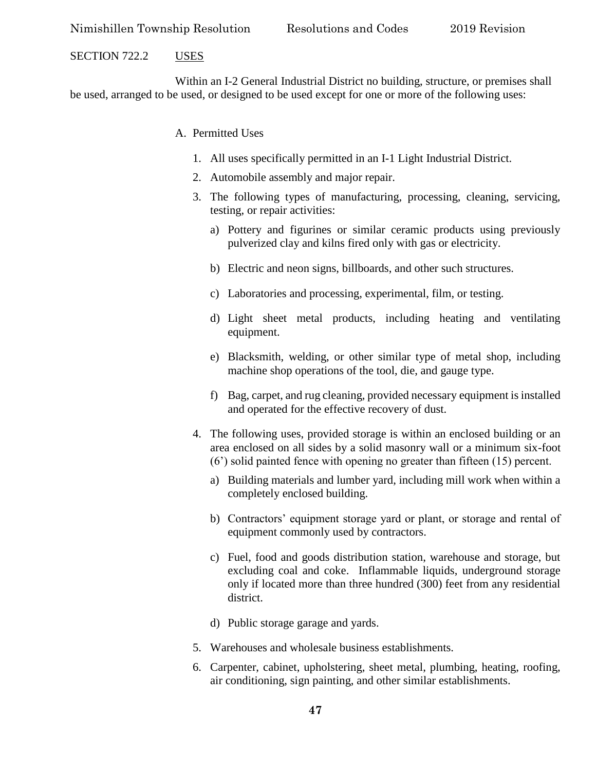SECTION 722.2 USES

Within an I-2 General Industrial District no building, structure, or premises shall be used, arranged to be used, or designed to be used except for one or more of the following uses:

A. Permitted Uses

1. All uses specifically permitted in an I-1 Light Industrial District.
2. Automobile assembly and major repair.
3. The following types of manufacturing, processing, cleaning, servicing, testing, or repair activities:
   a) Pottery and figurines or similar ceramic products using previously pulverized clay and kilns fired only with gas or electricity.
   b) Electric and neon signs, billboards, and other such structures.
   c) Laboratories and processing, experimental, film, or testing.
   d) Light sheet metal products, including heating and ventilating equipment.
   e) Blacksmith, welding, or other similar type of metal shop, including machine shop operations of the tool, die, and gauge type.
   f) Bag, carpet, and rug cleaning, provided necessary equipment is installed and operated for the effective recovery of dust.
4. The following uses, provided storage is within an enclosed building or an area enclosed on all sides by a solid masonry wall or a minimum six-foot (6') solid painted fence with opening no greater than fifteen (15) percent.
   a) Building materials and lumber yard, including mill work when within a completely enclosed building.
   b) Contractors' equipment storage yard or plant, or storage and rental of equipment commonly used by contractors.
   c) Fuel, food and goods distribution station, warehouse and storage, but excluding coal and coke. Inflammable liquids, underground storage only if located more than three hundred (300) feet from any residential district.
   d) Public storage garage and yards.
5. Warehouses and wholesale business establishments.
6. Carpenter, cabinet, upholstering, sheet metal, plumbing, heating, roofing, air conditioning, sign painting, and other similar establishments.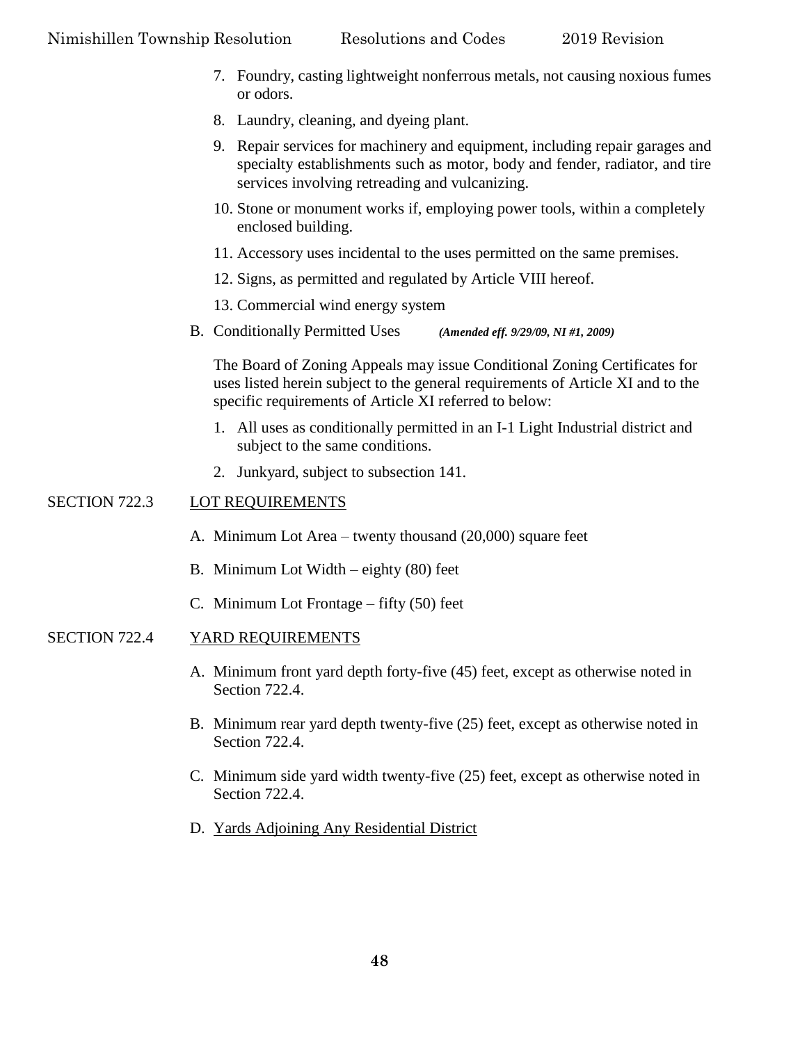7. Foundry, casting lightweight nonferrous metals, not causing noxious fumes or odors.
8. Laundry, cleaning, and dyeing plant.
9. Repair services for machinery and equipment, including repair garages and specialty establishments such as motor, body and fender, radiator, and tire services involving retreading and vulcanizing.
10. Stone or monument works if, employing power tools, within a completely enclosed building.
11. Accessory uses incidental to the uses permitted on the same premises.
12. Signs, as permitted and regulated by Article VIII hereof.
13. Commercial wind energy system

B. Conditionally Permitted Uses ***(Amended eff. 9/29/09, NI #1, 2009)***

The Board of Zoning Appeals may issue Conditional Zoning Certificates for uses listed herein subject to the general requirements of Article XI and to the specific requirements of Article XI referred to below:

1. All uses as conditionally permitted in an I-1 Light Industrial district and subject to the same conditions.
2. Junkyard, subject to subsection 141.

SECTION 722.3 LOT REQUIREMENTS

A. Minimum Lot Area – twenty thousand (20,000) square feet

B. Minimum Lot Width – eighty (80) feet

C. Minimum Lot Frontage – fifty (50) feet

SECTION 722.4 YARD REQUIREMENTS

A. Minimum front yard depth forty-five (45) feet, except as otherwise noted in Section 722.4.

B. Minimum rear yard depth twenty-five (25) feet, except as otherwise noted in Section 722.4.

C. Minimum side yard width twenty-five (25) feet, except as otherwise noted in Section 722.4.

D. Yards Adjoining Any Residential District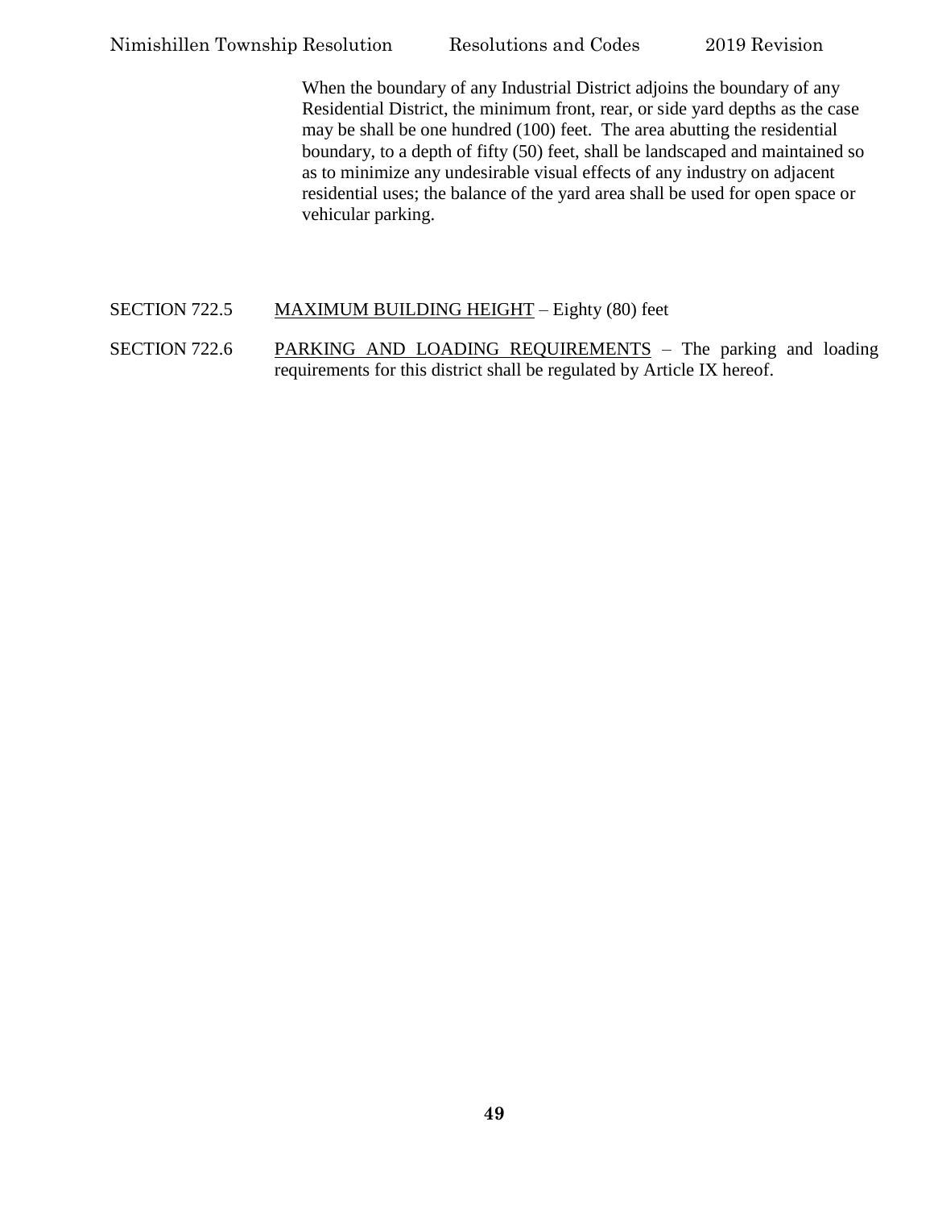When the boundary of any Industrial District adjoins the boundary of any Residential District, the minimum front, rear, or side yard depths as the case may be shall be one hundred (100) feet. The area abutting the residential boundary, to a depth of fifty (50) feet, shall be landscaped and maintained so as to minimize any undesirable visual effects of any industry on adjacent residential uses; the balance of the yard area shall be used for open space or vehicular parking.

SECTION 722.5 MAXIMUM BUILDING HEIGHT – Eighty (80) feet

SECTION 722.6 PARKING AND LOADING REQUIREMENTS – The parking and loading requirements for this district shall be regulated by Article IX hereof.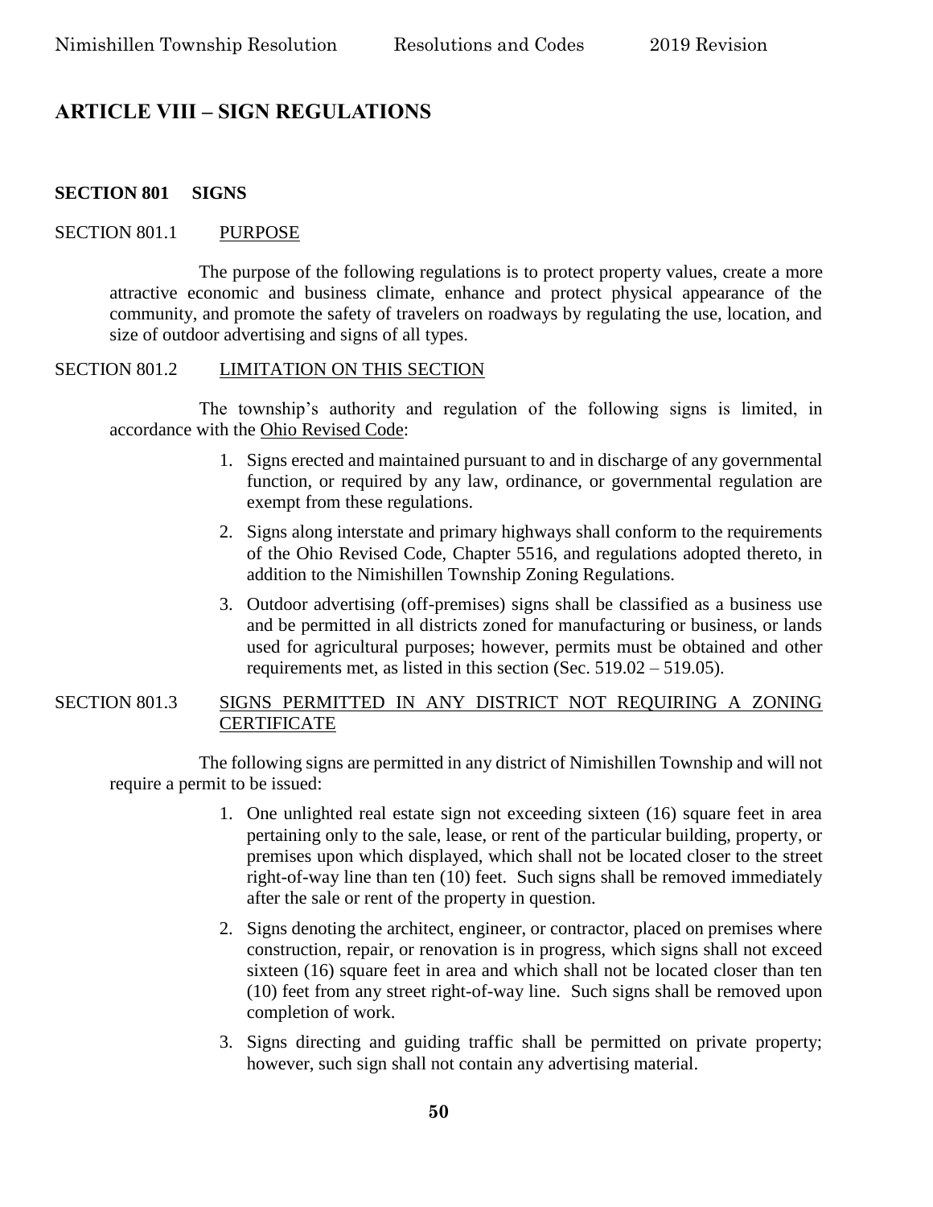# ARTICLE VIII – SIGN REGULATIONS

### SECTION 801 SIGNS

SECTION 801.1 PURPOSE

The purpose of the following regulations is to protect property values, create a more attractive economic and business climate, enhance and protect physical appearance of the community, and promote the safety of travelers on roadways by regulating the use, location, and size of outdoor advertising and signs of all types.

SECTION 801.2 LIMITATION ON THIS SECTION

The township's authority and regulation of the following signs is limited, in accordance with the Ohio Revised Code:

1. Signs erected and maintained pursuant to and in discharge of any governmental function, or required by any law, ordinance, or governmental regulation are exempt from these regulations.
2. Signs along interstate and primary highways shall conform to the requirements of the Ohio Revised Code, Chapter 5516, and regulations adopted thereto, in addition to the Nimishillen Township Zoning Regulations.
3. Outdoor advertising (off-premises) signs shall be classified as a business use and be permitted in all districts zoned for manufacturing or business, or lands used for agricultural purposes; however, permits must be obtained and other requirements met, as listed in this section (Sec. 519.02 – 519.05).

SECTION 801.3 SIGNS PERMITTED IN ANY DISTRICT NOT REQUIRING A ZONING CERTIFICATE

The following signs are permitted in any district of Nimishillen Township and will not require a permit to be issued:

1. One unlighted real estate sign not exceeding sixteen (16) square feet in area pertaining only to the sale, lease, or rent of the particular building, property, or premises upon which displayed, which shall not be located closer to the street right-of-way line than ten (10) feet. Such signs shall be removed immediately after the sale or rent of the property in question.
2. Signs denoting the architect, engineer, or contractor, placed on premises where construction, repair, or renovation is in progress, which signs shall not exceed sixteen (16) square feet in area and which shall not be located closer than ten (10) feet from any street right-of-way line. Such signs shall be removed upon completion of work.
3. Signs directing and guiding traffic shall be permitted on private property; however, such sign shall not contain any advertising material.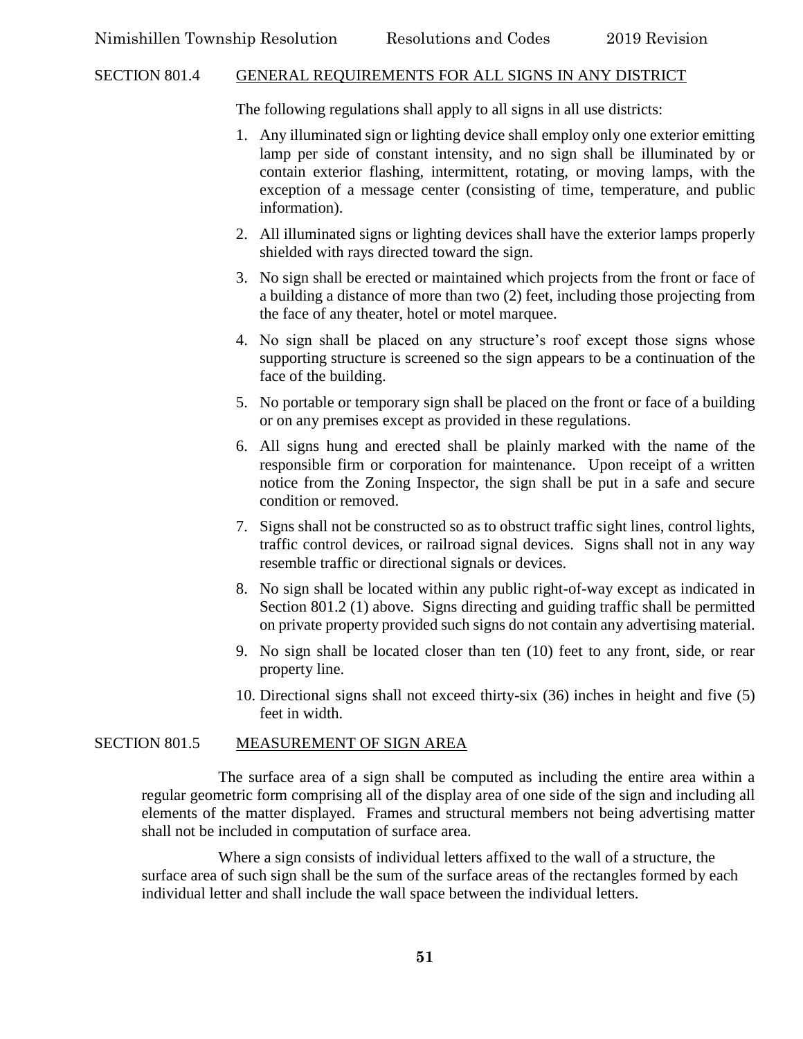## SECTION 801.4 GENERAL REQUIREMENTS FOR ALL SIGNS IN ANY DISTRICT

The following regulations shall apply to all signs in all use districts:

1. Any illuminated sign or lighting device shall employ only one exterior emitting lamp per side of constant intensity, and no sign shall be illuminated by or contain exterior flashing, intermittent, rotating, or moving lamps, with the exception of a message center (consisting of time, temperature, and public information).
2. All illuminated signs or lighting devices shall have the exterior lamps properly shielded with rays directed toward the sign.
3. No sign shall be erected or maintained which projects from the front or face of a building a distance of more than two (2) feet, including those projecting from the face of any theater, hotel or motel marquee.
4. No sign shall be placed on any structure's roof except those signs whose supporting structure is screened so the sign appears to be a continuation of the face of the building.
5. No portable or temporary sign shall be placed on the front or face of a building or on any premises except as provided in these regulations.
6. All signs hung and erected shall be plainly marked with the name of the responsible firm or corporation for maintenance. Upon receipt of a written notice from the Zoning Inspector, the sign shall be put in a safe and secure condition or removed.
7. Signs shall not be constructed so as to obstruct traffic sight lines, control lights, traffic control devices, or railroad signal devices. Signs shall not in any way resemble traffic or directional signals or devices.
8. No sign shall be located within any public right-of-way except as indicated in Section 801.2 (1) above. Signs directing and guiding traffic shall be permitted on private property provided such signs do not contain any advertising material.
9. No sign shall be located closer than ten (10) feet to any front, side, or rear property line.
10. Directional signs shall not exceed thirty-six (36) inches in height and five (5) feet in width.

## SECTION 801.5 MEASUREMENT OF SIGN AREA

The surface area of a sign shall be computed as including the entire area within a regular geometric form comprising all of the display area of one side of the sign and including all elements of the matter displayed. Frames and structural members not being advertising matter shall not be included in computation of surface area.

Where a sign consists of individual letters affixed to the wall of a structure, the surface area of such sign shall be the sum of the surface areas of the rectangles formed by each individual letter and shall include the wall space between the individual letters.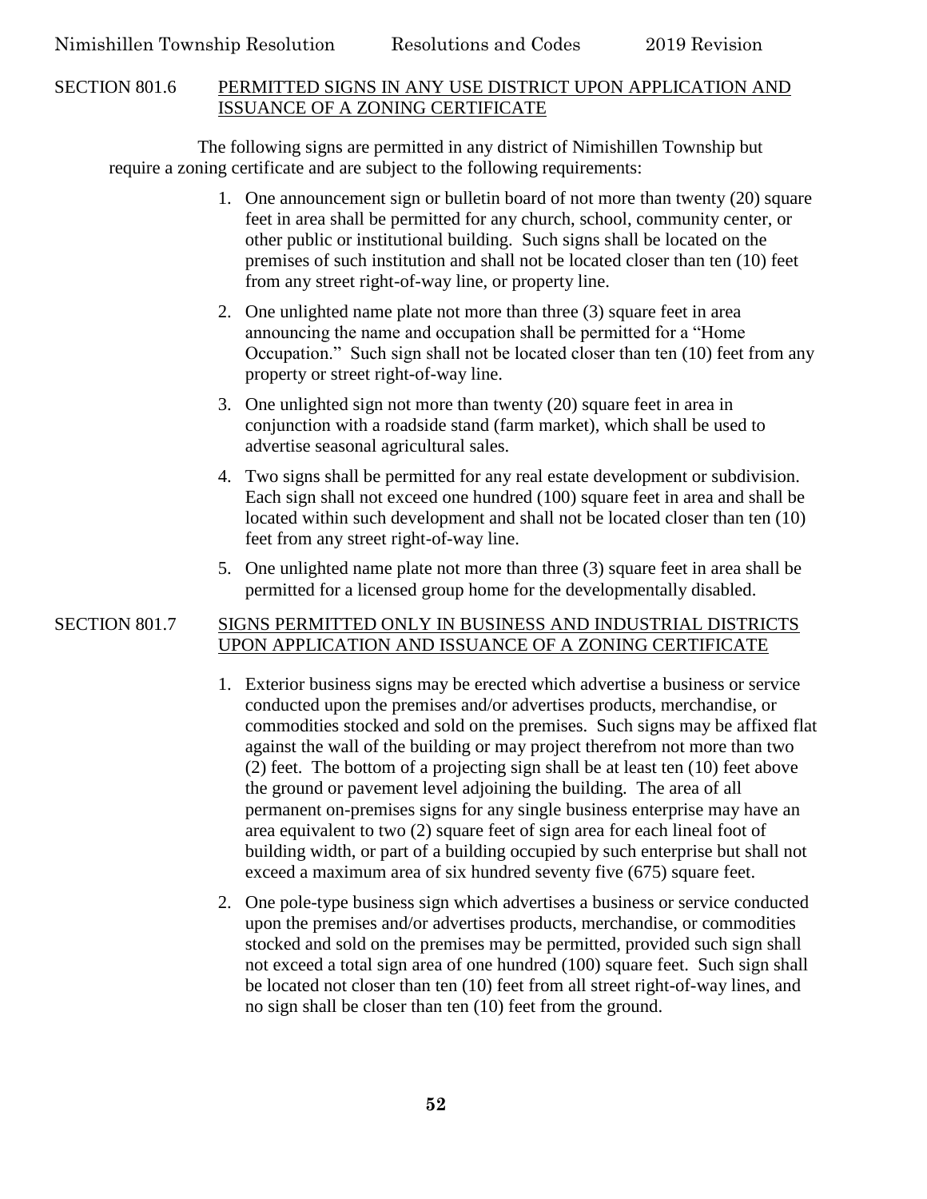## SECTION 801.6 PERMITTED SIGNS IN ANY USE DISTRICT UPON APPLICATION AND ISSUANCE OF A ZONING CERTIFICATE

The following signs are permitted in any district of Nimishillen Township but require a zoning certificate and are subject to the following requirements:

1. One announcement sign or bulletin board of not more than twenty (20) square feet in area shall be permitted for any church, school, community center, or other public or institutional building. Such signs shall be located on the premises of such institution and shall not be located closer than ten (10) feet from any street right-of-way line, or property line.
2. One unlighted name plate not more than three (3) square feet in area announcing the name and occupation shall be permitted for a "Home Occupation." Such sign shall not be located closer than ten (10) feet from any property or street right-of-way line.
3. One unlighted sign not more than twenty (20) square feet in area in conjunction with a roadside stand (farm market), which shall be used to advertise seasonal agricultural sales.
4. Two signs shall be permitted for any real estate development or subdivision. Each sign shall not exceed one hundred (100) square feet in area and shall be located within such development and shall not be located closer than ten (10) feet from any street right-of-way line.
5. One unlighted name plate not more than three (3) square feet in area shall be permitted for a licensed group home for the developmentally disabled.

## SECTION 801.7 SIGNS PERMITTED ONLY IN BUSINESS AND INDUSTRIAL DISTRICTS UPON APPLICATION AND ISSUANCE OF A ZONING CERTIFICATE

1. Exterior business signs may be erected which advertise a business or service conducted upon the premises and/or advertises products, merchandise, or commodities stocked and sold on the premises. Such signs may be affixed flat against the wall of the building or may project therefrom not more than two (2) feet. The bottom of a projecting sign shall be at least ten (10) feet above the ground or pavement level adjoining the building. The area of all permanent on-premises signs for any single business enterprise may have an area equivalent to two (2) square feet of sign area for each lineal foot of building width, or part of a building occupied by such enterprise but shall not exceed a maximum area of six hundred seventy five (675) square feet.
2. One pole-type business sign which advertises a business or service conducted upon the premises and/or advertises products, merchandise, or commodities stocked and sold on the premises may be permitted, provided such sign shall not exceed a total sign area of one hundred (100) square feet. Such sign shall be located not closer than ten (10) feet from all street right-of-way lines, and no sign shall be closer than ten (10) feet from the ground.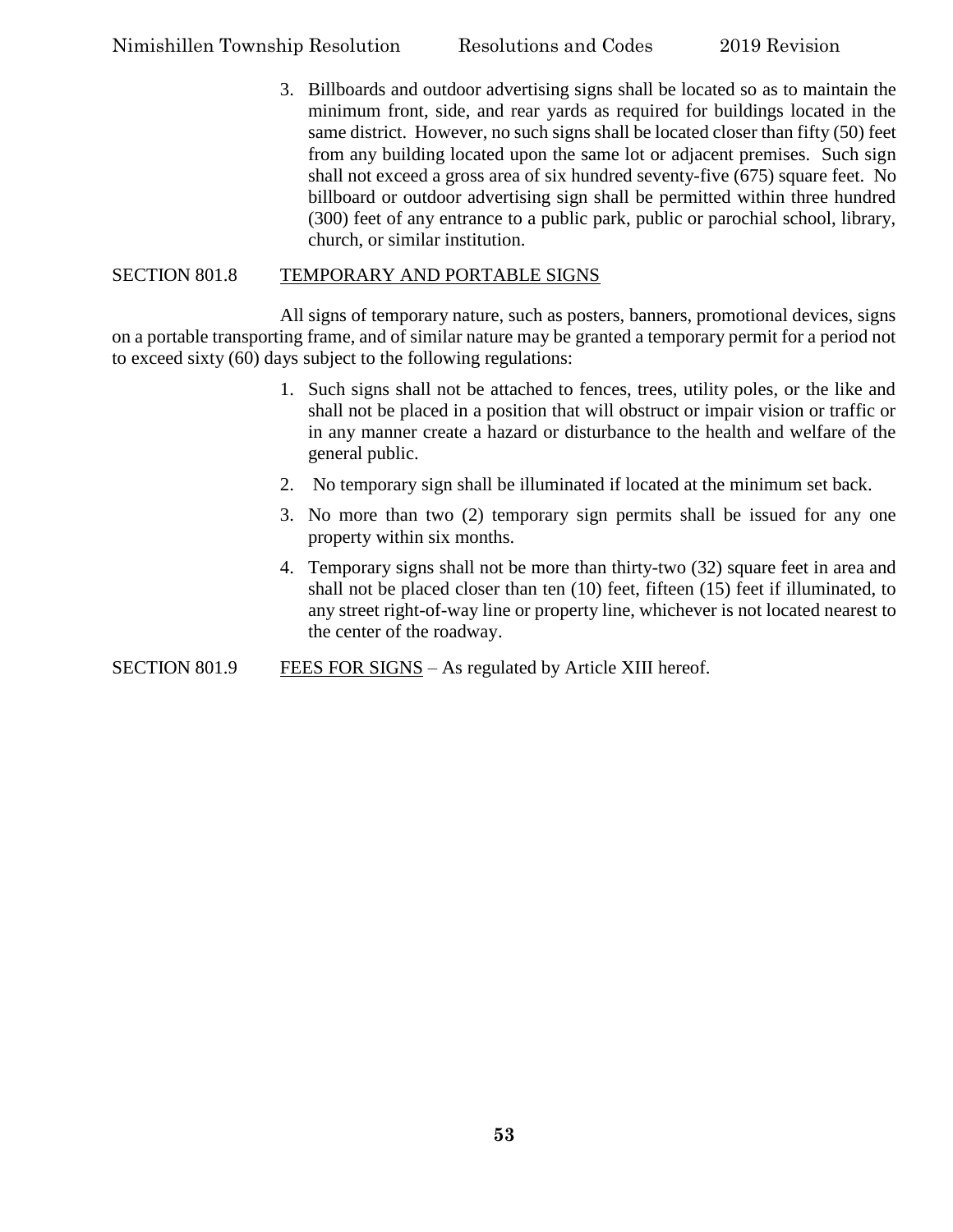3. Billboards and outdoor advertising signs shall be located so as to maintain the minimum front, side, and rear yards as required for buildings located in the same district. However, no such signs shall be located closer than fifty (50) feet from any building located upon the same lot or adjacent premises. Such sign shall not exceed a gross area of six hundred seventy-five (675) square feet. No billboard or outdoor advertising sign shall be permitted within three hundred (300) feet of any entrance to a public park, public or parochial school, library, church, or similar institution.

SECTION 801.8 TEMPORARY AND PORTABLE SIGNS

All signs of temporary nature, such as posters, banners, promotional devices, signs on a portable transporting frame, and of similar nature may be granted a temporary permit for a period not to exceed sixty (60) days subject to the following regulations:

1. Such signs shall not be attached to fences, trees, utility poles, or the like and shall not be placed in a position that will obstruct or impair vision or traffic or in any manner create a hazard or disturbance to the health and welfare of the general public.
2. No temporary sign shall be illuminated if located at the minimum set back.
3. No more than two (2) temporary sign permits shall be issued for any one property within six months.
4. Temporary signs shall not be more than thirty-two (32) square feet in area and shall not be placed closer than ten (10) feet, fifteen (15) feet if illuminated, to any street right-of-way line or property line, whichever is not located nearest to the center of the roadway.

SECTION 801.9 FEES FOR SIGNS – As regulated by Article XIII hereof.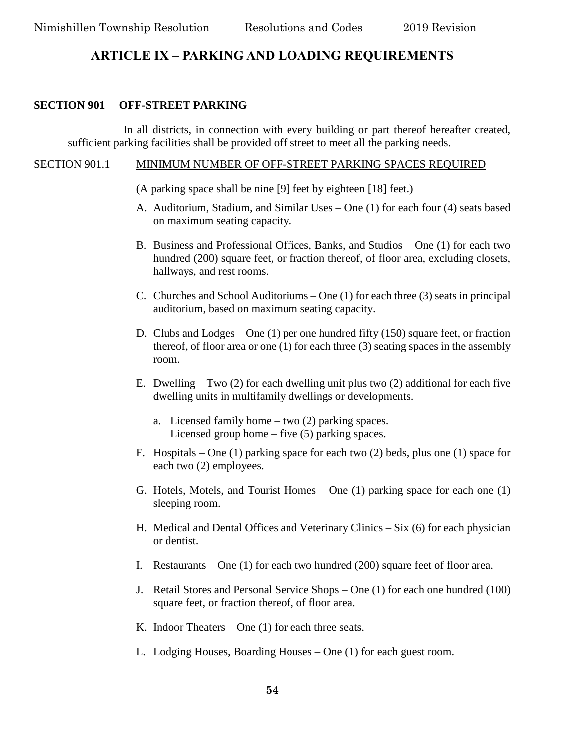# ARTICLE IX – PARKING AND LOADING REQUIREMENTS

## SECTION 901 OFF-STREET PARKING

In all districts, in connection with every building or part thereof hereafter created, sufficient parking facilities shall be provided off street to meet all the parking needs.

### SECTION 901.1 MINIMUM NUMBER OF OFF-STREET PARKING SPACES REQUIRED

(A parking space shall be nine [9] feet by eighteen [18] feet.)

A. Auditorium, Stadium, and Similar Uses – One (1) for each four (4) seats based on maximum seating capacity.

B. Business and Professional Offices, Banks, and Studios – One (1) for each two hundred (200) square feet, or fraction thereof, of floor area, excluding closets, hallways, and rest rooms.

C. Churches and School Auditoriums – One (1) for each three (3) seats in principal auditorium, based on maximum seating capacity.

D. Clubs and Lodges – One (1) per one hundred fifty (150) square feet, or fraction thereof, of floor area or one (1) for each three (3) seating spaces in the assembly room.

E. Dwelling – Two (2) for each dwelling unit plus two (2) additional for each five dwelling units in multifamily dwellings or developments.

   a. Licensed family home – two (2) parking spaces.
      Licensed group home – five (5) parking spaces.

F. Hospitals – One (1) parking space for each two (2) beds, plus one (1) space for each two (2) employees.

G. Hotels, Motels, and Tourist Homes – One (1) parking space for each one (1) sleeping room.

H. Medical and Dental Offices and Veterinary Clinics – Six (6) for each physician or dentist.

I. Restaurants – One (1) for each two hundred (200) square feet of floor area.

J. Retail Stores and Personal Service Shops – One (1) for each one hundred (100) square feet, or fraction thereof, of floor area.

K. Indoor Theaters – One (1) for each three seats.

L. Lodging Houses, Boarding Houses – One (1) for each guest room.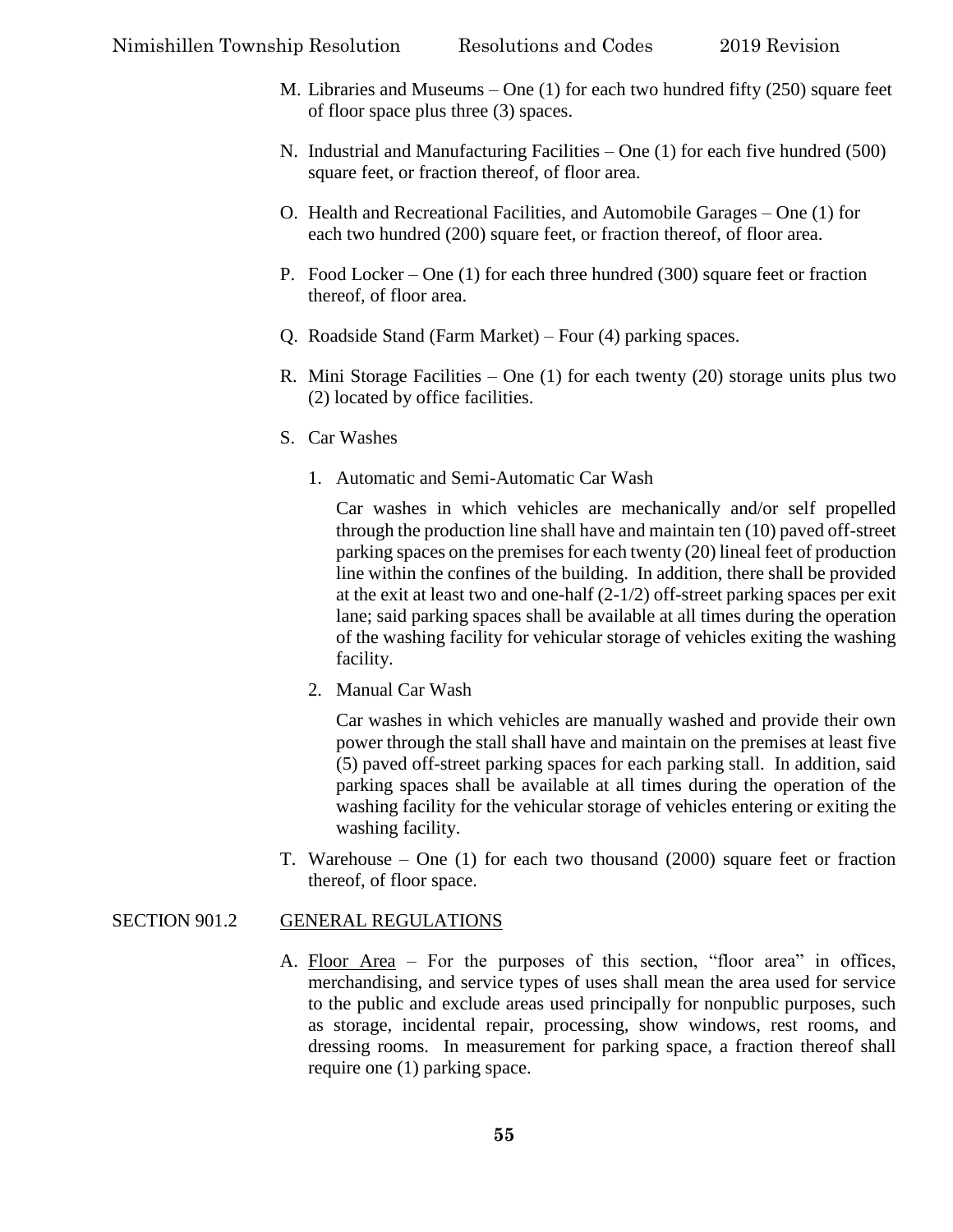M. Libraries and Museums – One (1) for each two hundred fifty (250) square feet of floor space plus three (3) spaces.

N. Industrial and Manufacturing Facilities – One (1) for each five hundred (500) square feet, or fraction thereof, of floor area.

O. Health and Recreational Facilities, and Automobile Garages – One (1) for each two hundred (200) square feet, or fraction thereof, of floor area.

P. Food Locker – One (1) for each three hundred (300) square feet or fraction thereof, of floor area.

Q. Roadside Stand (Farm Market) – Four (4) parking spaces.

R. Mini Storage Facilities – One (1) for each twenty (20) storage units plus two (2) located by office facilities.

S. Car Washes

1. Automatic and Semi-Automatic Car Wash

   Car washes in which vehicles are mechanically and/or self propelled through the production line shall have and maintain ten (10) paved off-street parking spaces on the premises for each twenty (20) lineal feet of production line within the confines of the building. In addition, there shall be provided at the exit at least two and one-half (2-1/2) off-street parking spaces per exit lane; said parking spaces shall be available at all times during the operation of the washing facility for vehicular storage of vehicles exiting the washing facility.

2. Manual Car Wash

   Car washes in which vehicles are manually washed and provide their own power through the stall shall have and maintain on the premises at least five (5) paved off-street parking spaces for each parking stall. In addition, said parking spaces shall be available at all times during the operation of the washing facility for the vehicular storage of vehicles entering or exiting the washing facility.

T. Warehouse – One (1) for each two thousand (2000) square feet or fraction thereof, of floor space.

SECTION 901.2 GENERAL REGULATIONS

A. Floor Area – For the purposes of this section, "floor area" in offices, merchandising, and service types of uses shall mean the area used for service to the public and exclude areas used principally for nonpublic purposes, such as storage, incidental repair, processing, show windows, rest rooms, and dressing rooms. In measurement for parking space, a fraction thereof shall require one (1) parking space.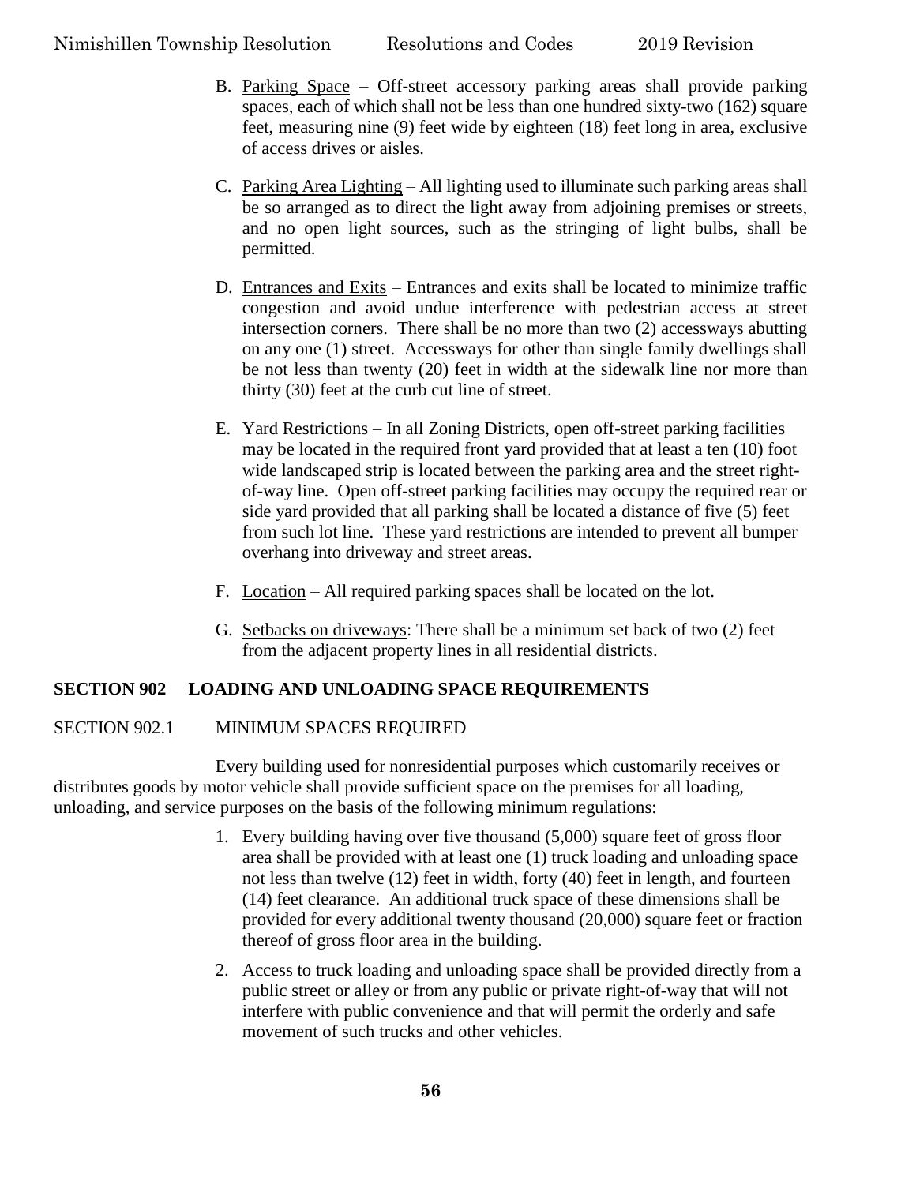B. Parking Space – Off-street accessory parking areas shall provide parking spaces, each of which shall not be less than one hundred sixty-two (162) square feet, measuring nine (9) feet wide by eighteen (18) feet long in area, exclusive of access drives or aisles.

C. Parking Area Lighting – All lighting used to illuminate such parking areas shall be so arranged as to direct the light away from adjoining premises or streets, and no open light sources, such as the stringing of light bulbs, shall be permitted.

D. Entrances and Exits – Entrances and exits shall be located to minimize traffic congestion and avoid undue interference with pedestrian access at street intersection corners. There shall be no more than two (2) accessways abutting on any one (1) street. Accessways for other than single family dwellings shall be not less than twenty (20) feet in width at the sidewalk line nor more than thirty (30) feet at the curb cut line of street.

E. Yard Restrictions – In all Zoning Districts, open off-street parking facilities may be located in the required front yard provided that at least a ten (10) foot wide landscaped strip is located between the parking area and the street right-of-way line. Open off-street parking facilities may occupy the required rear or side yard provided that all parking shall be located a distance of five (5) feet from such lot line. These yard restrictions are intended to prevent all bumper overhang into driveway and street areas.

F. Location – All required parking spaces shall be located on the lot.

G. Setbacks on driveways: There shall be a minimum set back of two (2) feet from the adjacent property lines in all residential districts.

## SECTION 902 LOADING AND UNLOADING SPACE REQUIREMENTS

### SECTION 902.1 MINIMUM SPACES REQUIRED

Every building used for nonresidential purposes which customarily receives or distributes goods by motor vehicle shall provide sufficient space on the premises for all loading, unloading, and service purposes on the basis of the following minimum regulations:

1. Every building having over five thousand (5,000) square feet of gross floor area shall be provided with at least one (1) truck loading and unloading space not less than twelve (12) feet in width, forty (40) feet in length, and fourteen (14) feet clearance. An additional truck space of these dimensions shall be provided for every additional twenty thousand (20,000) square feet or fraction thereof of gross floor area in the building.

2. Access to truck loading and unloading space shall be provided directly from a public street or alley or from any public or private right-of-way that will not interfere with public convenience and that will permit the orderly and safe movement of such trucks and other vehicles.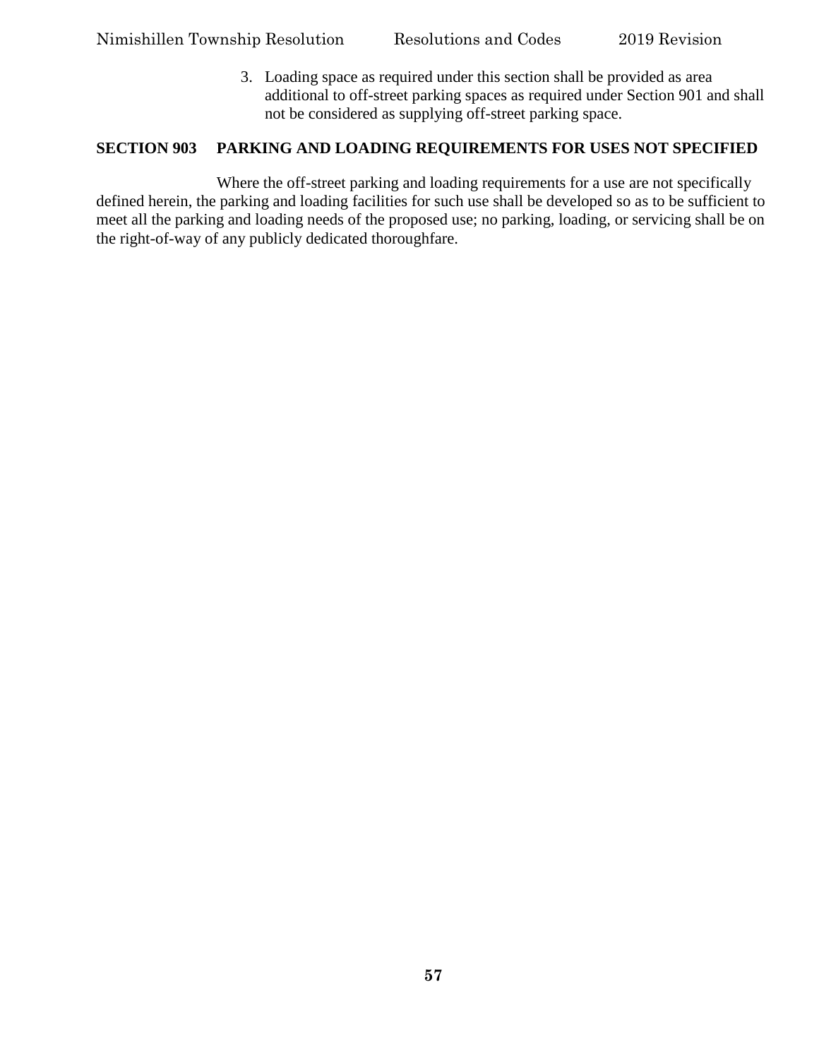3. Loading space as required under this section shall be provided as area additional to off-street parking spaces as required under Section 901 and shall not be considered as supplying off-street parking space.

## SECTION 903 PARKING AND LOADING REQUIREMENTS FOR USES NOT SPECIFIED

Where the off-street parking and loading requirements for a use are not specifically defined herein, the parking and loading facilities for such use shall be developed so as to be sufficient to meet all the parking and loading needs of the proposed use; no parking, loading, or servicing shall be on the right-of-way of any publicly dedicated thoroughfare.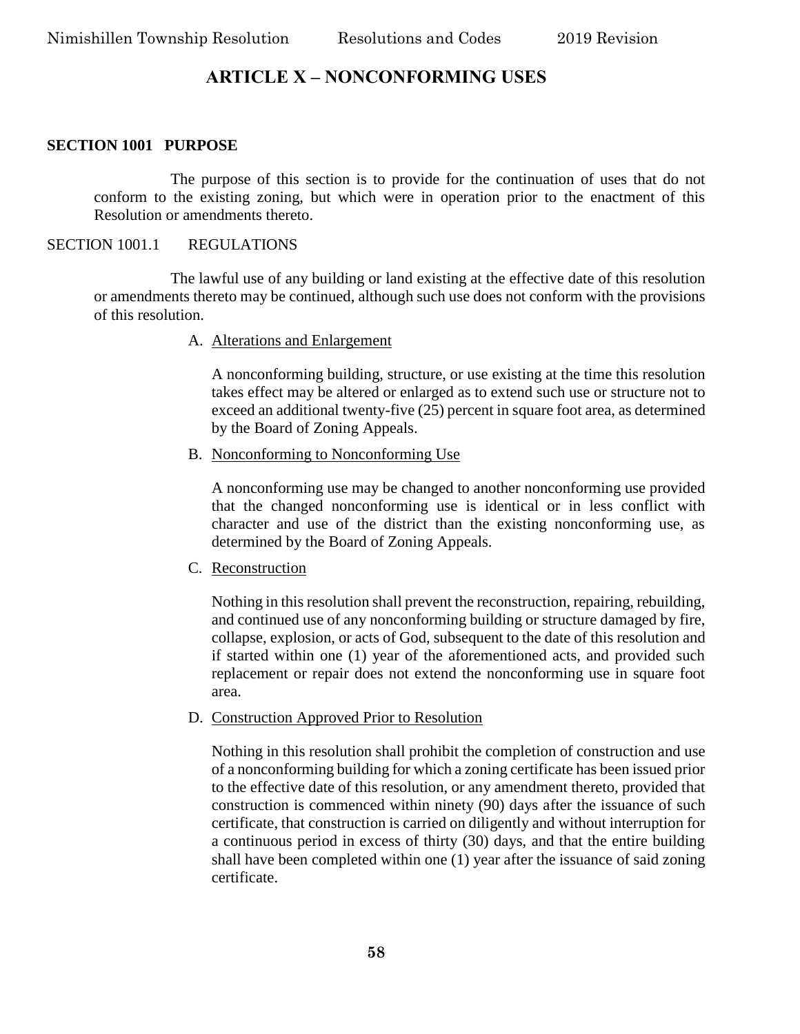# ARTICLE X – NONCONFORMING USES

## SECTION 1001 PURPOSE

The purpose of this section is to provide for the continuation of uses that do not conform to the existing zoning, but which were in operation prior to the enactment of this Resolution or amendments thereto.

### SECTION 1001.1 REGULATIONS

The lawful use of any building or land existing at the effective date of this resolution or amendments thereto may be continued, although such use does not conform with the provisions of this resolution.

A. Alterations and Enlargement

A nonconforming building, structure, or use existing at the time this resolution takes effect may be altered or enlarged as to extend such use or structure not to exceed an additional twenty-five (25) percent in square foot area, as determined by the Board of Zoning Appeals.

B. Nonconforming to Nonconforming Use

A nonconforming use may be changed to another nonconforming use provided that the changed nonconforming use is identical or in less conflict with character and use of the district than the existing nonconforming use, as determined by the Board of Zoning Appeals.

C. Reconstruction

Nothing in this resolution shall prevent the reconstruction, repairing, rebuilding, and continued use of any nonconforming building or structure damaged by fire, collapse, explosion, or acts of God, subsequent to the date of this resolution and if started within one (1) year of the aforementioned acts, and provided such replacement or repair does not extend the nonconforming use in square foot area.

D. Construction Approved Prior to Resolution

Nothing in this resolution shall prohibit the completion of construction and use of a nonconforming building for which a zoning certificate has been issued prior to the effective date of this resolution, or any amendment thereto, provided that construction is commenced within ninety (90) days after the issuance of such certificate, that construction is carried on diligently and without interruption for a continuous period in excess of thirty (30) days, and that the entire building shall have been completed within one (1) year after the issuance of said zoning certificate.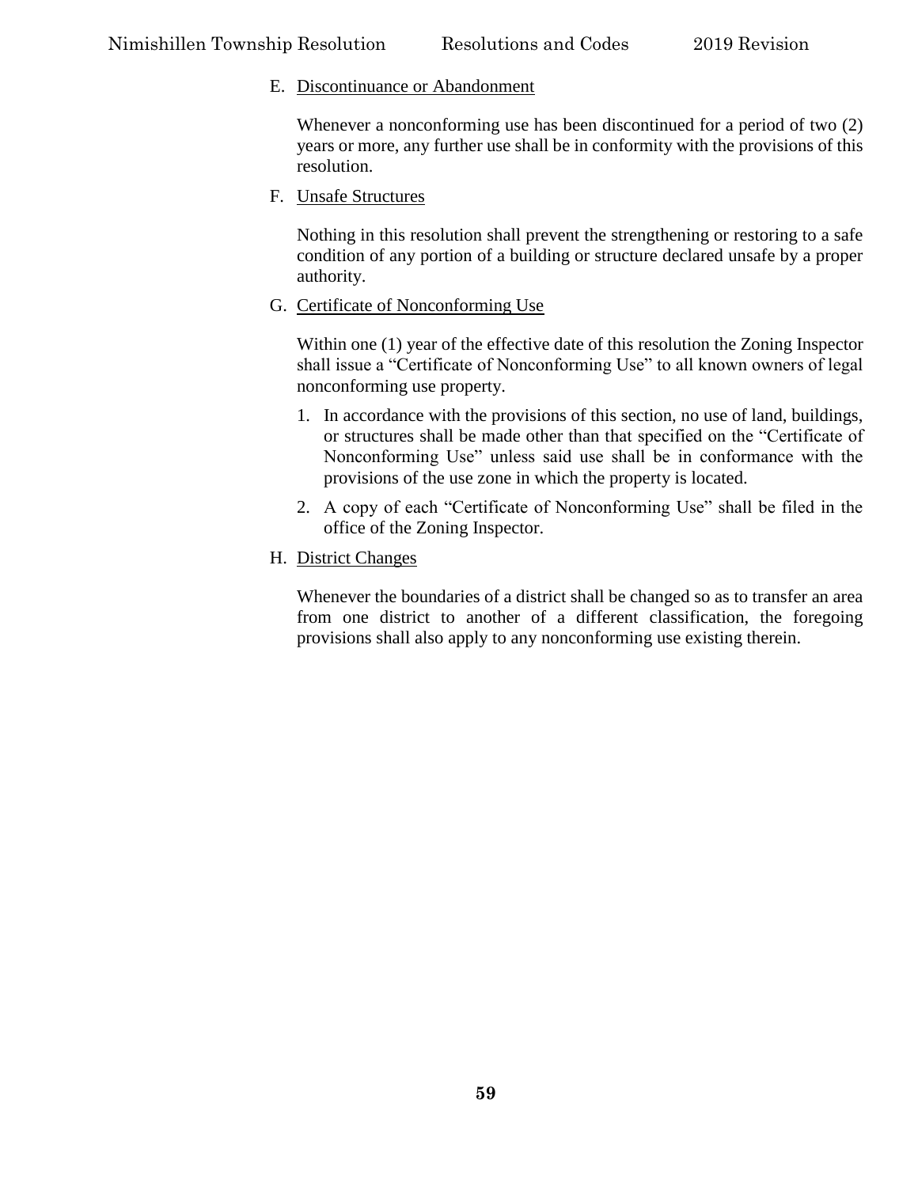E. Discontinuance or Abandonment

Whenever a nonconforming use has been discontinued for a period of two (2) years or more, any further use shall be in conformity with the provisions of this resolution.

F. Unsafe Structures

Nothing in this resolution shall prevent the strengthening or restoring to a safe condition of any portion of a building or structure declared unsafe by a proper authority.

G. Certificate of Nonconforming Use

Within one (1) year of the effective date of this resolution the Zoning Inspector shall issue a "Certificate of Nonconforming Use" to all known owners of legal nonconforming use property.

1. In accordance with the provisions of this section, no use of land, buildings, or structures shall be made other than that specified on the "Certificate of Nonconforming Use" unless said use shall be in conformance with the provisions of the use zone in which the property is located.
2. A copy of each "Certificate of Nonconforming Use" shall be filed in the office of the Zoning Inspector.

H. District Changes

Whenever the boundaries of a district shall be changed so as to transfer an area from one district to another of a different classification, the foregoing provisions shall also apply to any nonconforming use existing therein.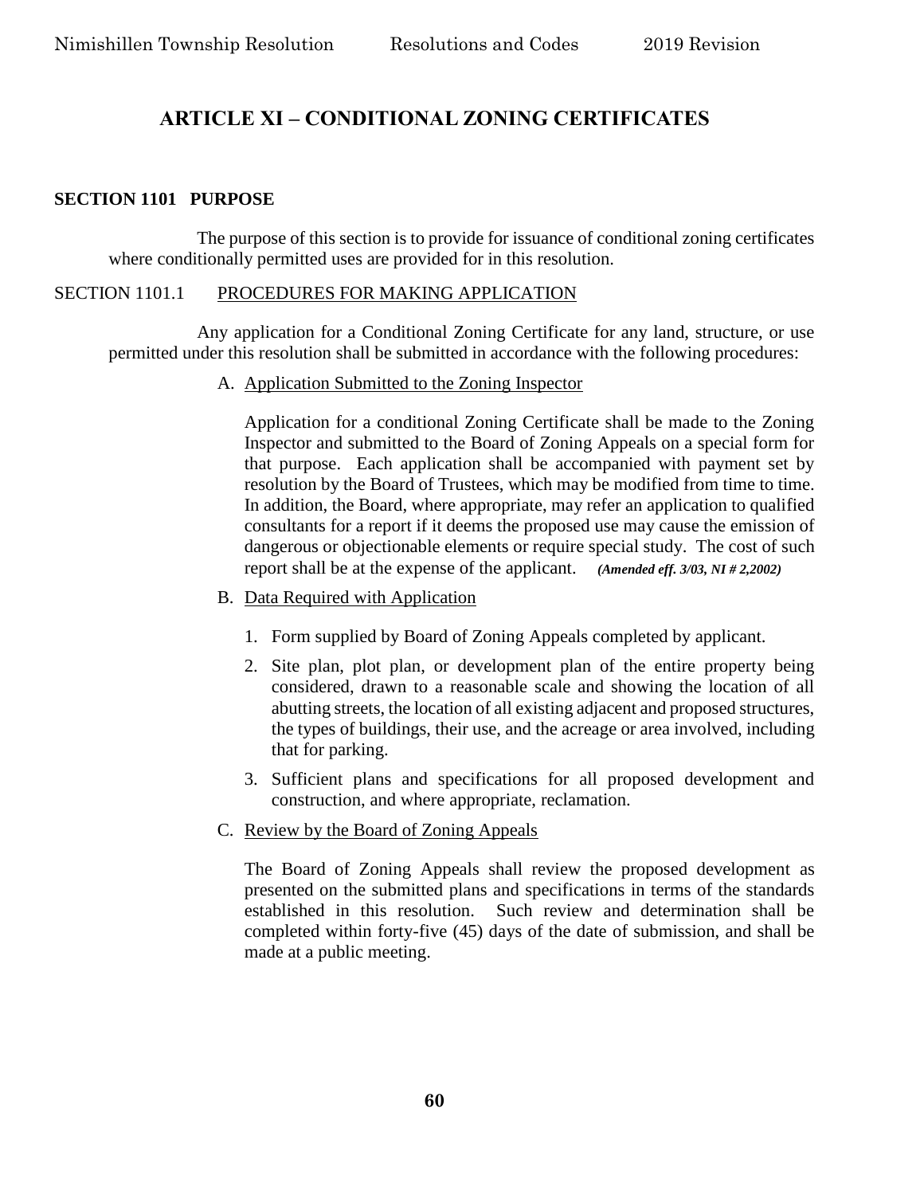# ARTICLE XI – CONDITIONAL ZONING CERTIFICATES

## SECTION 1101 PURPOSE

The purpose of this section is to provide for issuance of conditional zoning certificates where conditionally permitted uses are provided for in this resolution.

### SECTION 1101.1 PROCEDURES FOR MAKING APPLICATION

Any application for a Conditional Zoning Certificate for any land, structure, or use permitted under this resolution shall be submitted in accordance with the following procedures:

A. Application Submitted to the Zoning Inspector

Application for a conditional Zoning Certificate shall be made to the Zoning Inspector and submitted to the Board of Zoning Appeals on a special form for that purpose. Each application shall be accompanied with payment set by resolution by the Board of Trustees, which may be modified from time to time. In addition, the Board, where appropriate, may refer an application to qualified consultants for a report if it deems the proposed use may cause the emission of dangerous or objectionable elements or require special study. The cost of such report shall be at the expense of the applicant. ***(Amended eff. 3/03, NI # 2,2002)***

B. Data Required with Application

1. Form supplied by Board of Zoning Appeals completed by applicant.
2. Site plan, plot plan, or development plan of the entire property being considered, drawn to a reasonable scale and showing the location of all abutting streets, the location of all existing adjacent and proposed structures, the types of buildings, their use, and the acreage or area involved, including that for parking.
3. Sufficient plans and specifications for all proposed development and construction, and where appropriate, reclamation.

C. Review by the Board of Zoning Appeals

The Board of Zoning Appeals shall review the proposed development as presented on the submitted plans and specifications in terms of the standards established in this resolution. Such review and determination shall be completed within forty-five (45) days of the date of submission, and shall be made at a public meeting.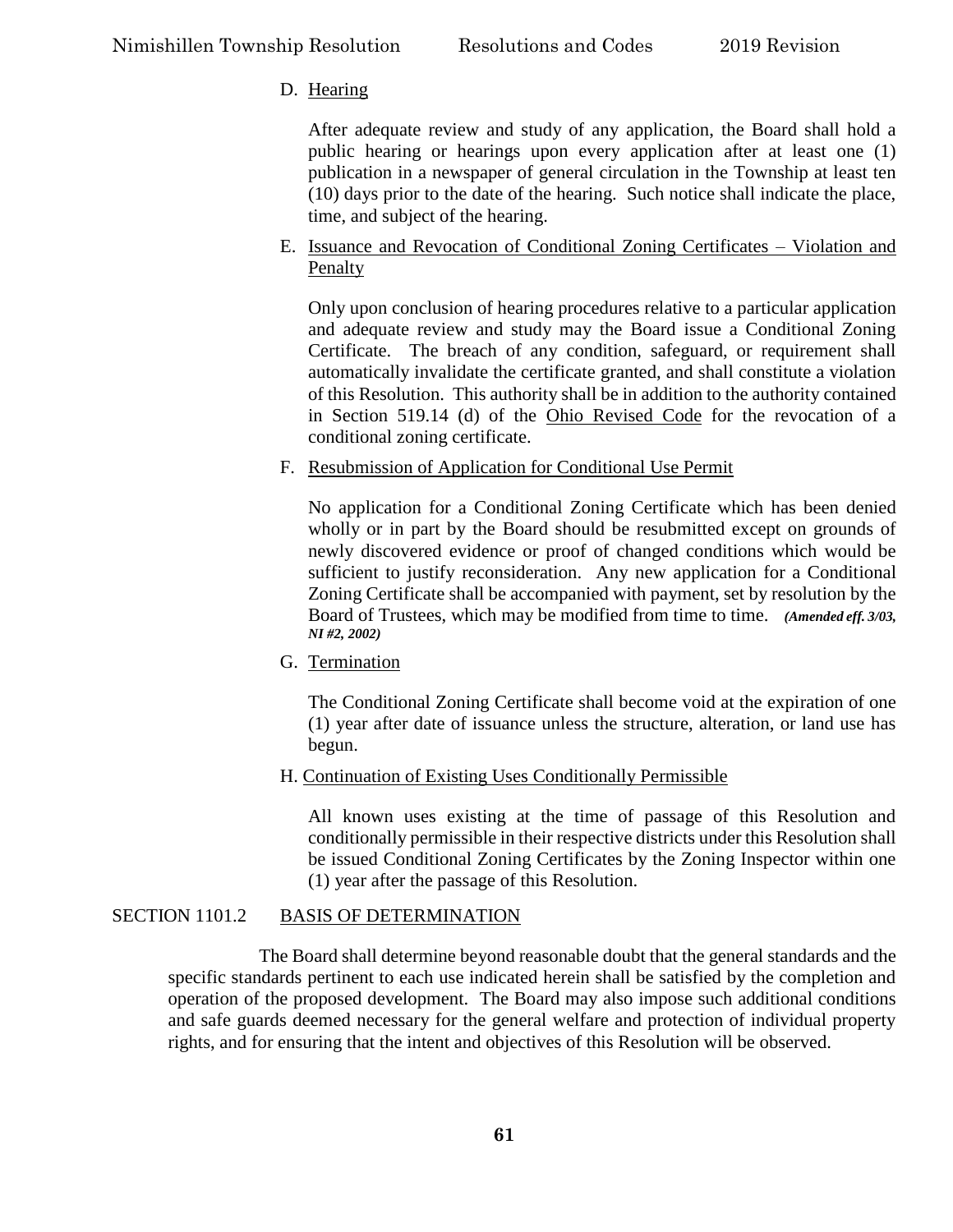D. Hearing

After adequate review and study of any application, the Board shall hold a public hearing or hearings upon every application after at least one (1) publication in a newspaper of general circulation in the Township at least ten (10) days prior to the date of the hearing. Such notice shall indicate the place, time, and subject of the hearing.

E. Issuance and Revocation of Conditional Zoning Certificates – Violation and Penalty

Only upon conclusion of hearing procedures relative to a particular application and adequate review and study may the Board issue a Conditional Zoning Certificate. The breach of any condition, safeguard, or requirement shall automatically invalidate the certificate granted, and shall constitute a violation of this Resolution. This authority shall be in addition to the authority contained in Section 519.14 (d) of the Ohio Revised Code for the revocation of a conditional zoning certificate.

F. Resubmission of Application for Conditional Use Permit

No application for a Conditional Zoning Certificate which has been denied wholly or in part by the Board should be resubmitted except on grounds of newly discovered evidence or proof of changed conditions which would be sufficient to justify reconsideration. Any new application for a Conditional Zoning Certificate shall be accompanied with payment, set by resolution by the Board of Trustees, which may be modified from time to time. ***(Amended eff. 3/03, NI #2, 2002)***

G. Termination

The Conditional Zoning Certificate shall become void at the expiration of one (1) year after date of issuance unless the structure, alteration, or land use has begun.

H. Continuation of Existing Uses Conditionally Permissible

All known uses existing at the time of passage of this Resolution and conditionally permissible in their respective districts under this Resolution shall be issued Conditional Zoning Certificates by the Zoning Inspector within one (1) year after the passage of this Resolution.

## SECTION 1101.2 BASIS OF DETERMINATION

The Board shall determine beyond reasonable doubt that the general standards and the specific standards pertinent to each use indicated herein shall be satisfied by the completion and operation of the proposed development. The Board may also impose such additional conditions and safe guards deemed necessary for the general welfare and protection of individual property rights, and for ensuring that the intent and objectives of this Resolution will be observed.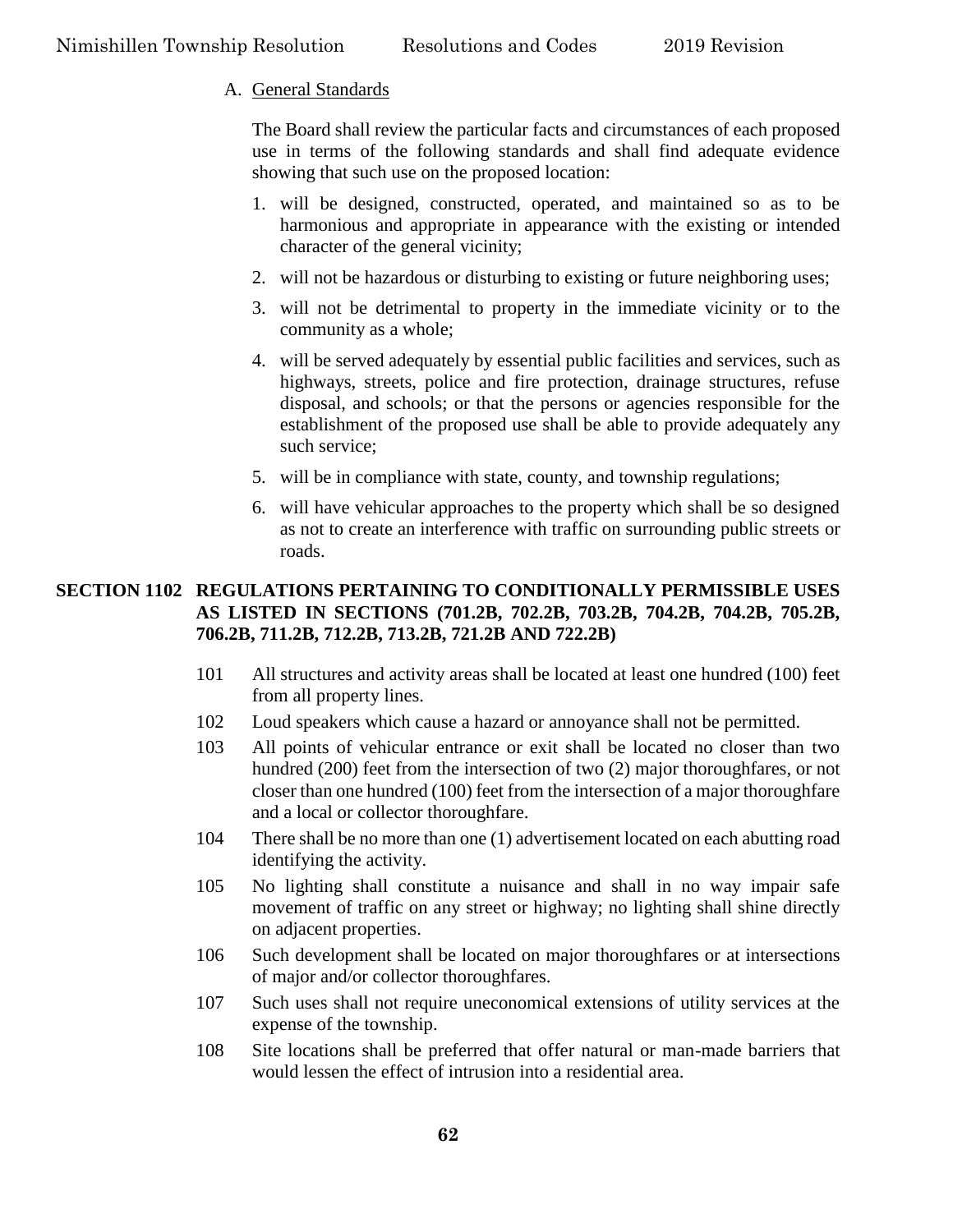A. General Standards

The Board shall review the particular facts and circumstances of each proposed use in terms of the following standards and shall find adequate evidence showing that such use on the proposed location:

1. will be designed, constructed, operated, and maintained so as to be harmonious and appropriate in appearance with the existing or intended character of the general vicinity;
2. will not be hazardous or disturbing to existing or future neighboring uses;
3. will not be detrimental to property in the immediate vicinity or to the community as a whole;
4. will be served adequately by essential public facilities and services, such as highways, streets, police and fire protection, drainage structures, refuse disposal, and schools; or that the persons or agencies responsible for the establishment of the proposed use shall be able to provide adequately any such service;
5. will be in compliance with state, county, and township regulations;
6. will have vehicular approaches to the property which shall be so designed as not to create an interference with traffic on surrounding public streets or roads.

## SECTION 1102 REGULATIONS PERTAINING TO CONDITIONALLY PERMISSIBLE USES AS LISTED IN SECTIONS (701.2B, 702.2B, 703.2B, 704.2B, 704.2B, 705.2B, 706.2B, 711.2B, 712.2B, 713.2B, 721.2B AND 722.2B)

101 All structures and activity areas shall be located at least one hundred (100) feet from all property lines.

102 Loud speakers which cause a hazard or annoyance shall not be permitted.

103 All points of vehicular entrance or exit shall be located no closer than two hundred (200) feet from the intersection of two (2) major thoroughfares, or not closer than one hundred (100) feet from the intersection of a major thoroughfare and a local or collector thoroughfare.

104 There shall be no more than one (1) advertisement located on each abutting road identifying the activity.

105 No lighting shall constitute a nuisance and shall in no way impair safe movement of traffic on any street or highway; no lighting shall shine directly on adjacent properties.

106 Such development shall be located on major thoroughfares or at intersections of major and/or collector thoroughfares.

107 Such uses shall not require uneconomical extensions of utility services at the expense of the township.

108 Site locations shall be preferred that offer natural or man-made barriers that would lessen the effect of intrusion into a residential area.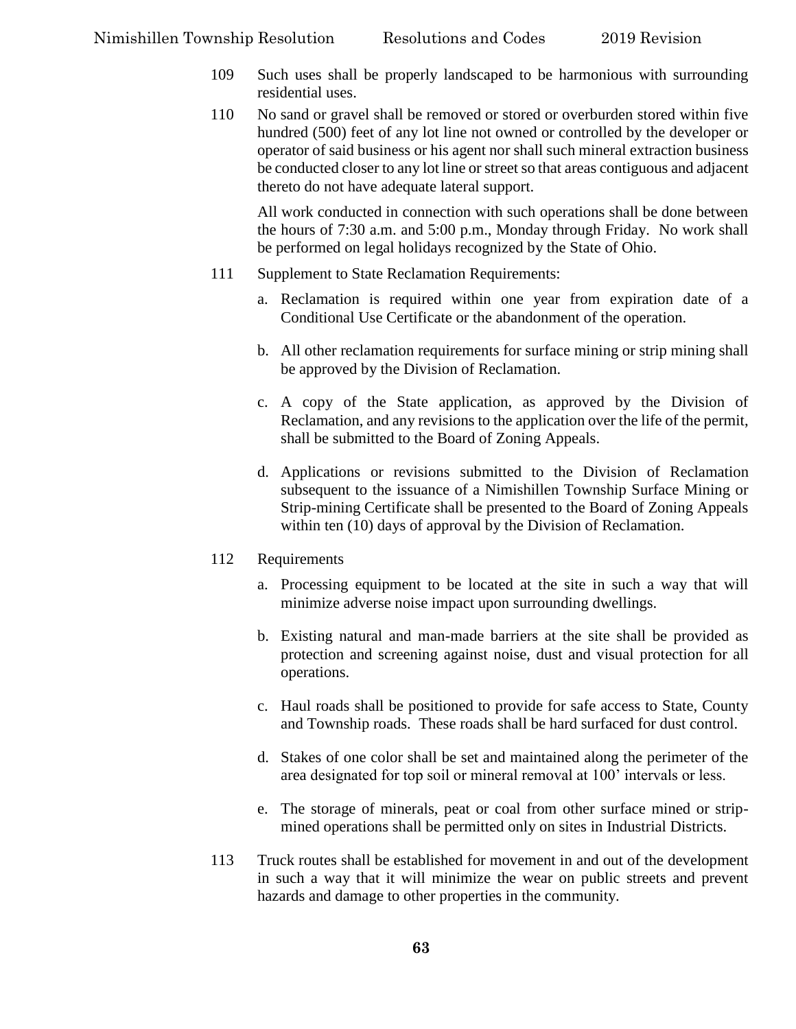109 Such uses shall be properly landscaped to be harmonious with surrounding residential uses.

110 No sand or gravel shall be removed or stored or overburden stored within five hundred (500) feet of any lot line not owned or controlled by the developer or operator of said business or his agent nor shall such mineral extraction business be conducted closer to any lot line or street so that areas contiguous and adjacent thereto do not have adequate lateral support.

All work conducted in connection with such operations shall be done between the hours of 7:30 a.m. and 5:00 p.m., Monday through Friday. No work shall be performed on legal holidays recognized by the State of Ohio.

111 Supplement to State Reclamation Requirements:

a. Reclamation is required within one year from expiration date of a Conditional Use Certificate or the abandonment of the operation.

b. All other reclamation requirements for surface mining or strip mining shall be approved by the Division of Reclamation.

c. A copy of the State application, as approved by the Division of Reclamation, and any revisions to the application over the life of the permit, shall be submitted to the Board of Zoning Appeals.

d. Applications or revisions submitted to the Division of Reclamation subsequent to the issuance of a Nimishillen Township Surface Mining or Strip-mining Certificate shall be presented to the Board of Zoning Appeals within ten (10) days of approval by the Division of Reclamation.

112 Requirements

a. Processing equipment to be located at the site in such a way that will minimize adverse noise impact upon surrounding dwellings.

b. Existing natural and man-made barriers at the site shall be provided as protection and screening against noise, dust and visual protection for all operations.

c. Haul roads shall be positioned to provide for safe access to State, County and Township roads. These roads shall be hard surfaced for dust control.

d. Stakes of one color shall be set and maintained along the perimeter of the area designated for top soil or mineral removal at 100' intervals or less.

e. The storage of minerals, peat or coal from other surface mined or strip-mined operations shall be permitted only on sites in Industrial Districts.

113 Truck routes shall be established for movement in and out of the development in such a way that it will minimize the wear on public streets and prevent hazards and damage to other properties in the community.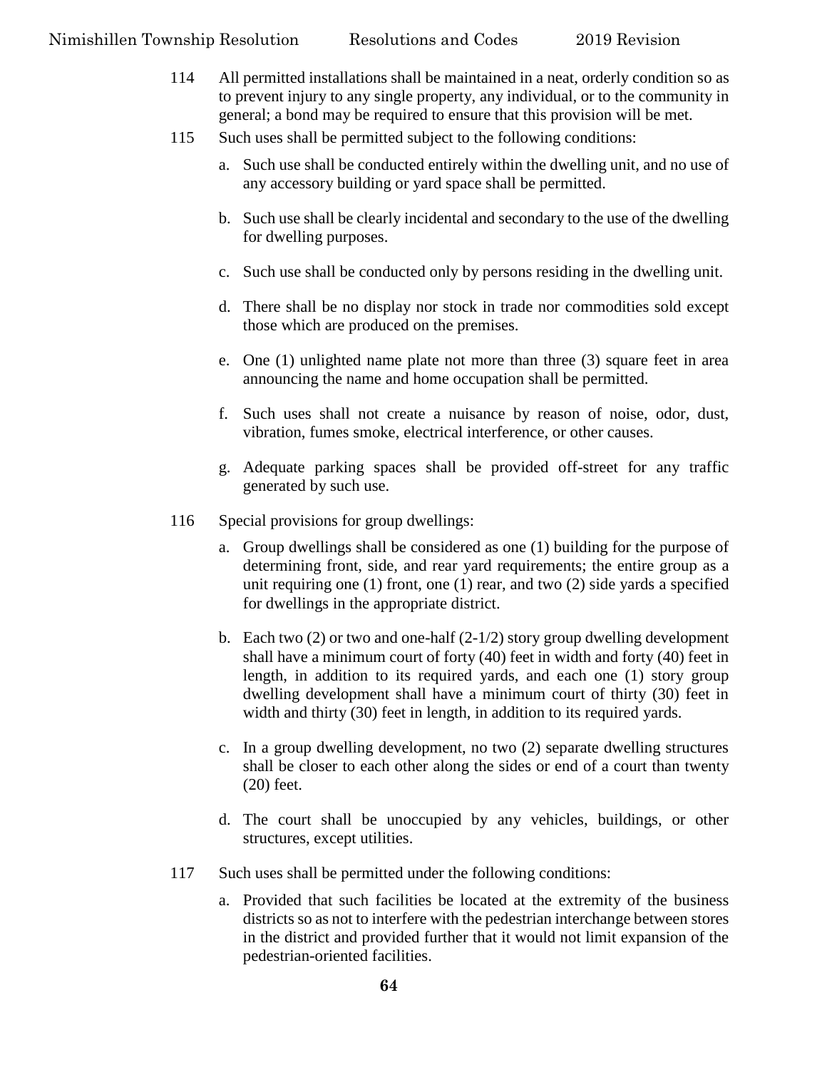114 All permitted installations shall be maintained in a neat, orderly condition so as to prevent injury to any single property, any individual, or to the community in general; a bond may be required to ensure that this provision will be met.

115 Such uses shall be permitted subject to the following conditions:

a. Such use shall be conducted entirely within the dwelling unit, and no use of any accessory building or yard space shall be permitted.

b. Such use shall be clearly incidental and secondary to the use of the dwelling for dwelling purposes.

c. Such use shall be conducted only by persons residing in the dwelling unit.

d. There shall be no display nor stock in trade nor commodities sold except those which are produced on the premises.

e. One (1) unlighted name plate not more than three (3) square feet in area announcing the name and home occupation shall be permitted.

f. Such uses shall not create a nuisance by reason of noise, odor, dust, vibration, fumes smoke, electrical interference, or other causes.

g. Adequate parking spaces shall be provided off-street for any traffic generated by such use.

116 Special provisions for group dwellings:

a. Group dwellings shall be considered as one (1) building for the purpose of determining front, side, and rear yard requirements; the entire group as a unit requiring one (1) front, one (1) rear, and two (2) side yards a specified for dwellings in the appropriate district.

b. Each two (2) or two and one-half (2-1/2) story group dwelling development shall have a minimum court of forty (40) feet in width and forty (40) feet in length, in addition to its required yards, and each one (1) story group dwelling development shall have a minimum court of thirty (30) feet in width and thirty (30) feet in length, in addition to its required yards.

c. In a group dwelling development, no two (2) separate dwelling structures shall be closer to each other along the sides or end of a court than twenty (20) feet.

d. The court shall be unoccupied by any vehicles, buildings, or other structures, except utilities.

117 Such uses shall be permitted under the following conditions:

a. Provided that such facilities be located at the extremity of the business districts so as not to interfere with the pedestrian interchange between stores in the district and provided further that it would not limit expansion of the pedestrian-oriented facilities.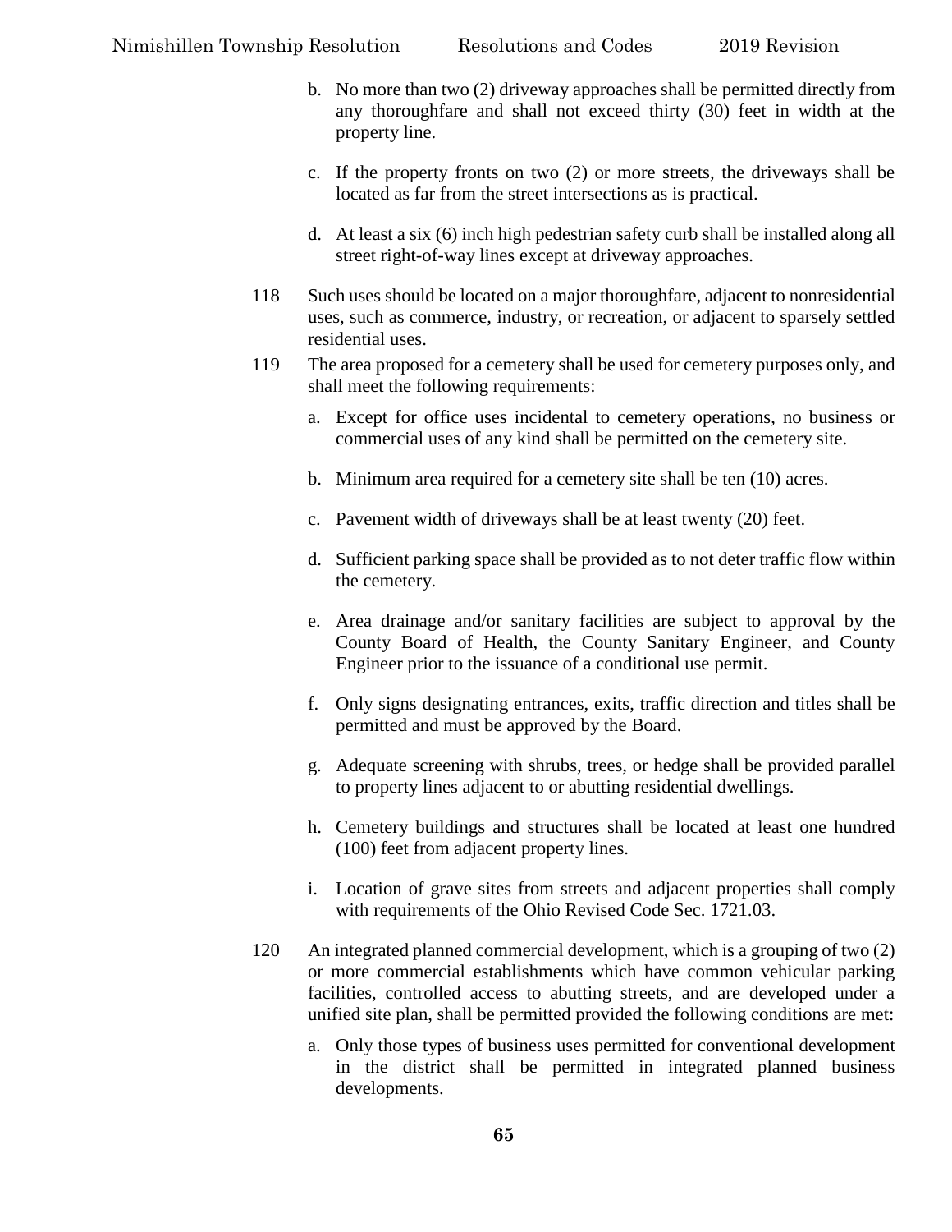b. No more than two (2) driveway approaches shall be permitted directly from any thoroughfare and shall not exceed thirty (30) feet in width at the property line.

c. If the property fronts on two (2) or more streets, the driveways shall be located as far from the street intersections as is practical.

d. At least a six (6) inch high pedestrian safety curb shall be installed along all street right-of-way lines except at driveway approaches.

118 Such uses should be located on a major thoroughfare, adjacent to nonresidential uses, such as commerce, industry, or recreation, or adjacent to sparsely settled residential uses.

119 The area proposed for a cemetery shall be used for cemetery purposes only, and shall meet the following requirements:

a. Except for office uses incidental to cemetery operations, no business or commercial uses of any kind shall be permitted on the cemetery site.

b. Minimum area required for a cemetery site shall be ten (10) acres.

c. Pavement width of driveways shall be at least twenty (20) feet.

d. Sufficient parking space shall be provided as to not deter traffic flow within the cemetery.

e. Area drainage and/or sanitary facilities are subject to approval by the County Board of Health, the County Sanitary Engineer, and County Engineer prior to the issuance of a conditional use permit.

f. Only signs designating entrances, exits, traffic direction and titles shall be permitted and must be approved by the Board.

g. Adequate screening with shrubs, trees, or hedge shall be provided parallel to property lines adjacent to or abutting residential dwellings.

h. Cemetery buildings and structures shall be located at least one hundred (100) feet from adjacent property lines.

i. Location of grave sites from streets and adjacent properties shall comply with requirements of the Ohio Revised Code Sec. 1721.03.

120 An integrated planned commercial development, which is a grouping of two (2) or more commercial establishments which have common vehicular parking facilities, controlled access to abutting streets, and are developed under a unified site plan, shall be permitted provided the following conditions are met:

a. Only those types of business uses permitted for conventional development in the district shall be permitted in integrated planned business developments.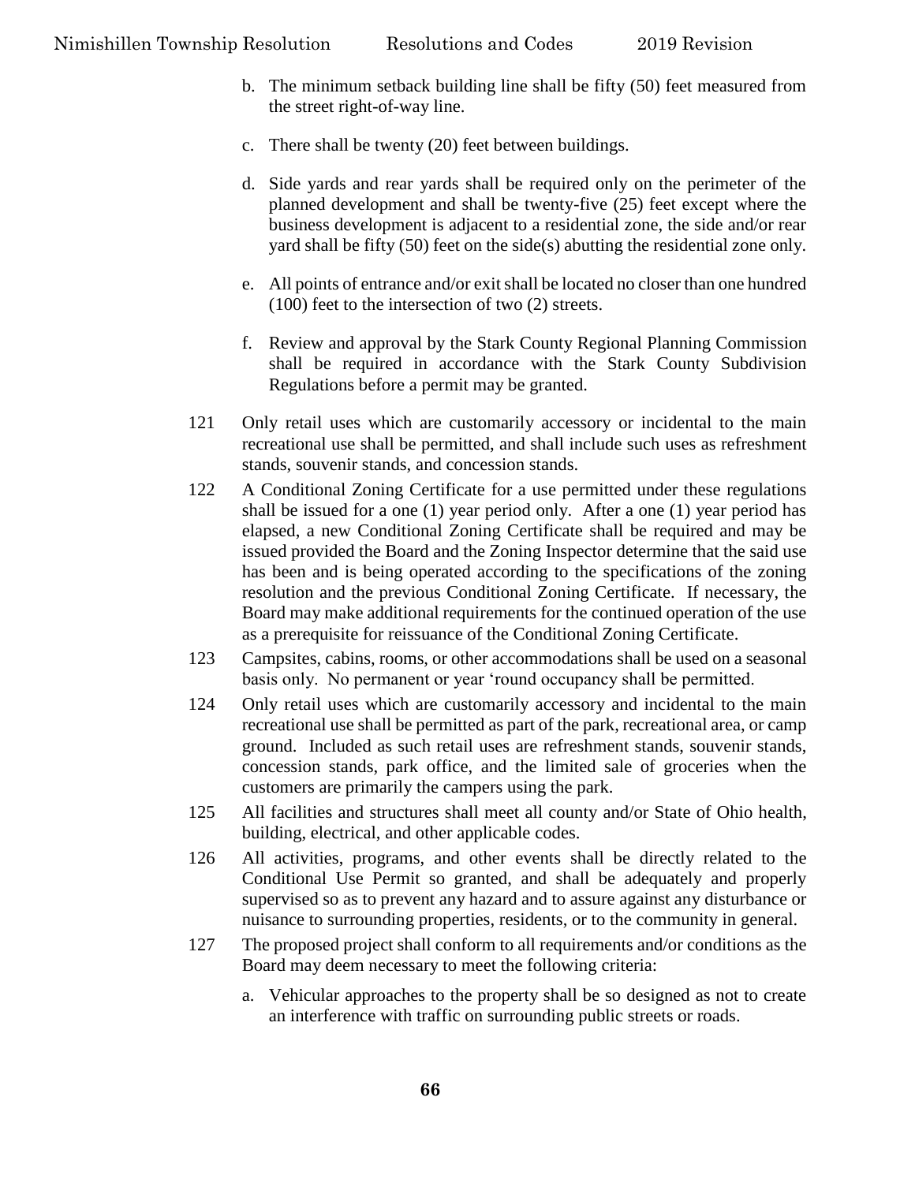b. The minimum setback building line shall be fifty (50) feet measured from the street right-of-way line.

c. There shall be twenty (20) feet between buildings.

d. Side yards and rear yards shall be required only on the perimeter of the planned development and shall be twenty-five (25) feet except where the business development is adjacent to a residential zone, the side and/or rear yard shall be fifty (50) feet on the side(s) abutting the residential zone only.

e. All points of entrance and/or exit shall be located no closer than one hundred (100) feet to the intersection of two (2) streets.

f. Review and approval by the Stark County Regional Planning Commission shall be required in accordance with the Stark County Subdivision Regulations before a permit may be granted.

121 Only retail uses which are customarily accessory or incidental to the main recreational use shall be permitted, and shall include such uses as refreshment stands, souvenir stands, and concession stands.

122 A Conditional Zoning Certificate for a use permitted under these regulations shall be issued for a one (1) year period only. After a one (1) year period has elapsed, a new Conditional Zoning Certificate shall be required and may be issued provided the Board and the Zoning Inspector determine that the said use has been and is being operated according to the specifications of the zoning resolution and the previous Conditional Zoning Certificate. If necessary, the Board may make additional requirements for the continued operation of the use as a prerequisite for reissuance of the Conditional Zoning Certificate.

123 Campsites, cabins, rooms, or other accommodations shall be used on a seasonal basis only. No permanent or year 'round occupancy shall be permitted.

124 Only retail uses which are customarily accessory and incidental to the main recreational use shall be permitted as part of the park, recreational area, or camp ground. Included as such retail uses are refreshment stands, souvenir stands, concession stands, park office, and the limited sale of groceries when the customers are primarily the campers using the park.

125 All facilities and structures shall meet all county and/or State of Ohio health, building, electrical, and other applicable codes.

126 All activities, programs, and other events shall be directly related to the Conditional Use Permit so granted, and shall be adequately and properly supervised so as to prevent any hazard and to assure against any disturbance or nuisance to surrounding properties, residents, or to the community in general.

127 The proposed project shall conform to all requirements and/or conditions as the Board may deem necessary to meet the following criteria:

a. Vehicular approaches to the property shall be so designed as not to create an interference with traffic on surrounding public streets or roads.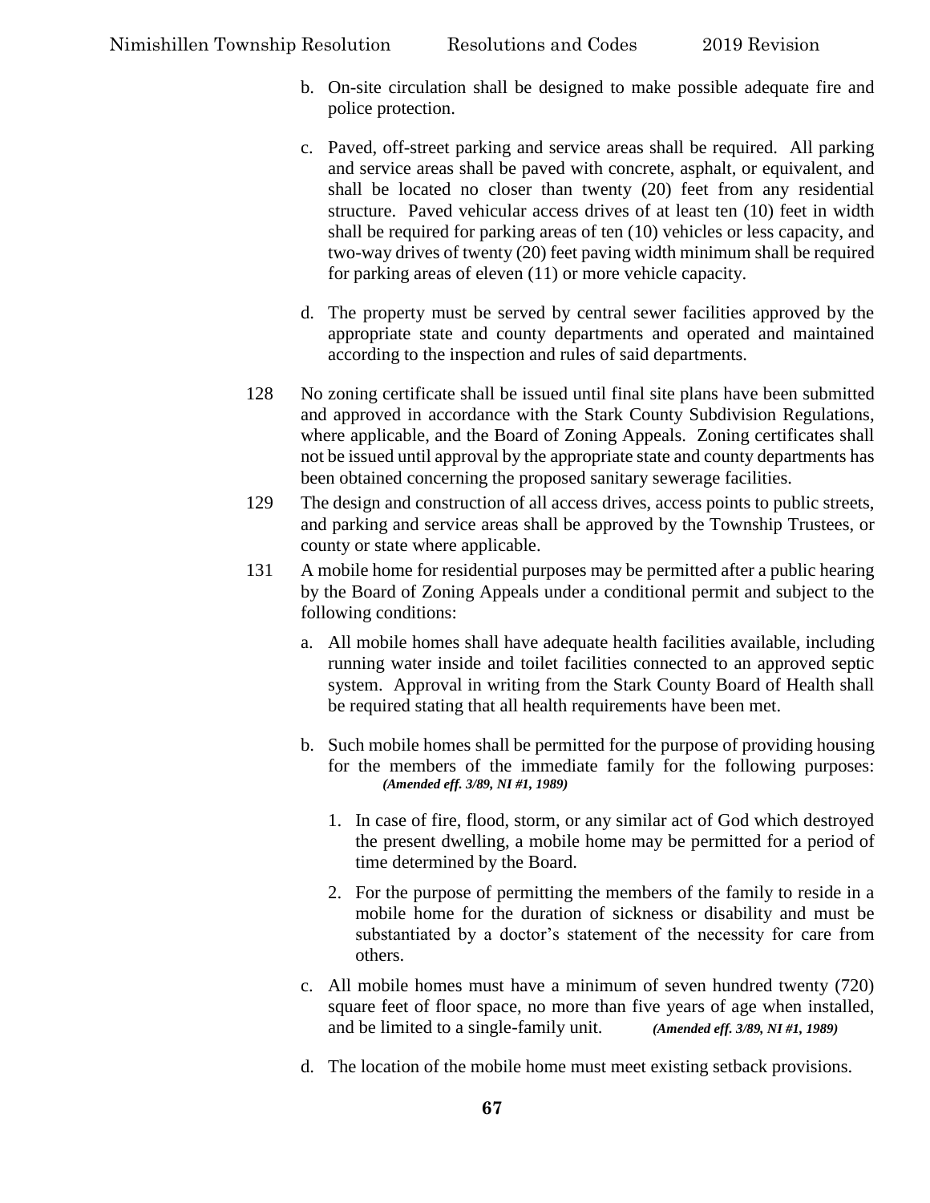b. On-site circulation shall be designed to make possible adequate fire and police protection.

c. Paved, off-street parking and service areas shall be required. All parking and service areas shall be paved with concrete, asphalt, or equivalent, and shall be located no closer than twenty (20) feet from any residential structure. Paved vehicular access drives of at least ten (10) feet in width shall be required for parking areas of ten (10) vehicles or less capacity, and two-way drives of twenty (20) feet paving width minimum shall be required for parking areas of eleven (11) or more vehicle capacity.

d. The property must be served by central sewer facilities approved by the appropriate state and county departments and operated and maintained according to the inspection and rules of said departments.

128 No zoning certificate shall be issued until final site plans have been submitted and approved in accordance with the Stark County Subdivision Regulations, where applicable, and the Board of Zoning Appeals. Zoning certificates shall not be issued until approval by the appropriate state and county departments has been obtained concerning the proposed sanitary sewerage facilities.

129 The design and construction of all access drives, access points to public streets, and parking and service areas shall be approved by the Township Trustees, or county or state where applicable.

131 A mobile home for residential purposes may be permitted after a public hearing by the Board of Zoning Appeals under a conditional permit and subject to the following conditions:

a. All mobile homes shall have adequate health facilities available, including running water inside and toilet facilities connected to an approved septic system. Approval in writing from the Stark County Board of Health shall be required stating that all health requirements have been met.

b. Such mobile homes shall be permitted for the purpose of providing housing for the members of the immediate family for the following purposes: ***(Amended eff. 3/89, NI #1, 1989)***

   1. In case of fire, flood, storm, or any similar act of God which destroyed the present dwelling, a mobile home may be permitted for a period of time determined by the Board.

   2. For the purpose of permitting the members of the family to reside in a mobile home for the duration of sickness or disability and must be substantiated by a doctor's statement of the necessity for care from others.

c. All mobile homes must have a minimum of seven hundred twenty (720) square feet of floor space, no more than five years of age when installed, and be limited to a single-family unit. ***(Amended eff. 3/89, NI #1, 1989)***

d. The location of the mobile home must meet existing setback provisions.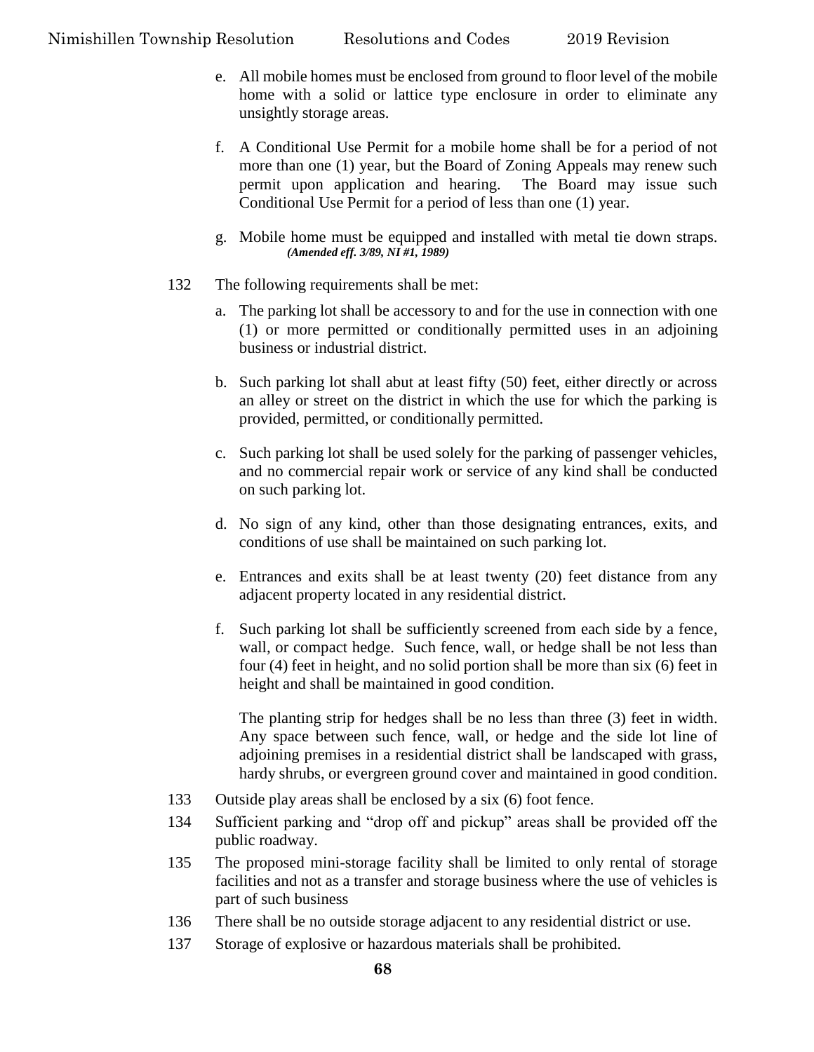e. All mobile homes must be enclosed from ground to floor level of the mobile home with a solid or lattice type enclosure in order to eliminate any unsightly storage areas.

f. A Conditional Use Permit for a mobile home shall be for a period of not more than one (1) year, but the Board of Zoning Appeals may renew such permit upon application and hearing. The Board may issue such Conditional Use Permit for a period of less than one (1) year.

g. Mobile home must be equipped and installed with metal tie down straps. ***(Amended eff. 3/89, NI #1, 1989)***

132 The following requirements shall be met:

a. The parking lot shall be accessory to and for the use in connection with one (1) or more permitted or conditionally permitted uses in an adjoining business or industrial district.

b. Such parking lot shall abut at least fifty (50) feet, either directly or across an alley or street on the district in which the use for which the parking is provided, permitted, or conditionally permitted.

c. Such parking lot shall be used solely for the parking of passenger vehicles, and no commercial repair work or service of any kind shall be conducted on such parking lot.

d. No sign of any kind, other than those designating entrances, exits, and conditions of use shall be maintained on such parking lot.

e. Entrances and exits shall be at least twenty (20) feet distance from any adjacent property located in any residential district.

f. Such parking lot shall be sufficiently screened from each side by a fence, wall, or compact hedge. Such fence, wall, or hedge shall be not less than four (4) feet in height, and no solid portion shall be more than six (6) feet in height and shall be maintained in good condition.

The planting strip for hedges shall be no less than three (3) feet in width. Any space between such fence, wall, or hedge and the side lot line of adjoining premises in a residential district shall be landscaped with grass, hardy shrubs, or evergreen ground cover and maintained in good condition.

133 Outside play areas shall be enclosed by a six (6) foot fence.

134 Sufficient parking and "drop off and pickup" areas shall be provided off the public roadway.

135 The proposed mini-storage facility shall be limited to only rental of storage facilities and not as a transfer and storage business where the use of vehicles is part of such business

136 There shall be no outside storage adjacent to any residential district or use.

137 Storage of explosive or hazardous materials shall be prohibited.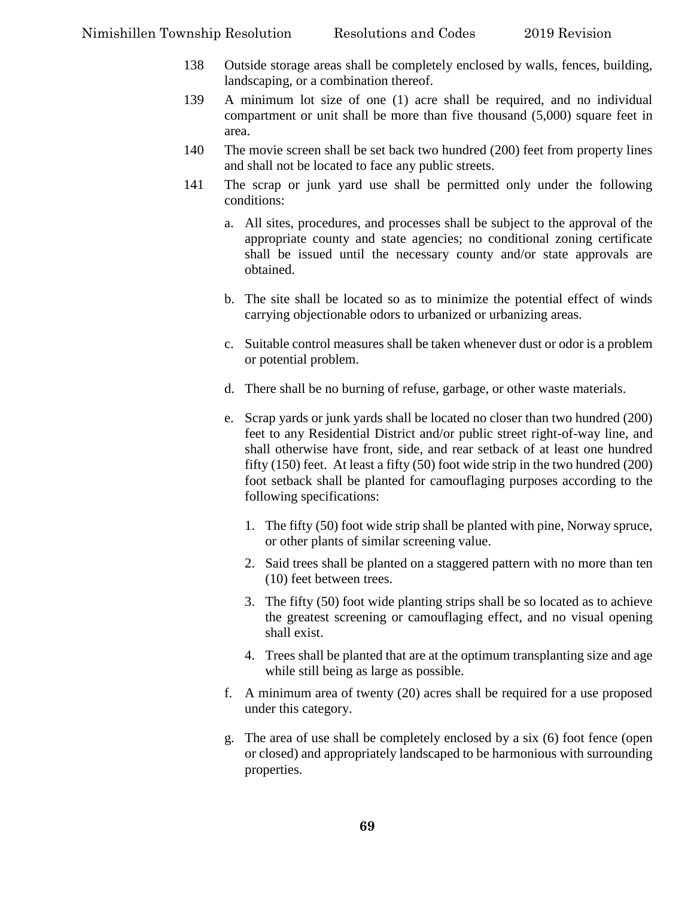138 Outside storage areas shall be completely enclosed by walls, fences, building, landscaping, or a combination thereof.

139 A minimum lot size of one (1) acre shall be required, and no individual compartment or unit shall be more than five thousand (5,000) square feet in area.

140 The movie screen shall be set back two hundred (200) feet from property lines and shall not be located to face any public streets.

141 The scrap or junk yard use shall be permitted only under the following conditions:

   a. All sites, procedures, and processes shall be subject to the approval of the appropriate county and state agencies; no conditional zoning certificate shall be issued until the necessary county and/or state approvals are obtained.

   b. The site shall be located so as to minimize the potential effect of winds carrying objectionable odors to urbanized or urbanizing areas.

   c. Suitable control measures shall be taken whenever dust or odor is a problem or potential problem.

   d. There shall be no burning of refuse, garbage, or other waste materials.

   e. Scrap yards or junk yards shall be located no closer than two hundred (200) feet to any Residential District and/or public street right-of-way line, and shall otherwise have front, side, and rear setback of at least one hundred fifty (150) feet. At least a fifty (50) foot wide strip in the two hundred (200) foot setback shall be planted for camouflaging purposes according to the following specifications:

      1. The fifty (50) foot wide strip shall be planted with pine, Norway spruce, or other plants of similar screening value.

      2. Said trees shall be planted on a staggered pattern with no more than ten (10) feet between trees.

      3. The fifty (50) foot wide planting strips shall be so located as to achieve the greatest screening or camouflaging effect, and no visual opening shall exist.

      4. Trees shall be planted that are at the optimum transplanting size and age while still being as large as possible.

   f. A minimum area of twenty (20) acres shall be required for a use proposed under this category.

   g. The area of use shall be completely enclosed by a six (6) foot fence (open or closed) and appropriately landscaped to be harmonious with surrounding properties.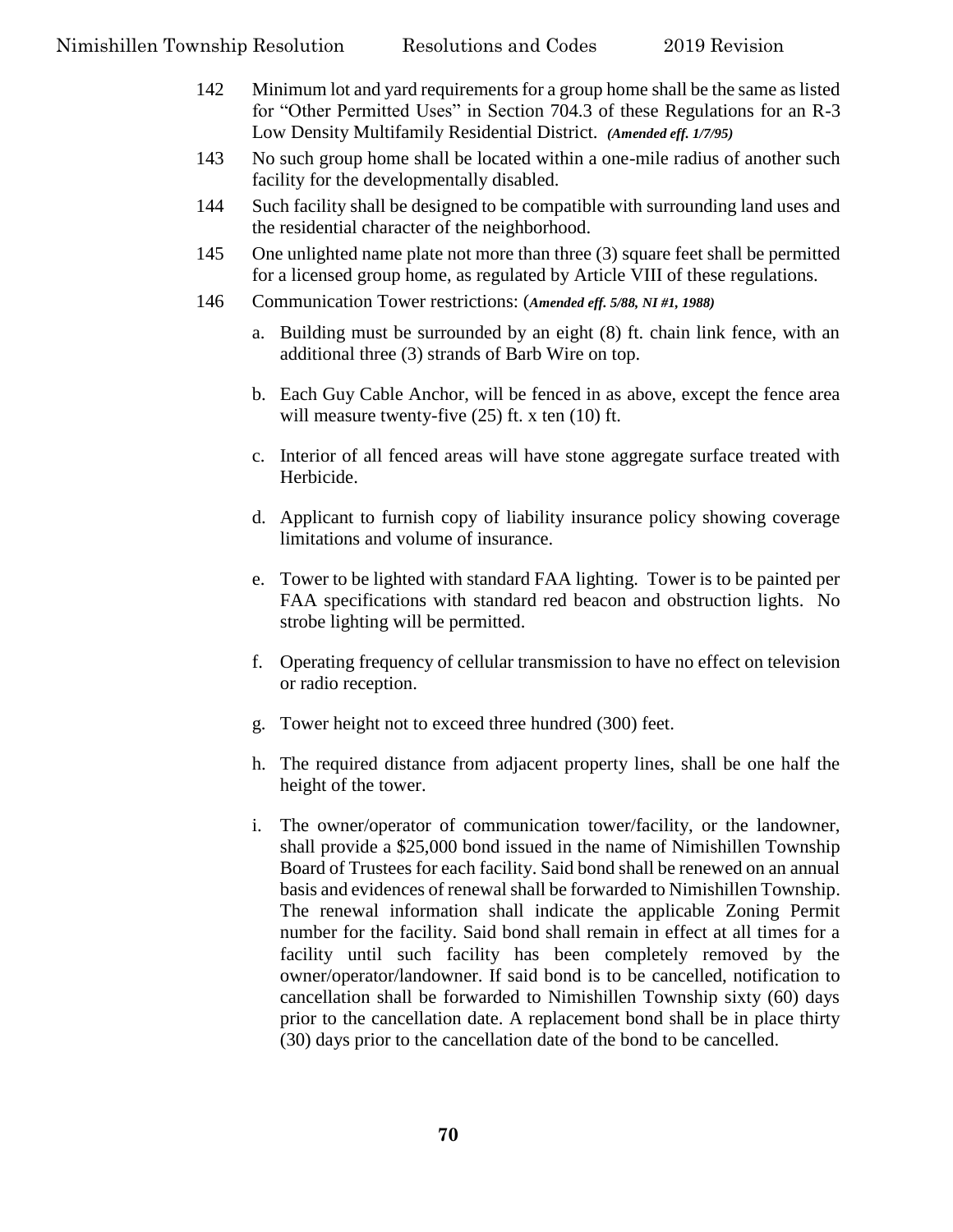142 Minimum lot and yard requirements for a group home shall be the same as listed for "Other Permitted Uses" in Section 704.3 of these Regulations for an R-3 Low Density Multifamily Residential District. ***(Amended eff. 1/7/95)***

143 No such group home shall be located within a one-mile radius of another such facility for the developmentally disabled.

144 Such facility shall be designed to be compatible with surrounding land uses and the residential character of the neighborhood.

145 One unlighted name plate not more than three (3) square feet shall be permitted for a licensed group home, as regulated by Article VIII of these regulations.

146 Communication Tower restrictions: (***Amended eff. 5/88, NI #1, 1988)***

a. Building must be surrounded by an eight (8) ft. chain link fence, with an additional three (3) strands of Barb Wire on top.

b. Each Guy Cable Anchor, will be fenced in as above, except the fence area will measure twenty-five (25) ft. x ten (10) ft.

c. Interior of all fenced areas will have stone aggregate surface treated with Herbicide.

d. Applicant to furnish copy of liability insurance policy showing coverage limitations and volume of insurance.

e. Tower to be lighted with standard FAA lighting. Tower is to be painted per FAA specifications with standard red beacon and obstruction lights. No strobe lighting will be permitted.

f. Operating frequency of cellular transmission to have no effect on television or radio reception.

g. Tower height not to exceed three hundred (300) feet.

h. The required distance from adjacent property lines, shall be one half the height of the tower.

i. The owner/operator of communication tower/facility, or the landowner, shall provide a $25,000 bond issued in the name of Nimishillen Township Board of Trustees for each facility. Said bond shall be renewed on an annual basis and evidences of renewal shall be forwarded to Nimishillen Township. The renewal information shall indicate the applicable Zoning Permit number for the facility. Said bond shall remain in effect at all times for a facility until such facility has been completely removed by the owner/operator/landowner. If said bond is to be cancelled, notification to cancellation shall be forwarded to Nimishillen Township sixty (60) days prior to the cancellation date. A replacement bond shall be in place thirty (30) days prior to the cancellation date of the bond to be cancelled.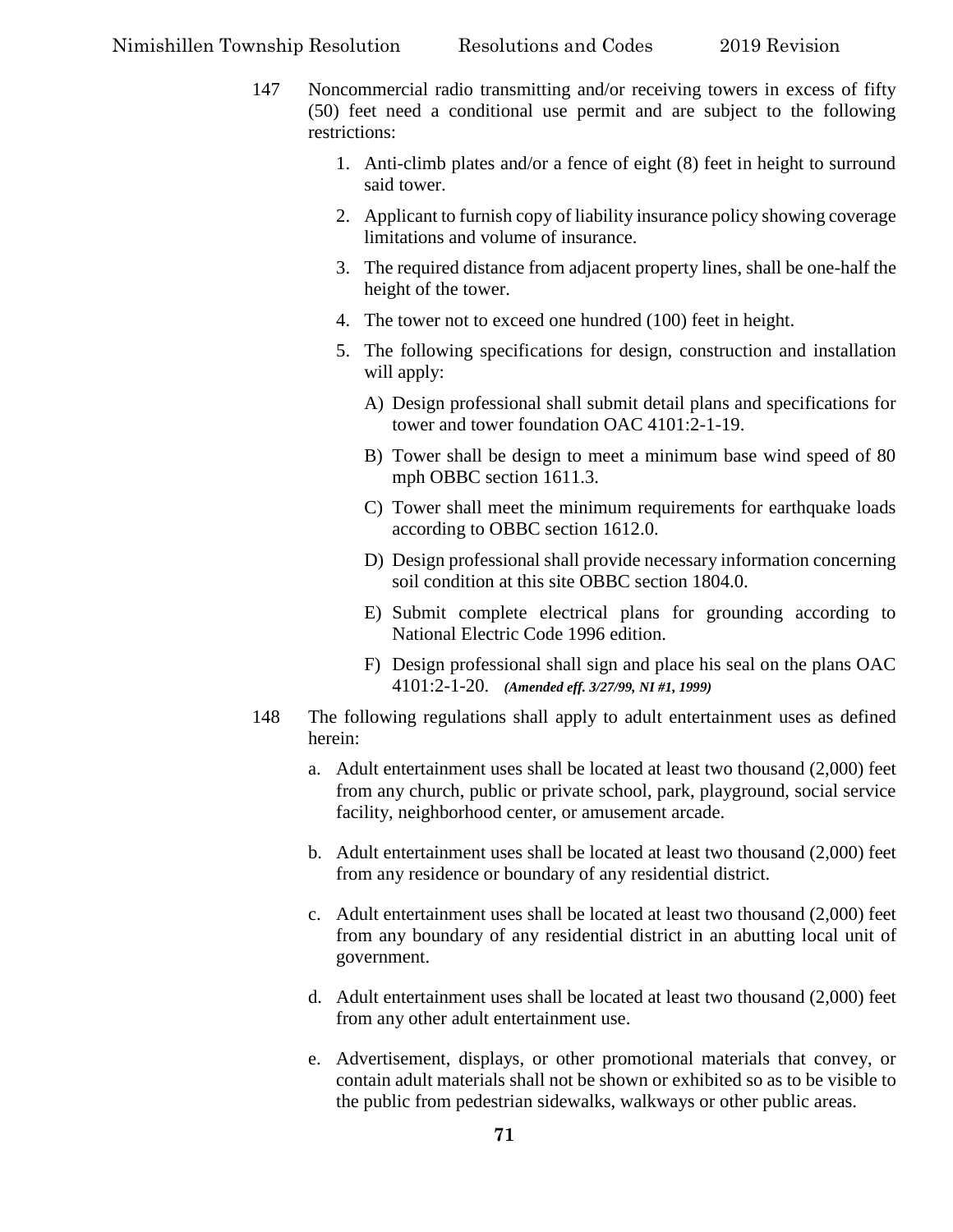147 Noncommercial radio transmitting and/or receiving towers in excess of fifty (50) feet need a conditional use permit and are subject to the following restrictions:

1. Anti-climb plates and/or a fence of eight (8) feet in height to surround said tower.
2. Applicant to furnish copy of liability insurance policy showing coverage limitations and volume of insurance.
3. The required distance from adjacent property lines, shall be one-half the height of the tower.
4. The tower not to exceed one hundred (100) feet in height.
5. The following specifications for design, construction and installation will apply:

   A) Design professional shall submit detail plans and specifications for tower and tower foundation OAC 4101:2-1-19.

   B) Tower shall be design to meet a minimum base wind speed of 80 mph OBBC section 1611.3.

   C) Tower shall meet the minimum requirements for earthquake loads according to OBBC section 1612.0.

   D) Design professional shall provide necessary information concerning soil condition at this site OBBC section 1804.0.

   E) Submit complete electrical plans for grounding according to National Electric Code 1996 edition.

   F) Design professional shall sign and place his seal on the plans OAC 4101:2-1-20. ***(Amended eff. 3/27/99, NI #1, 1999)***

148 The following regulations shall apply to adult entertainment uses as defined herein:

a. Adult entertainment uses shall be located at least two thousand (2,000) feet from any church, public or private school, park, playground, social service facility, neighborhood center, or amusement arcade.

b. Adult entertainment uses shall be located at least two thousand (2,000) feet from any residence or boundary of any residential district.

c. Adult entertainment uses shall be located at least two thousand (2,000) feet from any boundary of any residential district in an abutting local unit of government.

d. Adult entertainment uses shall be located at least two thousand (2,000) feet from any other adult entertainment use.

e. Advertisement, displays, or other promotional materials that convey, or contain adult materials shall not be shown or exhibited so as to be visible to the public from pedestrian sidewalks, walkways or other public areas.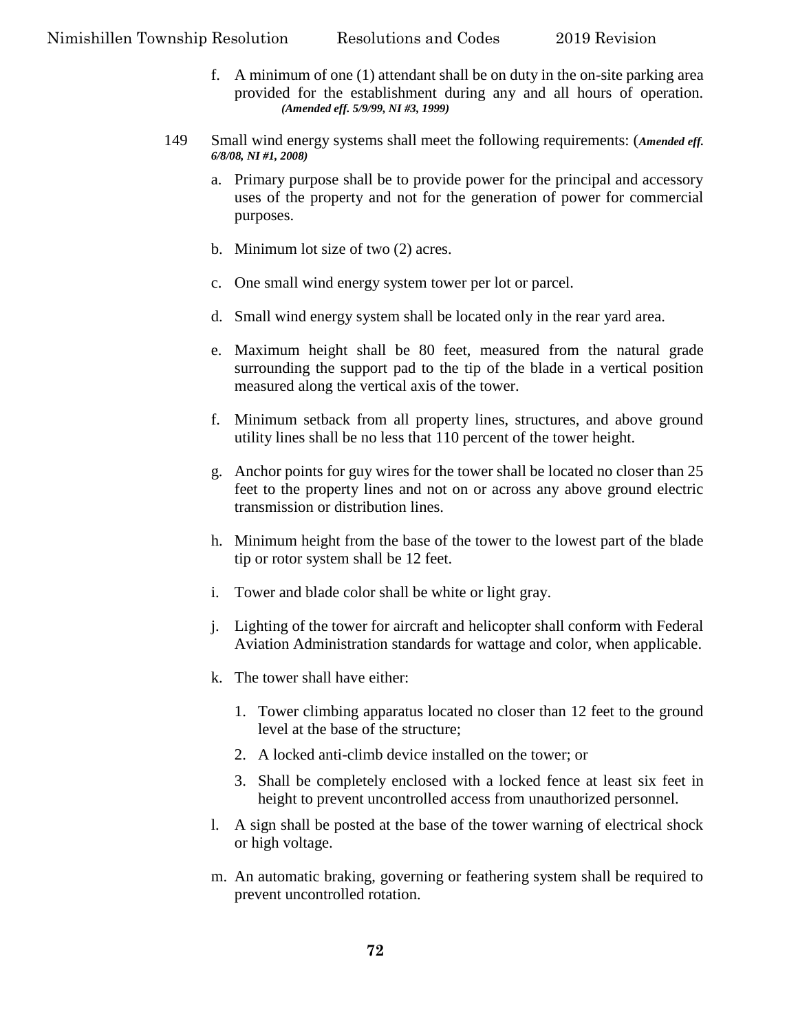f. A minimum of one (1) attendant shall be on duty in the on-site parking area provided for the establishment during any and all hours of operation. ***(Amended eff. 5/9/99, NI #3, 1999)***

149 Small wind energy systems shall meet the following requirements: (***Amended eff. 6/8/08, NI #1, 2008)***

a. Primary purpose shall be to provide power for the principal and accessory uses of the property and not for the generation of power for commercial purposes.

b. Minimum lot size of two (2) acres.

c. One small wind energy system tower per lot or parcel.

d. Small wind energy system shall be located only in the rear yard area.

e. Maximum height shall be 80 feet, measured from the natural grade surrounding the support pad to the tip of the blade in a vertical position measured along the vertical axis of the tower.

f. Minimum setback from all property lines, structures, and above ground utility lines shall be no less that 110 percent of the tower height.

g. Anchor points for guy wires for the tower shall be located no closer than 25 feet to the property lines and not on or across any above ground electric transmission or distribution lines.

h. Minimum height from the base of the tower to the lowest part of the blade tip or rotor system shall be 12 feet.

i. Tower and blade color shall be white or light gray.

j. Lighting of the tower for aircraft and helicopter shall conform with Federal Aviation Administration standards for wattage and color, when applicable.

k. The tower shall have either:

   1. Tower climbing apparatus located no closer than 12 feet to the ground level at the base of the structure;
   2. A locked anti-climb device installed on the tower; or
   3. Shall be completely enclosed with a locked fence at least six feet in height to prevent uncontrolled access from unauthorized personnel.

l. A sign shall be posted at the base of the tower warning of electrical shock or high voltage.

m. An automatic braking, governing or feathering system shall be required to prevent uncontrolled rotation.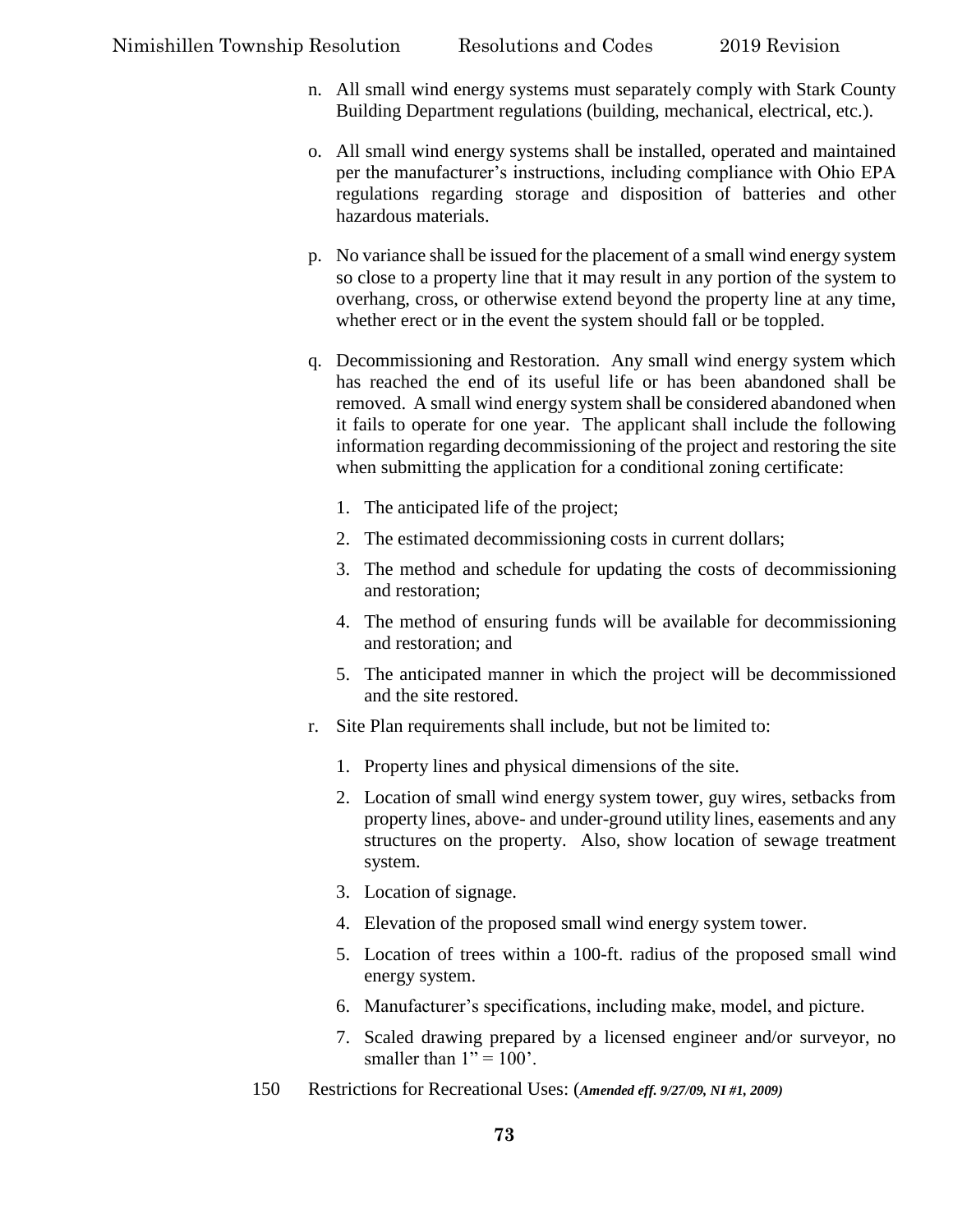n. All small wind energy systems must separately comply with Stark County Building Department regulations (building, mechanical, electrical, etc.).

o. All small wind energy systems shall be installed, operated and maintained per the manufacturer's instructions, including compliance with Ohio EPA regulations regarding storage and disposition of batteries and other hazardous materials.

p. No variance shall be issued for the placement of a small wind energy system so close to a property line that it may result in any portion of the system to overhang, cross, or otherwise extend beyond the property line at any time, whether erect or in the event the system should fall or be toppled.

q. Decommissioning and Restoration. Any small wind energy system which has reached the end of its useful life or has been abandoned shall be removed. A small wind energy system shall be considered abandoned when it fails to operate for one year. The applicant shall include the following information regarding decommissioning of the project and restoring the site when submitting the application for a conditional zoning certificate:

   1. The anticipated life of the project;
   2. The estimated decommissioning costs in current dollars;
   3. The method and schedule for updating the costs of decommissioning and restoration;
   4. The method of ensuring funds will be available for decommissioning and restoration; and
   5. The anticipated manner in which the project will be decommissioned and the site restored.

r. Site Plan requirements shall include, but not be limited to:

   1. Property lines and physical dimensions of the site.
   2. Location of small wind energy system tower, guy wires, setbacks from property lines, above- and under-ground utility lines, easements and any structures on the property. Also, show location of sewage treatment system.
   3. Location of signage.
   4. Elevation of the proposed small wind energy system tower.
   5. Location of trees within a 100-ft. radius of the proposed small wind energy system.
   6. Manufacturer's specifications, including make, model, and picture.
   7. Scaled drawing prepared by a licensed engineer and/or surveyor, no smaller than 1" = 100'.

150 Restrictions for Recreational Uses: (***Amended eff. 9/27/09, NI #1, 2009)***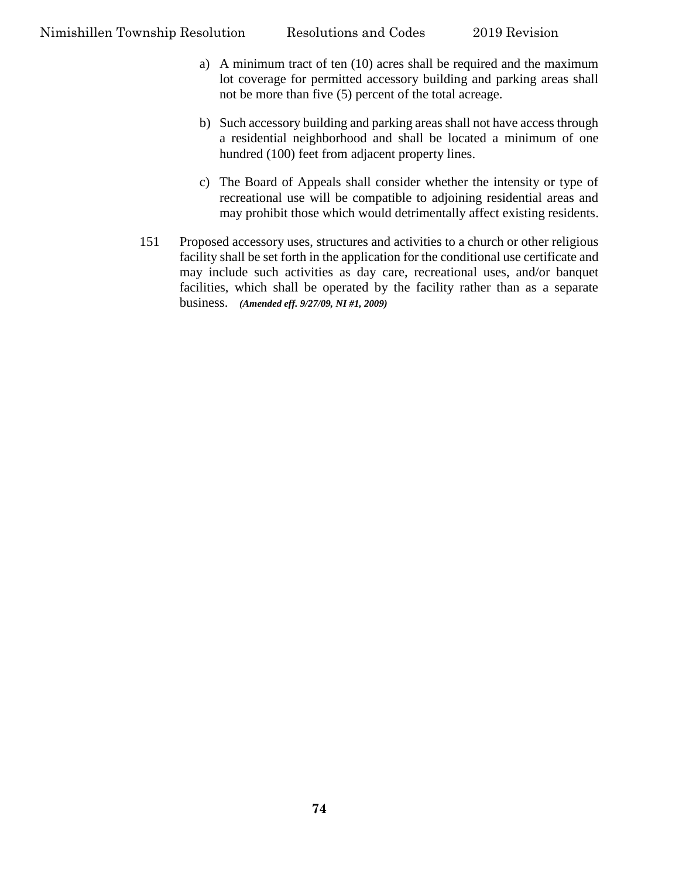a) A minimum tract of ten (10) acres shall be required and the maximum lot coverage for permitted accessory building and parking areas shall not be more than five (5) percent of the total acreage.

b) Such accessory building and parking areas shall not have access through a residential neighborhood and shall be located a minimum of one hundred (100) feet from adjacent property lines.

c) The Board of Appeals shall consider whether the intensity or type of recreational use will be compatible to adjoining residential areas and may prohibit those which would detrimentally affect existing residents.

151 Proposed accessory uses, structures and activities to a church or other religious facility shall be set forth in the application for the conditional use certificate and may include such activities as day care, recreational uses, and/or banquet facilities, which shall be operated by the facility rather than as a separate business. ***(Amended eff. 9/27/09, NI #1, 2009)***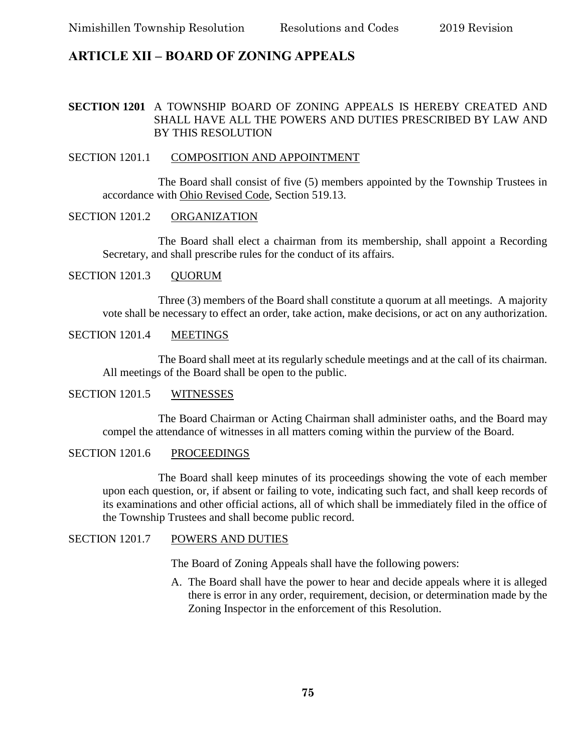# ARTICLE XII – BOARD OF ZONING APPEALS

**SECTION 1201** A TOWNSHIP BOARD OF ZONING APPEALS IS HEREBY CREATED AND SHALL HAVE ALL THE POWERS AND DUTIES PRESCRIBED BY LAW AND BY THIS RESOLUTION

SECTION 1201.1 COMPOSITION AND APPOINTMENT

The Board shall consist of five (5) members appointed by the Township Trustees in accordance with Ohio Revised Code, Section 519.13.

SECTION 1201.2 ORGANIZATION

The Board shall elect a chairman from its membership, shall appoint a Recording Secretary, and shall prescribe rules for the conduct of its affairs.

SECTION 1201.3 QUORUM

Three (3) members of the Board shall constitute a quorum at all meetings. A majority vote shall be necessary to effect an order, take action, make decisions, or act on any authorization.

SECTION 1201.4 MEETINGS

The Board shall meet at its regularly schedule meetings and at the call of its chairman. All meetings of the Board shall be open to the public.

SECTION 1201.5 WITNESSES

The Board Chairman or Acting Chairman shall administer oaths, and the Board may compel the attendance of witnesses in all matters coming within the purview of the Board.

SECTION 1201.6 PROCEEDINGS

The Board shall keep minutes of its proceedings showing the vote of each member upon each question, or, if absent or failing to vote, indicating such fact, and shall keep records of its examinations and other official actions, all of which shall be immediately filed in the office of the Township Trustees and shall become public record.

SECTION 1201.7 POWERS AND DUTIES

The Board of Zoning Appeals shall have the following powers:

A. The Board shall have the power to hear and decide appeals where it is alleged there is error in any order, requirement, decision, or determination made by the Zoning Inspector in the enforcement of this Resolution.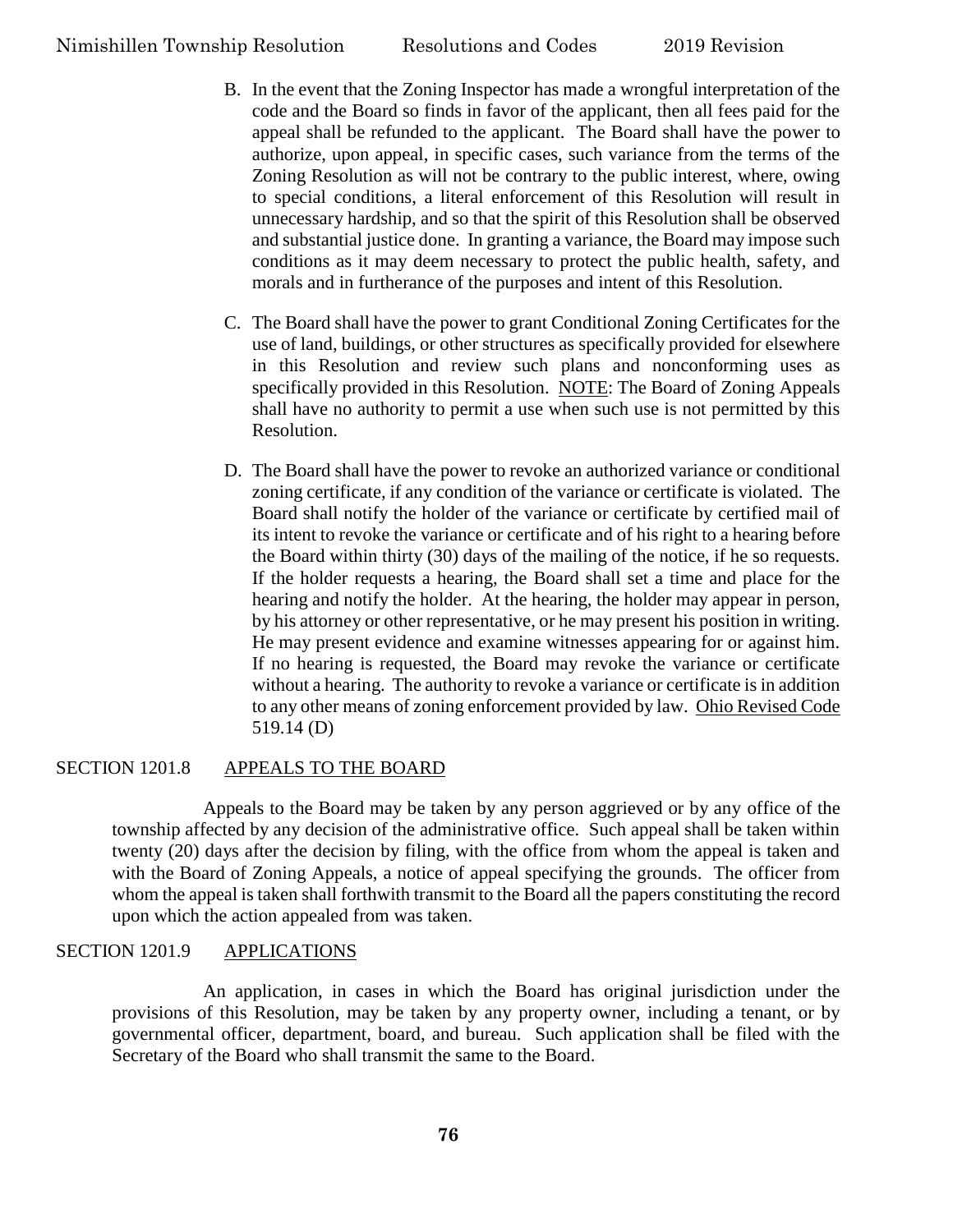B. In the event that the Zoning Inspector has made a wrongful interpretation of the code and the Board so finds in favor of the applicant, then all fees paid for the appeal shall be refunded to the applicant. The Board shall have the power to authorize, upon appeal, in specific cases, such variance from the terms of the Zoning Resolution as will not be contrary to the public interest, where, owing to special conditions, a literal enforcement of this Resolution will result in unnecessary hardship, and so that the spirit of this Resolution shall be observed and substantial justice done. In granting a variance, the Board may impose such conditions as it may deem necessary to protect the public health, safety, and morals and in furtherance of the purposes and intent of this Resolution.

C. The Board shall have the power to grant Conditional Zoning Certificates for the use of land, buildings, or other structures as specifically provided for elsewhere in this Resolution and review such plans and nonconforming uses as specifically provided in this Resolution. NOTE: The Board of Zoning Appeals shall have no authority to permit a use when such use is not permitted by this Resolution.

D. The Board shall have the power to revoke an authorized variance or conditional zoning certificate, if any condition of the variance or certificate is violated. The Board shall notify the holder of the variance or certificate by certified mail of its intent to revoke the variance or certificate and of his right to a hearing before the Board within thirty (30) days of the mailing of the notice, if he so requests. If the holder requests a hearing, the Board shall set a time and place for the hearing and notify the holder. At the hearing, the holder may appear in person, by his attorney or other representative, or he may present his position in writing. He may present evidence and examine witnesses appearing for or against him. If no hearing is requested, the Board may revoke the variance or certificate without a hearing. The authority to revoke a variance or certificate is in addition to any other means of zoning enforcement provided by law. Ohio Revised Code 519.14 (D)

## SECTION 1201.8 APPEALS TO THE BOARD

Appeals to the Board may be taken by any person aggrieved or by any office of the township affected by any decision of the administrative office. Such appeal shall be taken within twenty (20) days after the decision by filing, with the office from whom the appeal is taken and with the Board of Zoning Appeals, a notice of appeal specifying the grounds. The officer from whom the appeal is taken shall forthwith transmit to the Board all the papers constituting the record upon which the action appealed from was taken.

## SECTION 1201.9 APPLICATIONS

An application, in cases in which the Board has original jurisdiction under the provisions of this Resolution, may be taken by any property owner, including a tenant, or by governmental officer, department, board, and bureau. Such application shall be filed with the Secretary of the Board who shall transmit the same to the Board.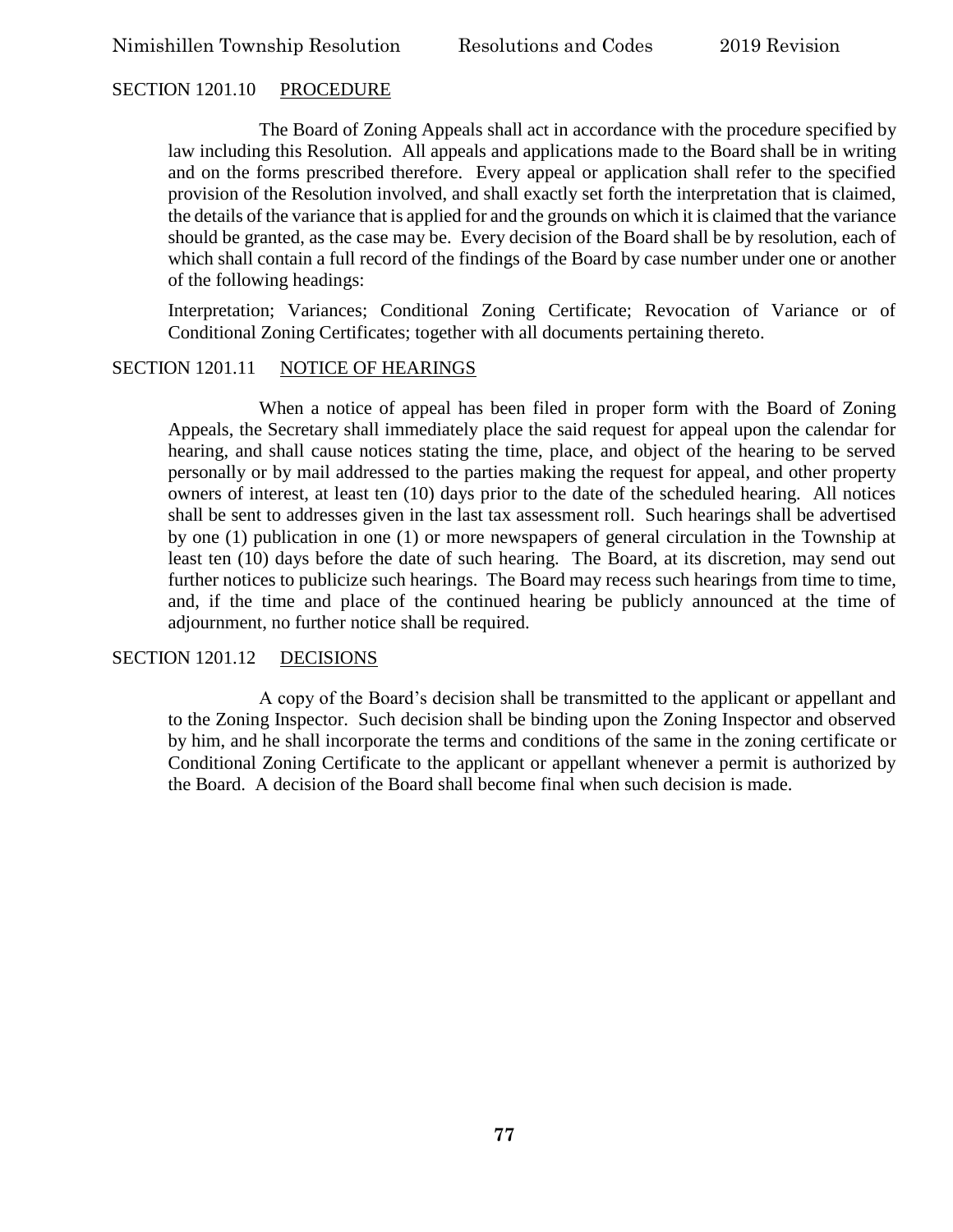## SECTION 1201.10 PROCEDURE

The Board of Zoning Appeals shall act in accordance with the procedure specified by law including this Resolution. All appeals and applications made to the Board shall be in writing and on the forms prescribed therefore. Every appeal or application shall refer to the specified provision of the Resolution involved, and shall exactly set forth the interpretation that is claimed, the details of the variance that is applied for and the grounds on which it is claimed that the variance should be granted, as the case may be. Every decision of the Board shall be by resolution, each of which shall contain a full record of the findings of the Board by case number under one or another of the following headings:

Interpretation; Variances; Conditional Zoning Certificate; Revocation of Variance or of Conditional Zoning Certificates; together with all documents pertaining thereto.

## SECTION 1201.11 NOTICE OF HEARINGS

When a notice of appeal has been filed in proper form with the Board of Zoning Appeals, the Secretary shall immediately place the said request for appeal upon the calendar for hearing, and shall cause notices stating the time, place, and object of the hearing to be served personally or by mail addressed to the parties making the request for appeal, and other property owners of interest, at least ten (10) days prior to the date of the scheduled hearing. All notices shall be sent to addresses given in the last tax assessment roll. Such hearings shall be advertised by one (1) publication in one (1) or more newspapers of general circulation in the Township at least ten (10) days before the date of such hearing. The Board, at its discretion, may send out further notices to publicize such hearings. The Board may recess such hearings from time to time, and, if the time and place of the continued hearing be publicly announced at the time of adjournment, no further notice shall be required.

## SECTION 1201.12 DECISIONS

A copy of the Board's decision shall be transmitted to the applicant or appellant and to the Zoning Inspector. Such decision shall be binding upon the Zoning Inspector and observed by him, and he shall incorporate the terms and conditions of the same in the zoning certificate or Conditional Zoning Certificate to the applicant or appellant whenever a permit is authorized by the Board. A decision of the Board shall become final when such decision is made.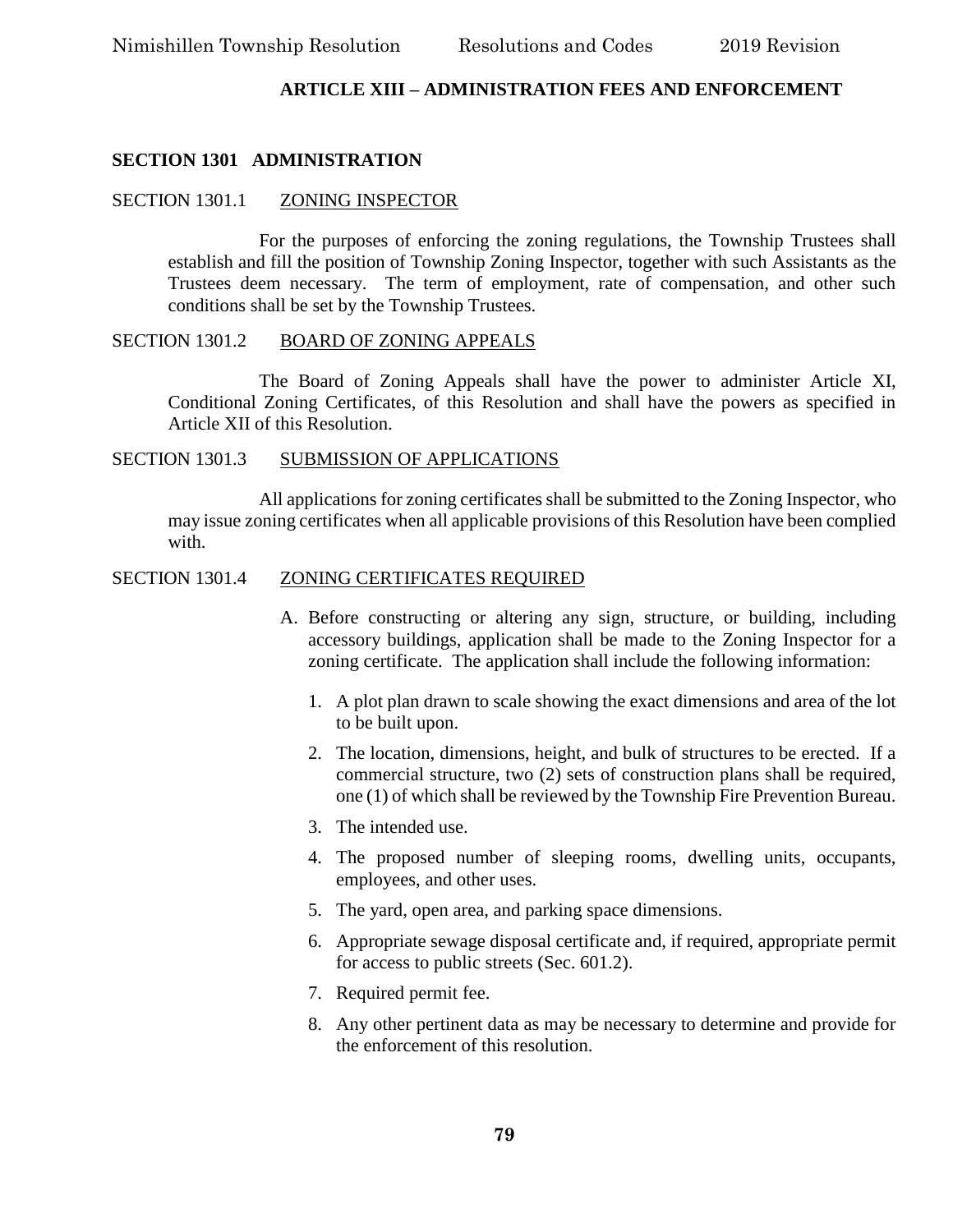# ARTICLE XIII – ADMINISTRATION FEES AND ENFORCEMENT

## SECTION 1301 ADMINISTRATION

### SECTION 1301.1 ZONING INSPECTOR

For the purposes of enforcing the zoning regulations, the Township Trustees shall establish and fill the position of Township Zoning Inspector, together with such Assistants as the Trustees deem necessary. The term of employment, rate of compensation, and other such conditions shall be set by the Township Trustees.

### SECTION 1301.2 BOARD OF ZONING APPEALS

The Board of Zoning Appeals shall have the power to administer Article XI, Conditional Zoning Certificates, of this Resolution and shall have the powers as specified in Article XII of this Resolution.

### SECTION 1301.3 SUBMISSION OF APPLICATIONS

All applications for zoning certificates shall be submitted to the Zoning Inspector, who may issue zoning certificates when all applicable provisions of this Resolution have been complied with.

### SECTION 1301.4 ZONING CERTIFICATES REQUIRED

A. Before constructing or altering any sign, structure, or building, including accessory buildings, application shall be made to the Zoning Inspector for a zoning certificate. The application shall include the following information:

   1. A plot plan drawn to scale showing the exact dimensions and area of the lot to be built upon.
   2. The location, dimensions, height, and bulk of structures to be erected. If a commercial structure, two (2) sets of construction plans shall be required, one (1) of which shall be reviewed by the Township Fire Prevention Bureau.
   3. The intended use.
   4. The proposed number of sleeping rooms, dwelling units, occupants, employees, and other uses.
   5. The yard, open area, and parking space dimensions.
   6. Appropriate sewage disposal certificate and, if required, appropriate permit for access to public streets (Sec. 601.2).
   7. Required permit fee.
   8. Any other pertinent data as may be necessary to determine and provide for the enforcement of this resolution.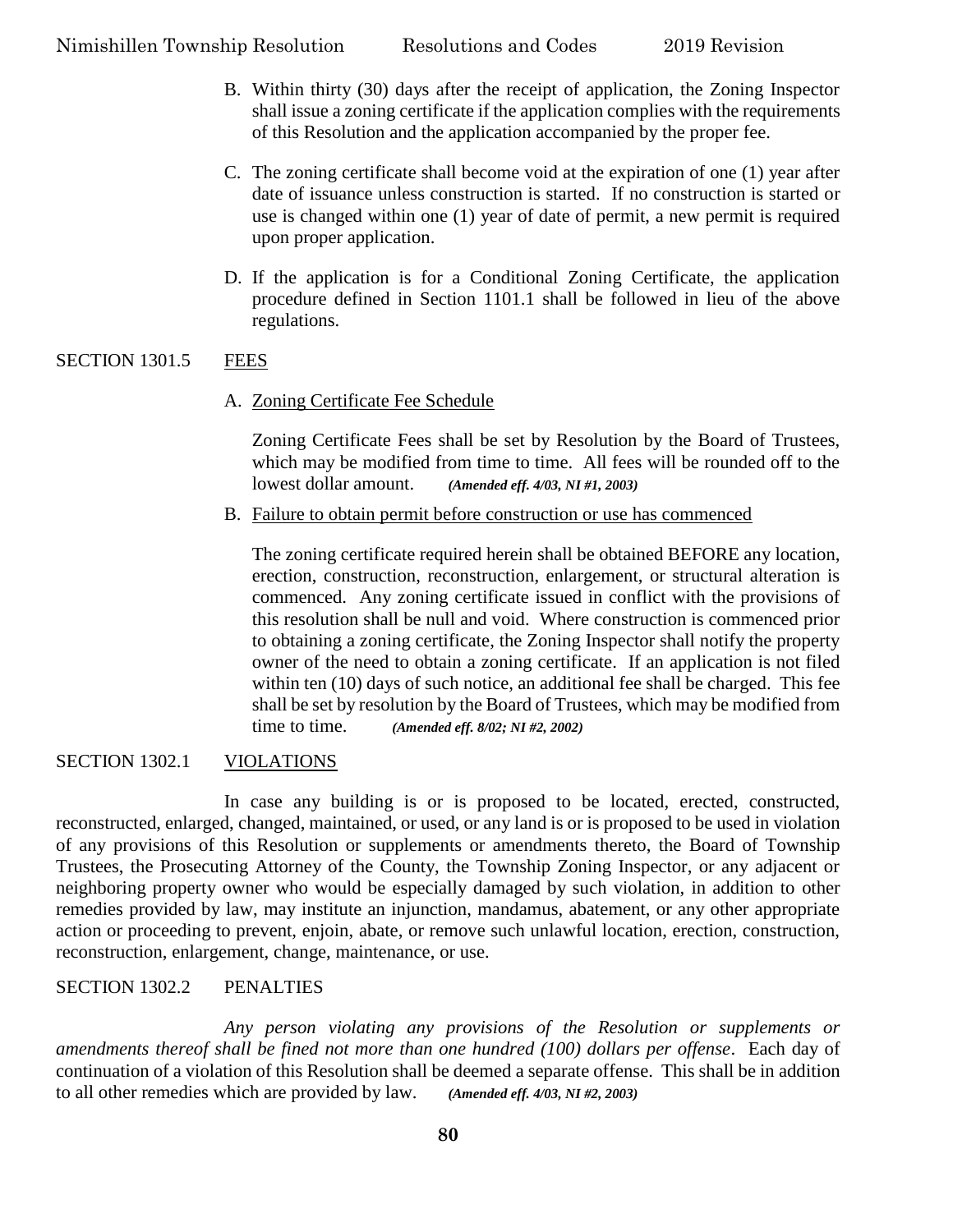B. Within thirty (30) days after the receipt of application, the Zoning Inspector shall issue a zoning certificate if the application complies with the requirements of this Resolution and the application accompanied by the proper fee.

C. The zoning certificate shall become void at the expiration of one (1) year after date of issuance unless construction is started. If no construction is started or use is changed within one (1) year of date of permit, a new permit is required upon proper application.

D. If the application is for a Conditional Zoning Certificate, the application procedure defined in Section 1101.1 shall be followed in lieu of the above regulations.

## SECTION 1301.5 FEES

A. Zoning Certificate Fee Schedule

Zoning Certificate Fees shall be set by Resolution by the Board of Trustees, which may be modified from time to time. All fees will be rounded off to the lowest dollar amount. ***(Amended eff. 4/03, NI #1, 2003)***

B. Failure to obtain permit before construction or use has commenced

The zoning certificate required herein shall be obtained BEFORE any location, erection, construction, reconstruction, enlargement, or structural alteration is commenced. Any zoning certificate issued in conflict with the provisions of this resolution shall be null and void. Where construction is commenced prior to obtaining a zoning certificate, the Zoning Inspector shall notify the property owner of the need to obtain a zoning certificate. If an application is not filed within ten (10) days of such notice, an additional fee shall be charged. This fee shall be set by resolution by the Board of Trustees, which may be modified from time to time. ***(Amended eff. 8/02; NI #2, 2002)***

## SECTION 1302.1 VIOLATIONS

In case any building is or is proposed to be located, erected, constructed, reconstructed, enlarged, changed, maintained, or used, or any land is or is proposed to be used in violation of any provisions of this Resolution or supplements or amendments thereto, the Board of Township Trustees, the Prosecuting Attorney of the County, the Township Zoning Inspector, or any adjacent or neighboring property owner who would be especially damaged by such violation, in addition to other remedies provided by law, may institute an injunction, mandamus, abatement, or any other appropriate action or proceeding to prevent, enjoin, abate, or remove such unlawful location, erection, construction, reconstruction, enlargement, change, maintenance, or use.

## SECTION 1302.2 PENALTIES

*Any person violating any provisions of the Resolution or supplements or amendments thereof shall be fined not more than one hundred (100) dollars per offense*. Each day of continuation of a violation of this Resolution shall be deemed a separate offense. This shall be in addition to all other remedies which are provided by law. ***(Amended eff. 4/03, NI #2, 2003)***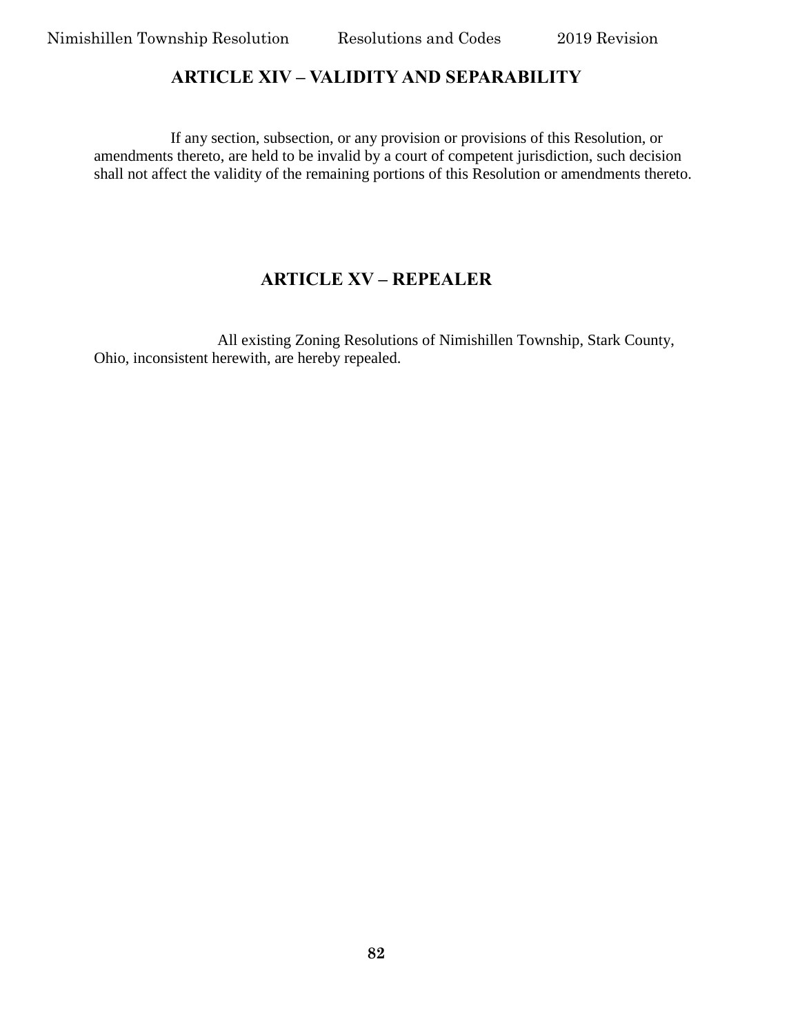## ARTICLE XIV – VALIDITY AND SEPARABILITY

If any section, subsection, or any provision or provisions of this Resolution, or amendments thereto, are held to be invalid by a court of competent jurisdiction, such decision shall not affect the validity of the remaining portions of this Resolution or amendments thereto.

## ARTICLE XV – REPEALER

All existing Zoning Resolutions of Nimishillen Township, Stark County, Ohio, inconsistent herewith, are hereby repealed.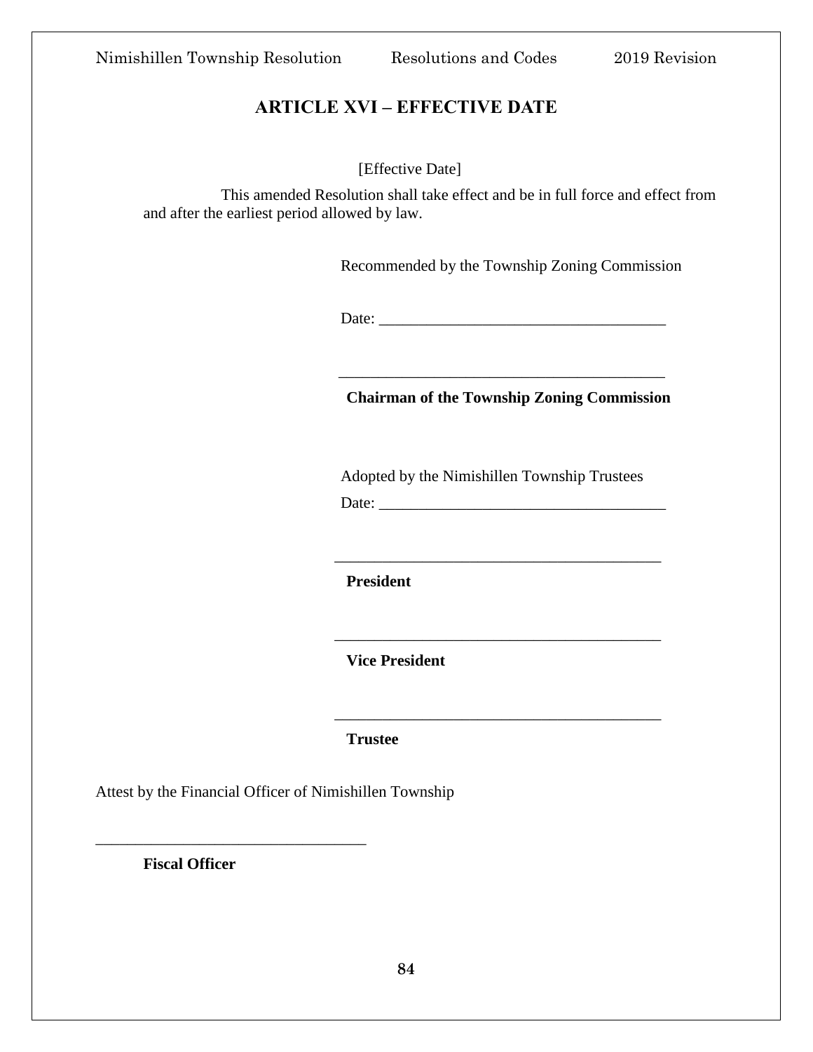# ARTICLE XVI – EFFECTIVE DATE

[Effective Date]

This amended Resolution shall take effect and be in full force and effect from and after the earliest period allowed by law.

Recommended by the Township Zoning Commission

Date: ____________________________________

________________________________________

**Chairman of the Township Zoning Commission**

Adopted by the Nimishillen Township Trustees

Date: ____________________________________

________________________________________

**President**

________________________________________

**Vice President**

________________________________________

**Trustee**

Attest by the Financial Officer of Nimishillen Township

__________________________________

**Fiscal Officer**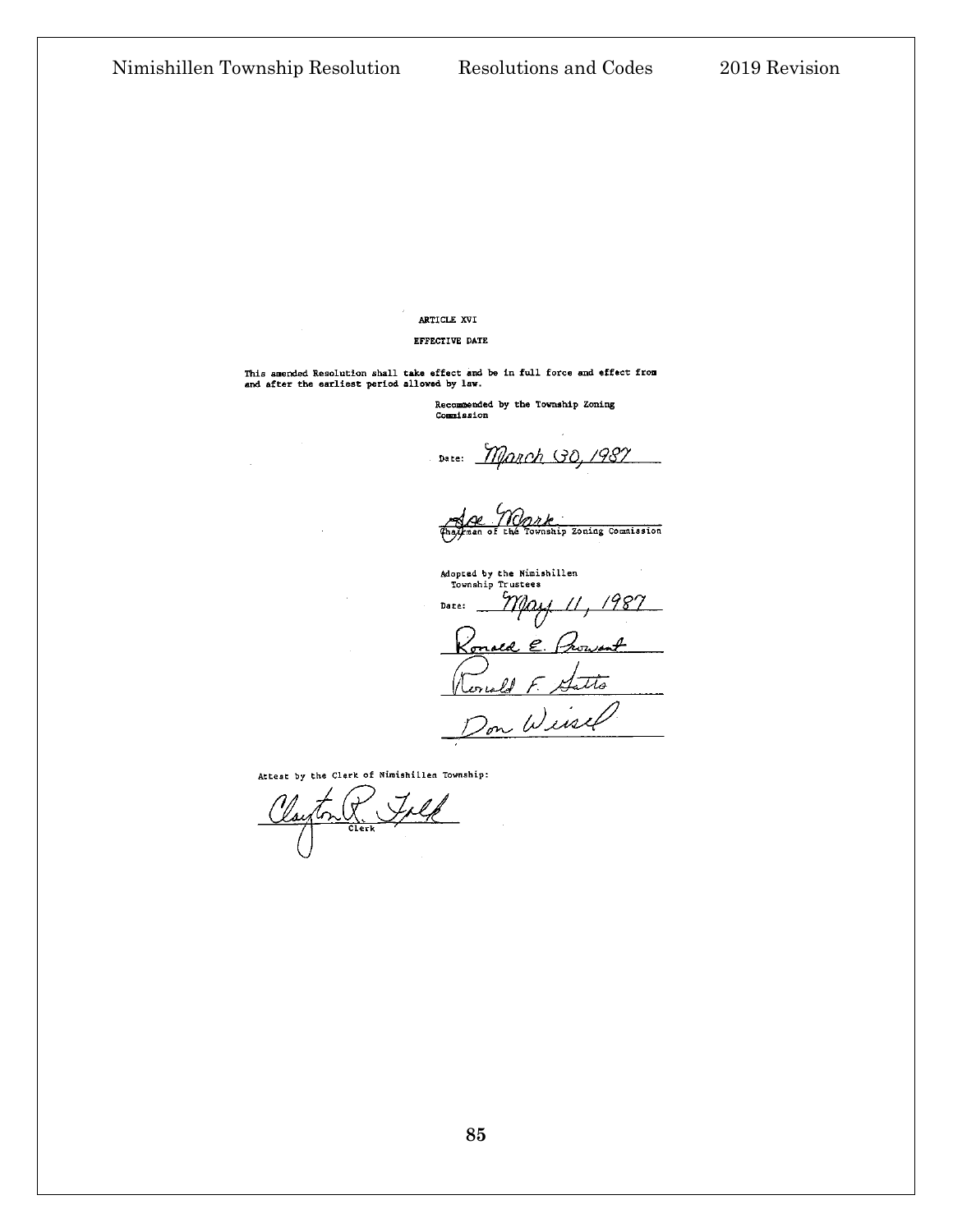# ARTICLE XVI

## EFFECTIVE DATE

This amended Resolution shall take effect and be in full force and effect from and after the earliest period allowed by law.

Recommended by the Township Zoning Commission

Date: March 30, 1987

Joe Mark
Chairman of the Township Zoning Commission

Adopted by the Nimishillen Township Trustees

Date: May 11, 1987

Ronald E. Prowant

Ronald F. Gatts

Don Weisel

Attest by the Clerk of Nimishillen Township:

Clayton R. Folk
Clerk